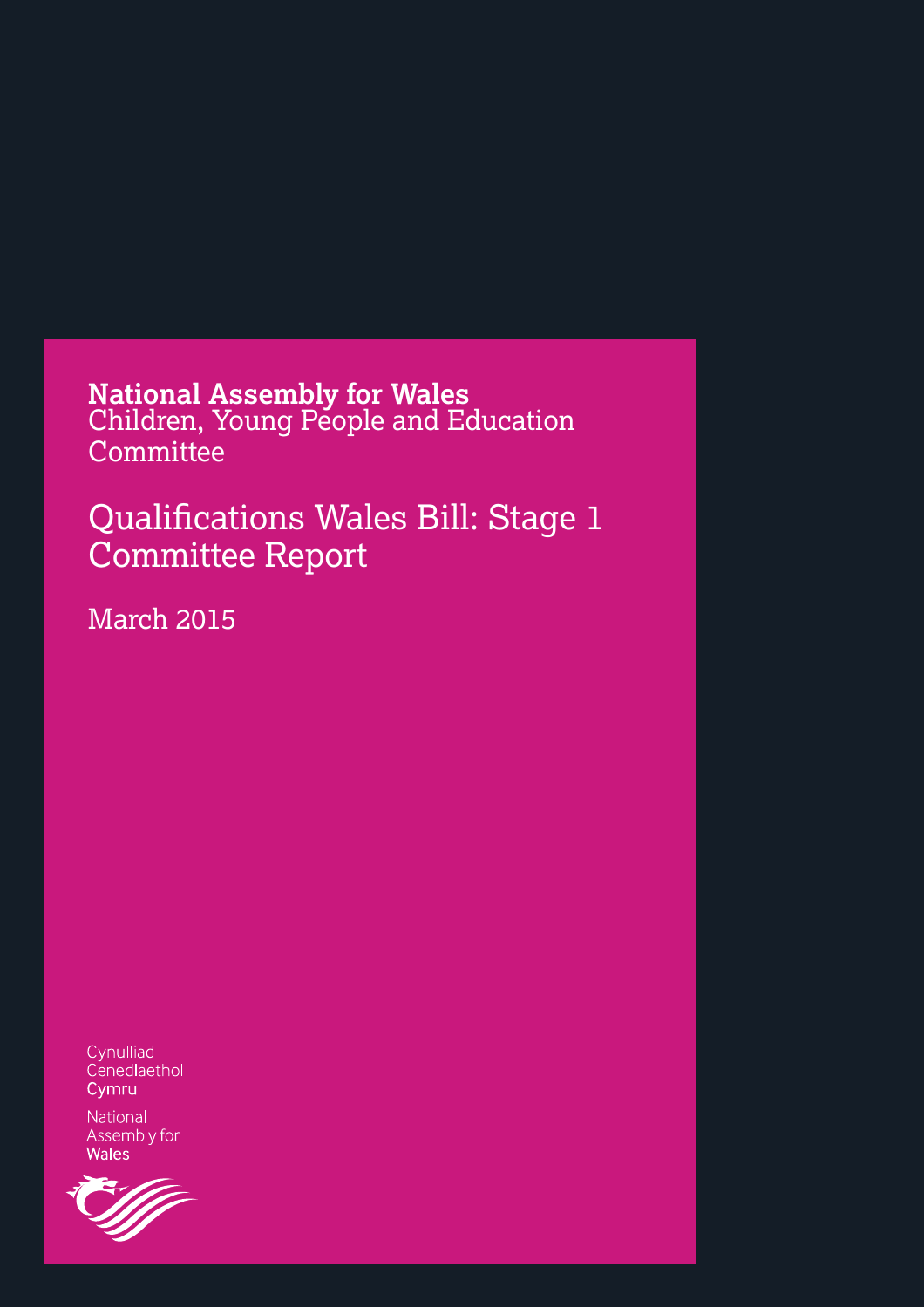**National Assembly for Wales**
Children, Young People and Education Committee

# Qualifications Wales Bill: Stage 1 Committee Report

March 2015

Cynulliad
Cenedlaethol
**Cymru**

National
Assembly for
**Wales**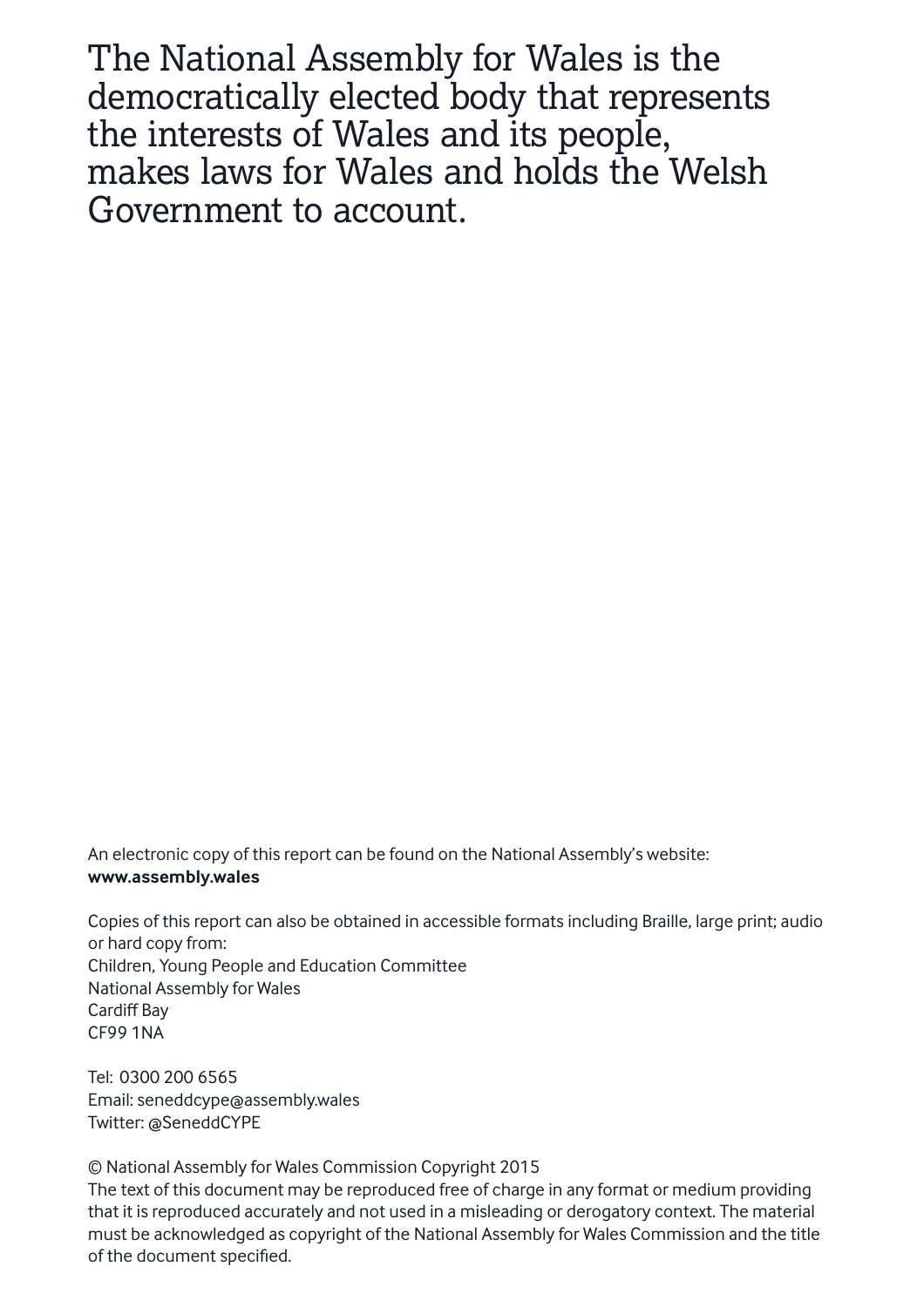The National Assembly for Wales is the democratically elected body that represents the interests of Wales and its people, makes laws for Wales and holds the Welsh Government to account.

An electronic copy of this report can be found on the National Assembly's website:
**www.assembly.wales**

Copies of this report can also be obtained in accessible formats including Braille, large print; audio or hard copy from:
Children, Young People and Education Committee
National Assembly for Wales
Cardiff Bay
CF99 1NA

Tel: 0300 200 6565
Email: seneddcype@assembly.wales
Twitter: @SeneddCYPE

© National Assembly for Wales Commission Copyright 2015
The text of this document may be reproduced free of charge in any format or medium providing that it is reproduced accurately and not used in a misleading or derogatory context. The material must be acknowledged as copyright of the National Assembly for Wales Commission and the title of the document specified.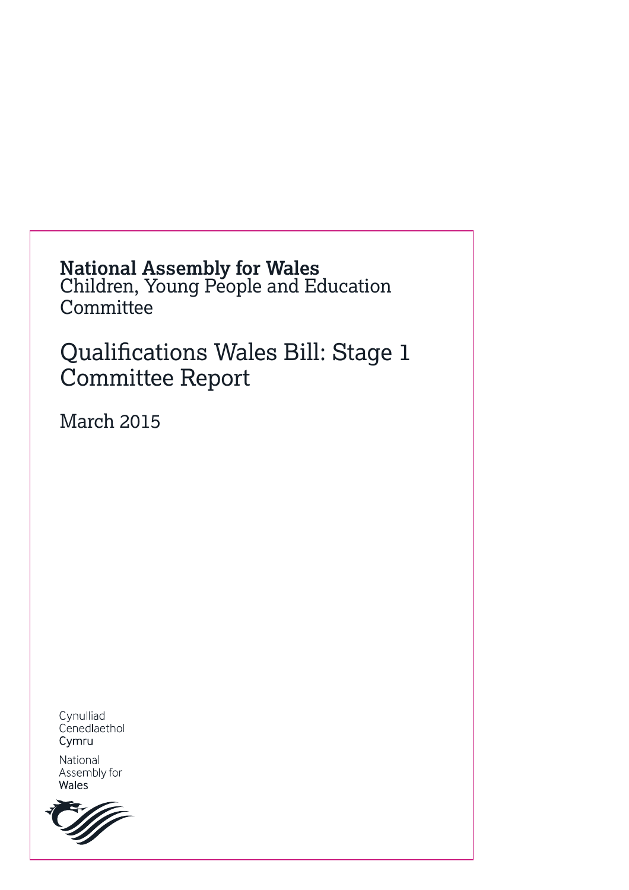**National Assembly for Wales**
Children, Young People and Education Committee

# Qualifications Wales Bill: Stage 1 Committee Report

March 2015

Cynulliad
Cenedlaethol
Cymru

National
Assembly for
Wales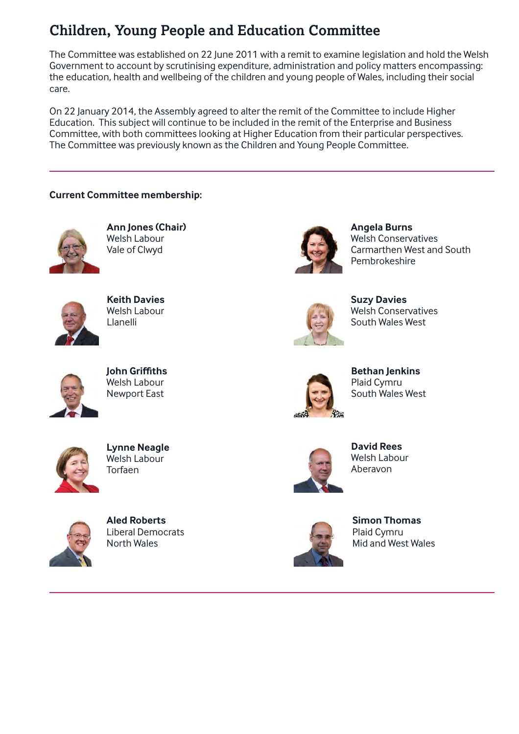# Children, Young People and Education Committee

The Committee was established on 22 June 2011 with a remit to examine legislation and hold the Welsh Government to account by scrutinising expenditure, administration and policy matters encompassing: the education, health and wellbeing of the children and young people of Wales, including their social care.

On 22 January 2014, the Assembly agreed to alter the remit of the Committee to include Higher Education. This subject will continue to be included in the remit of the Enterprise and Business Committee, with both committees looking at Higher Education from their particular perspectives. The Committee was previously known as the Children and Young People Committee.

---

**Current Committee membership:**

**Ann Jones (Chair)**
Welsh Labour
Vale of Clwyd

**Angela Burns**
Welsh Conservatives
Carmarthen West and South Pembrokeshire

**Keith Davies**
Welsh Labour
Llanelli

**Suzy Davies**
Welsh Conservatives
South Wales West

**John Griffiths**
Welsh Labour
Newport East

**Bethan Jenkins**
Plaid Cymru
South Wales West

**Lynne Neagle**
Welsh Labour
Torfaen

**David Rees**
Welsh Labour
Aberavon

**Aled Roberts**
Liberal Democrats
North Wales

**Simon Thomas**
Plaid Cymru
Mid and West Wales

---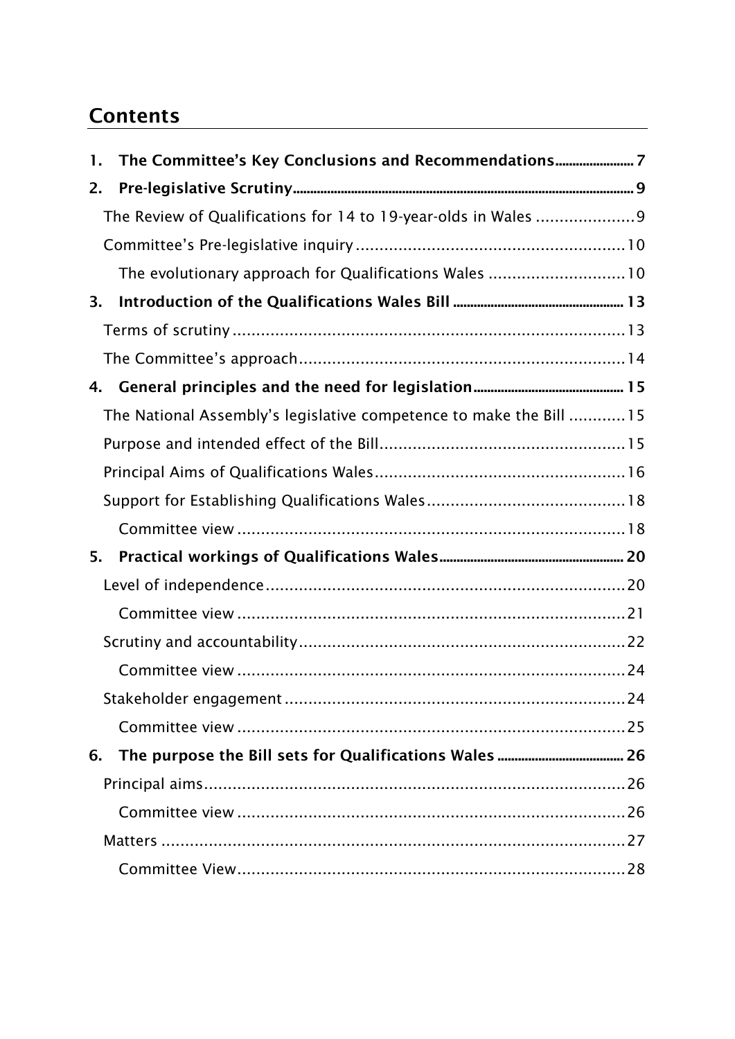## Contents

1. **The Committee's Key Conclusions and Recommendations** ........................ 7
2. **Pre-legislative Scrutiny** ........................ 9
   - The Review of Qualifications for 14 to 19-year-olds in Wales ........................ 9
   - Committee's Pre-legislative inquiry ........................ 10
     - The evolutionary approach for Qualifications Wales ........................ 10
3. **Introduction of the Qualifications Wales Bill** ........................ 13
   - Terms of scrutiny ........................ 13
   - The Committee's approach ........................ 14
4. **General principles and the need for legislation** ........................ 15
   - The National Assembly's legislative competence to make the Bill ........................ 15
   - Purpose and intended effect of the Bill ........................ 15
   - Principal Aims of Qualifications Wales ........................ 16
   - Support for Establishing Qualifications Wales ........................ 18
     - Committee view ........................ 18
5. **Practical workings of Qualifications Wales** ........................ 20
   - Level of independence ........................ 20
     - Committee view ........................ 21
   - Scrutiny and accountability ........................ 22
     - Committee view ........................ 24
   - Stakeholder engagement ........................ 24
     - Committee view ........................ 25
6. **The purpose the Bill sets for Qualifications Wales** ........................ 26
   - Principal aims ........................ 26
     - Committee view ........................ 26
   - Matters ........................ 27
     - Committee View ........................ 28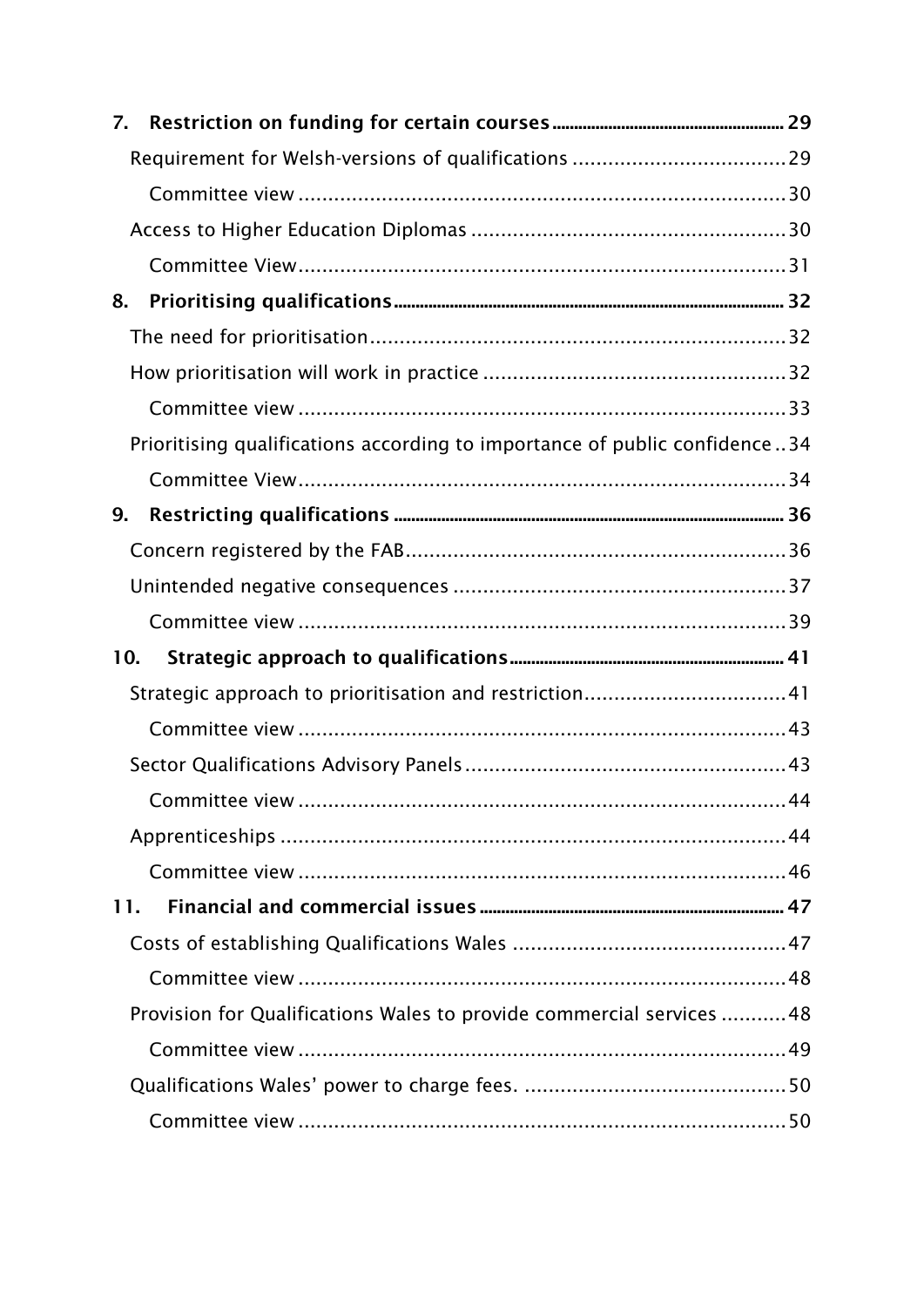**7. Restriction on funding for certain courses** ........................................................ 29

Requirement for Welsh-versions of qualifications .................................... 29

Committee view ....................................................................................... 30

Access to Higher Education Diplomas ..................................................... 30

Committee View....................................................................................... 31

**8. Prioritising qualifications** ........................................................................... 32

The need for prioritisation....................................................................... 32

How prioritisation will work in practice .................................................. 32

Committee view ....................................................................................... 33

Prioritising qualifications according to importance of public confidence .. 34

Committee View....................................................................................... 34

**9. Restricting qualifications** ........................................................................... 36

Concern registered by the FAB................................................................ 36

Unintended negative consequences ........................................................ 37

Committee view ....................................................................................... 39

**10. Strategic approach to qualifications** ..................................................... 41

Strategic approach to prioritisation and restriction.................................. 41

Committee view ....................................................................................... 43

Sector Qualifications Advisory Panels ...................................................... 43

Committee view ....................................................................................... 44

Apprenticeships ....................................................................................... 44

Committee view ....................................................................................... 46

**11. Financial and commercial issues** ........................................................... 47

Costs of establishing Qualifications Wales .............................................. 47

Committee view ....................................................................................... 48

Provision for Qualifications Wales to provide commercial services ........... 48

Committee view ....................................................................................... 49

Qualifications Wales' power to charge fees. ............................................ 50

Committee view ....................................................................................... 50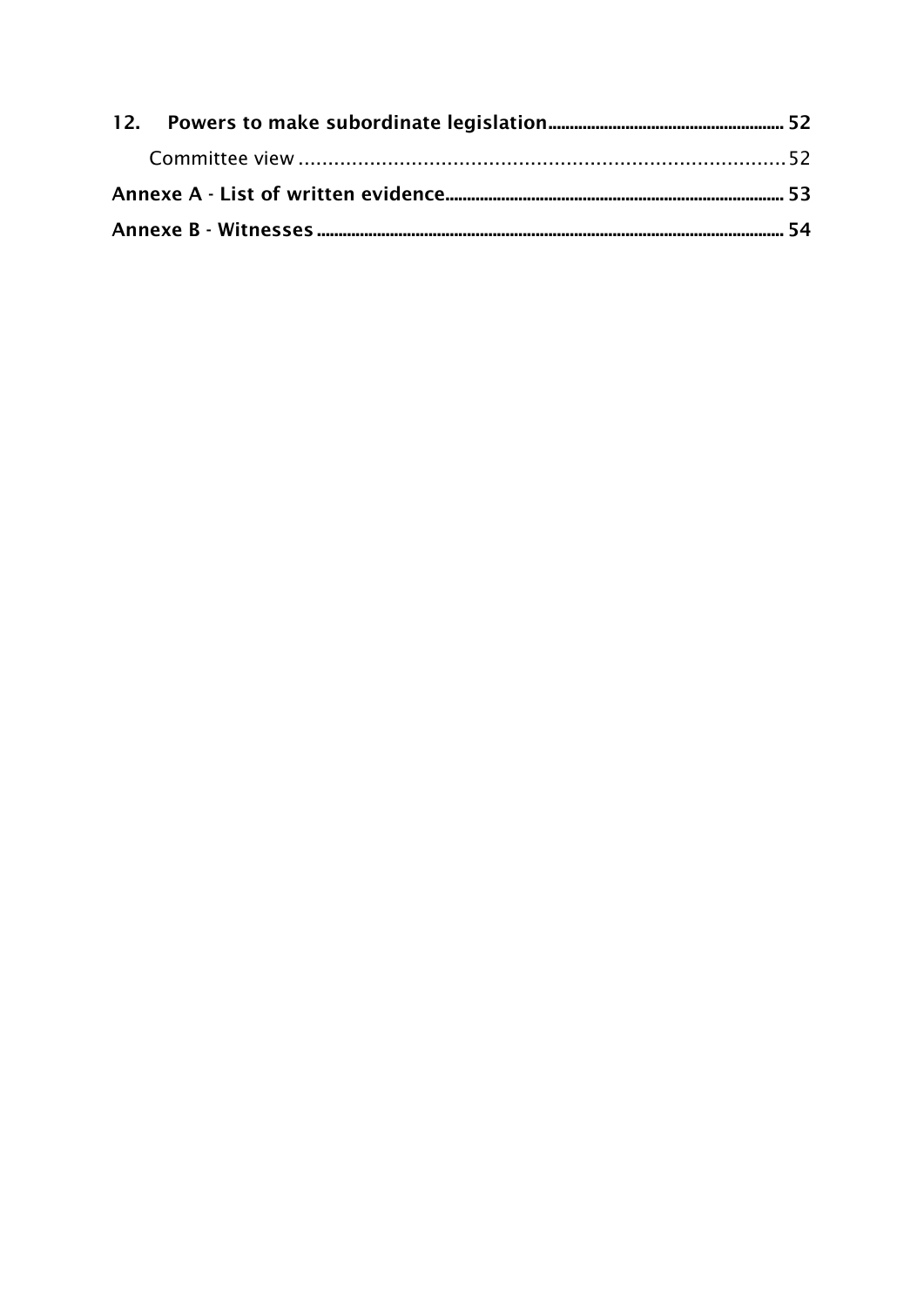**12. Powers to make subordinate legislation** ........ 52

Committee view ........ 52

**Annexe A - List of written evidence** ........ 53

**Annexe B - Witnesses** ........ 54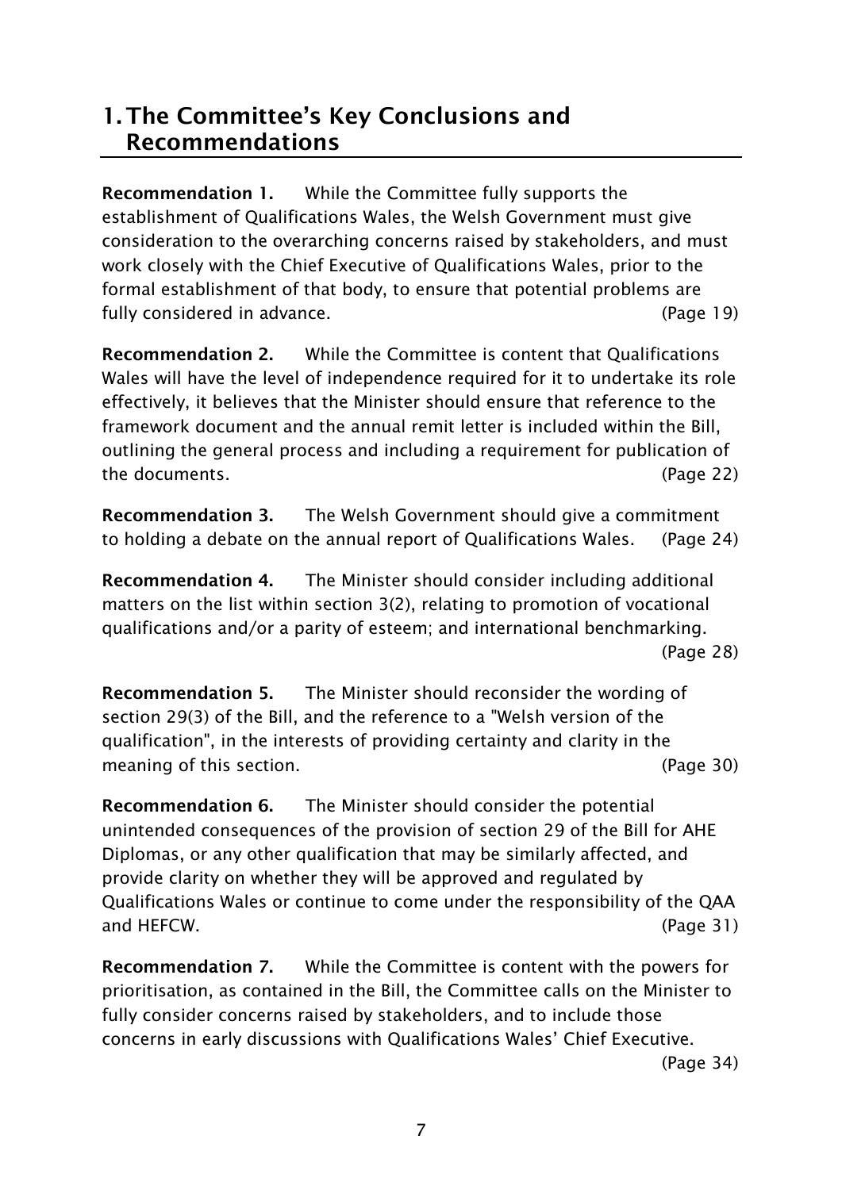# 1. The Committee's Key Conclusions and Recommendations

**Recommendation 1.** While the Committee fully supports the establishment of Qualifications Wales, the Welsh Government must give consideration to the overarching concerns raised by stakeholders, and must work closely with the Chief Executive of Qualifications Wales, prior to the formal establishment of that body, to ensure that potential problems are fully considered in advance. (Page 19)

**Recommendation 2.** While the Committee is content that Qualifications Wales will have the level of independence required for it to undertake its role effectively, it believes that the Minister should ensure that reference to the framework document and the annual remit letter is included within the Bill, outlining the general process and including a requirement for publication of the documents. (Page 22)

**Recommendation 3.** The Welsh Government should give a commitment to holding a debate on the annual report of Qualifications Wales. (Page 24)

**Recommendation 4.** The Minister should consider including additional matters on the list within section 3(2), relating to promotion of vocational qualifications and/or a parity of esteem; and international benchmarking. (Page 28)

**Recommendation 5.** The Minister should reconsider the wording of section 29(3) of the Bill, and the reference to a "Welsh version of the qualification", in the interests of providing certainty and clarity in the meaning of this section. (Page 30)

**Recommendation 6.** The Minister should consider the potential unintended consequences of the provision of section 29 of the Bill for AHE Diplomas, or any other qualification that may be similarly affected, and provide clarity on whether they will be approved and regulated by Qualifications Wales or continue to come under the responsibility of the QAA and HEFCW. (Page 31)

**Recommendation 7.** While the Committee is content with the powers for prioritisation, as contained in the Bill, the Committee calls on the Minister to fully consider concerns raised by stakeholders, and to include those concerns in early discussions with Qualifications Wales' Chief Executive. (Page 34)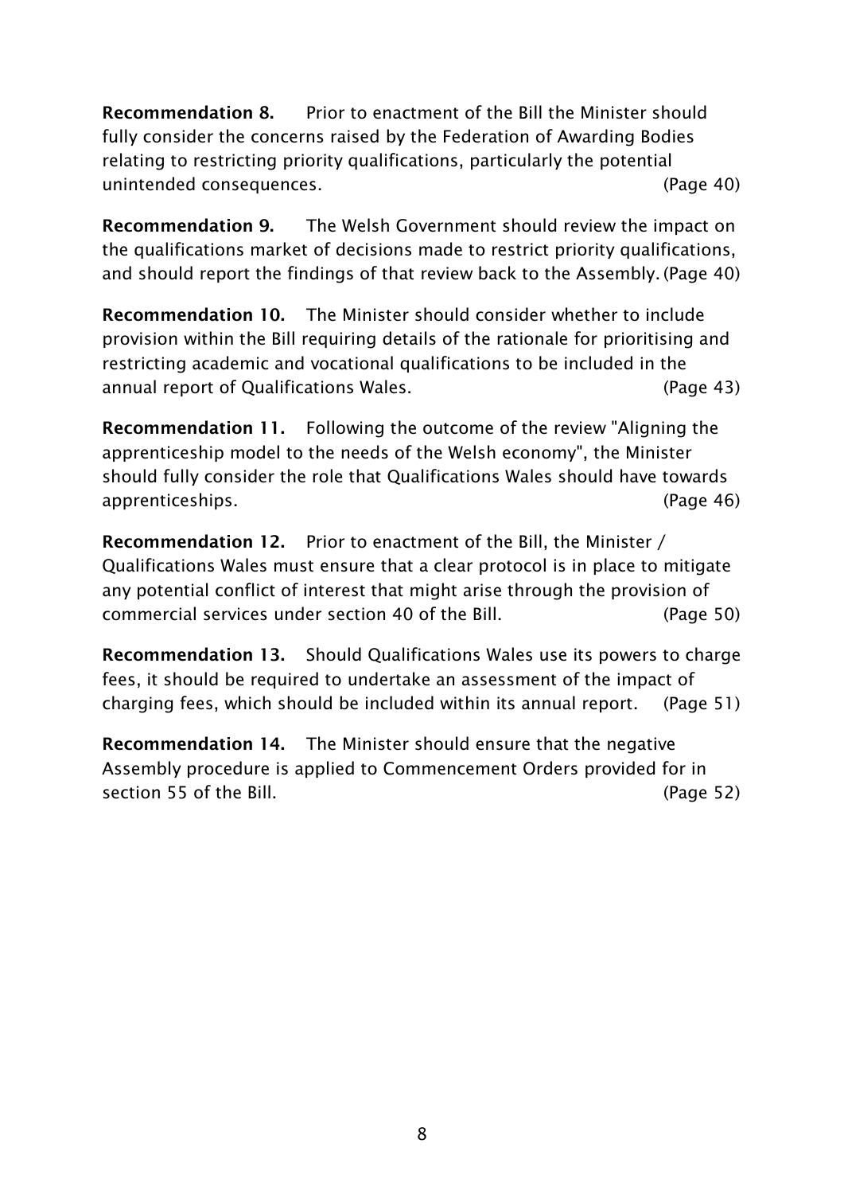**Recommendation 8.** Prior to enactment of the Bill the Minister should fully consider the concerns raised by the Federation of Awarding Bodies relating to restricting priority qualifications, particularly the potential unintended consequences. (Page 40)

**Recommendation 9.** The Welsh Government should review the impact on the qualifications market of decisions made to restrict priority qualifications, and should report the findings of that review back to the Assembly. (Page 40)

**Recommendation 10.** The Minister should consider whether to include provision within the Bill requiring details of the rationale for prioritising and restricting academic and vocational qualifications to be included in the annual report of Qualifications Wales. (Page 43)

**Recommendation 11.** Following the outcome of the review "Aligning the apprenticeship model to the needs of the Welsh economy", the Minister should fully consider the role that Qualifications Wales should have towards apprenticeships. (Page 46)

**Recommendation 12.** Prior to enactment of the Bill, the Minister / Qualifications Wales must ensure that a clear protocol is in place to mitigate any potential conflict of interest that might arise through the provision of commercial services under section 40 of the Bill. (Page 50)

**Recommendation 13.** Should Qualifications Wales use its powers to charge fees, it should be required to undertake an assessment of the impact of charging fees, which should be included within its annual report. (Page 51)

**Recommendation 14.** The Minister should ensure that the negative Assembly procedure is applied to Commencement Orders provided for in section 55 of the Bill. (Page 52)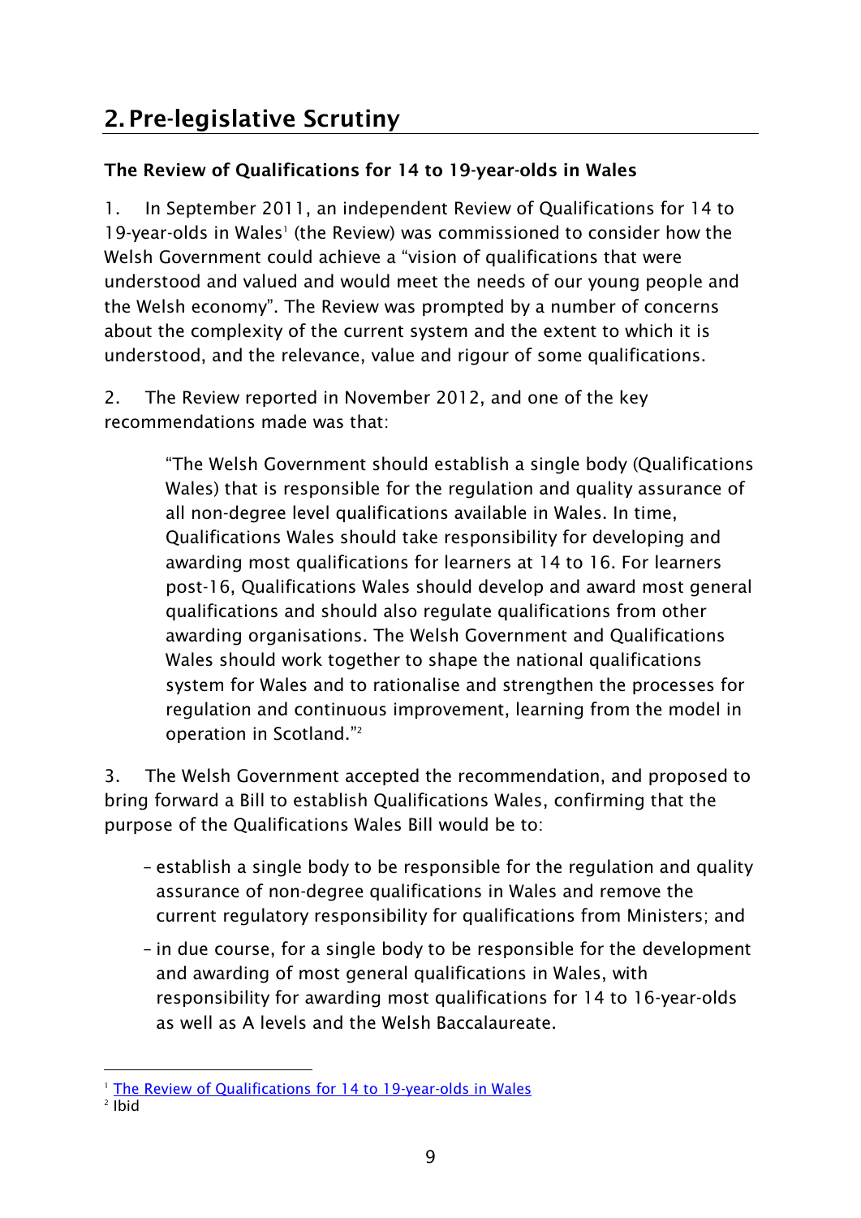## 2. Pre-legislative Scrutiny

### The Review of Qualifications for 14 to 19-year-olds in Wales

1. In September 2011, an independent Review of Qualifications for 14 to 19-year-olds in Wales[1] (the Review) was commissioned to consider how the Welsh Government could achieve a "vision of qualifications that were understood and valued and would meet the needs of our young people and the Welsh economy". The Review was prompted by a number of concerns about the complexity of the current system and the extent to which it is understood, and the relevance, value and rigour of some qualifications.

2. The Review reported in November 2012, and one of the key recommendations made was that:

> "The Welsh Government should establish a single body (Qualifications Wales) that is responsible for the regulation and quality assurance of all non-degree level qualifications available in Wales. In time, Qualifications Wales should take responsibility for developing and awarding most qualifications for learners at 14 to 16. For learners post-16, Qualifications Wales should develop and award most general qualifications and should also regulate qualifications from other awarding organisations. The Welsh Government and Qualifications Wales should work together to shape the national qualifications system for Wales and to rationalise and strengthen the processes for regulation and continuous improvement, learning from the model in operation in Scotland."[2]

3. The Welsh Government accepted the recommendation, and proposed to bring forward a Bill to establish Qualifications Wales, confirming that the purpose of the Qualifications Wales Bill would be to:

- establish a single body to be responsible for the regulation and quality assurance of non-degree qualifications in Wales and remove the current regulatory responsibility for qualifications from Ministers; and
- in due course, for a single body to be responsible for the development and awarding of most general qualifications in Wales, with responsibility for awarding most qualifications for 14 to 16-year-olds as well as A levels and the Welsh Baccalaureate.

---

[1] The Review of Qualifications for 14 to 19-year-olds in Wales

[2] Ibid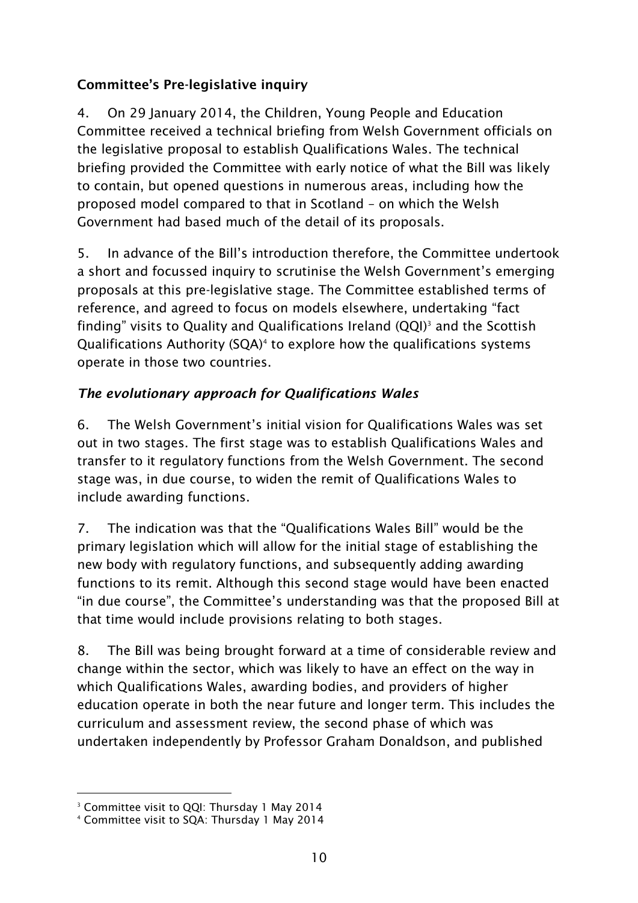## Committee's Pre-legislative inquiry

4. On 29 January 2014, the Children, Young People and Education Committee received a technical briefing from Welsh Government officials on the legislative proposal to establish Qualifications Wales. The technical briefing provided the Committee with early notice of what the Bill was likely to contain, but opened questions in numerous areas, including how the proposed model compared to that in Scotland – on which the Welsh Government had based much of the detail of its proposals.

5. In advance of the Bill's introduction therefore, the Committee undertook a short and focussed inquiry to scrutinise the Welsh Government's emerging proposals at this pre-legislative stage. The Committee established terms of reference, and agreed to focus on models elsewhere, undertaking "fact finding" visits to Quality and Qualifications Ireland (QQI)[3] and the Scottish Qualifications Authority (SQA)[4] to explore how the qualifications systems operate in those two countries.

### *The evolutionary approach for Qualifications Wales*

6. The Welsh Government's initial vision for Qualifications Wales was set out in two stages. The first stage was to establish Qualifications Wales and transfer to it regulatory functions from the Welsh Government. The second stage was, in due course, to widen the remit of Qualifications Wales to include awarding functions.

7. The indication was that the "Qualifications Wales Bill" would be the primary legislation which will allow for the initial stage of establishing the new body with regulatory functions, and subsequently adding awarding functions to its remit. Although this second stage would have been enacted "in due course", the Committee's understanding was that the proposed Bill at that time would include provisions relating to both stages.

8. The Bill was being brought forward at a time of considerable review and change within the sector, which was likely to have an effect on the way in which Qualifications Wales, awarding bodies, and providers of higher education operate in both the near future and longer term. This includes the curriculum and assessment review, the second phase of which was undertaken independently by Professor Graham Donaldson, and published

---

[3] Committee visit to QQI: Thursday 1 May 2014

[4] Committee visit to SQA: Thursday 1 May 2014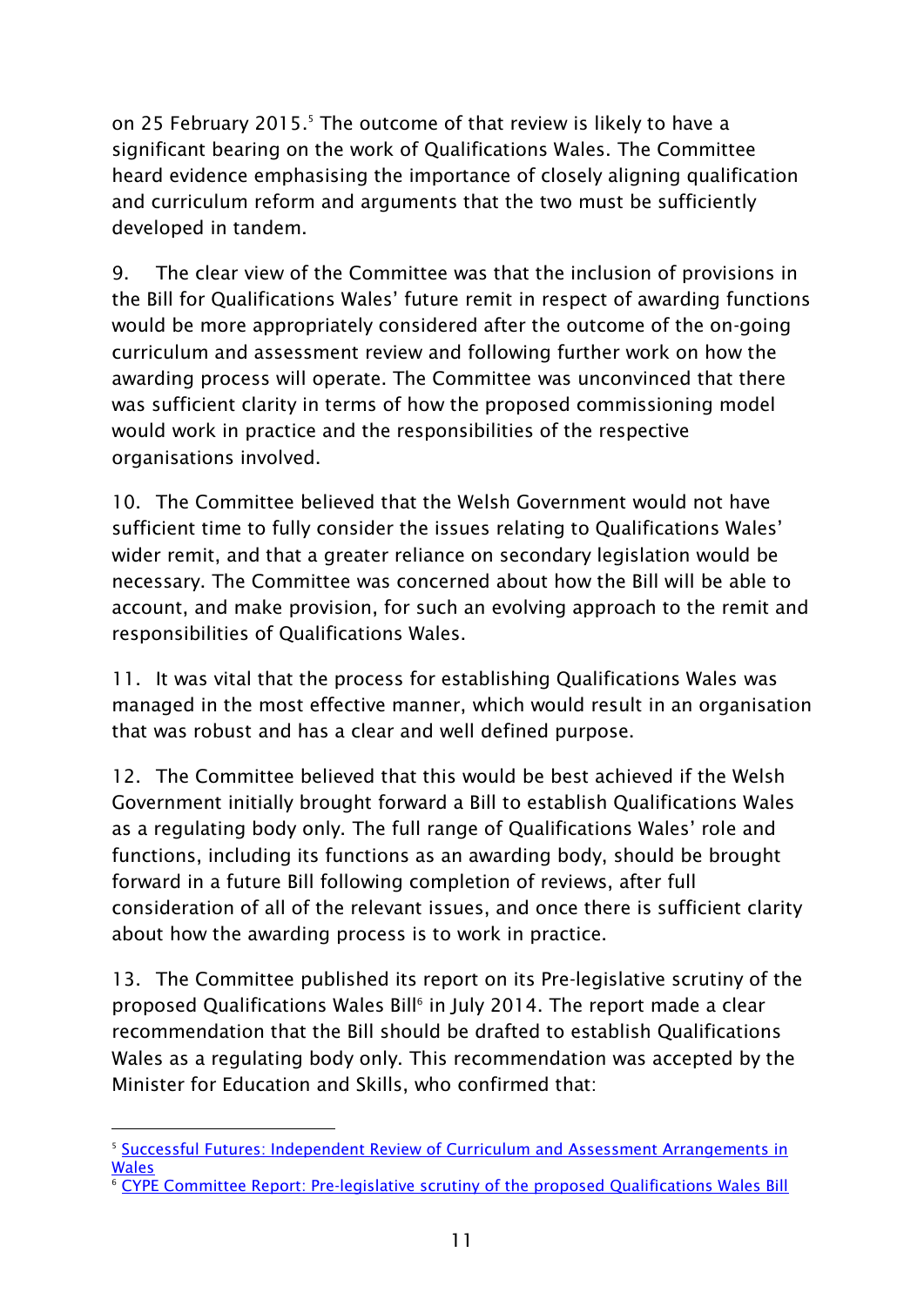on 25 February 2015.[5] The outcome of that review is likely to have a significant bearing on the work of Qualifications Wales. The Committee heard evidence emphasising the importance of closely aligning qualification and curriculum reform and arguments that the two must be sufficiently developed in tandem.

9. The clear view of the Committee was that the inclusion of provisions in the Bill for Qualifications Wales' future remit in respect of awarding functions would be more appropriately considered after the outcome of the on-going curriculum and assessment review and following further work on how the awarding process will operate. The Committee was unconvinced that there was sufficient clarity in terms of how the proposed commissioning model would work in practice and the responsibilities of the respective organisations involved.

10. The Committee believed that the Welsh Government would not have sufficient time to fully consider the issues relating to Qualifications Wales' wider remit, and that a greater reliance on secondary legislation would be necessary. The Committee was concerned about how the Bill will be able to account, and make provision, for such an evolving approach to the remit and responsibilities of Qualifications Wales.

11. It was vital that the process for establishing Qualifications Wales was managed in the most effective manner, which would result in an organisation that was robust and has a clear and well defined purpose.

12. The Committee believed that this would be best achieved if the Welsh Government initially brought forward a Bill to establish Qualifications Wales as a regulating body only. The full range of Qualifications Wales' role and functions, including its functions as an awarding body, should be brought forward in a future Bill following completion of reviews, after full consideration of all of the relevant issues, and once there is sufficient clarity about how the awarding process is to work in practice.

13. The Committee published its report on its Pre-legislative scrutiny of the proposed Qualifications Wales Bill[6] in July 2014. The report made a clear recommendation that the Bill should be drafted to establish Qualifications Wales as a regulating body only. This recommendation was accepted by the Minister for Education and Skills, who confirmed that:

---

[5] Successful Futures: Independent Review of Curriculum and Assessment Arrangements in Wales

[6] CYPE Committee Report: Pre-legislative scrutiny of the proposed Qualifications Wales Bill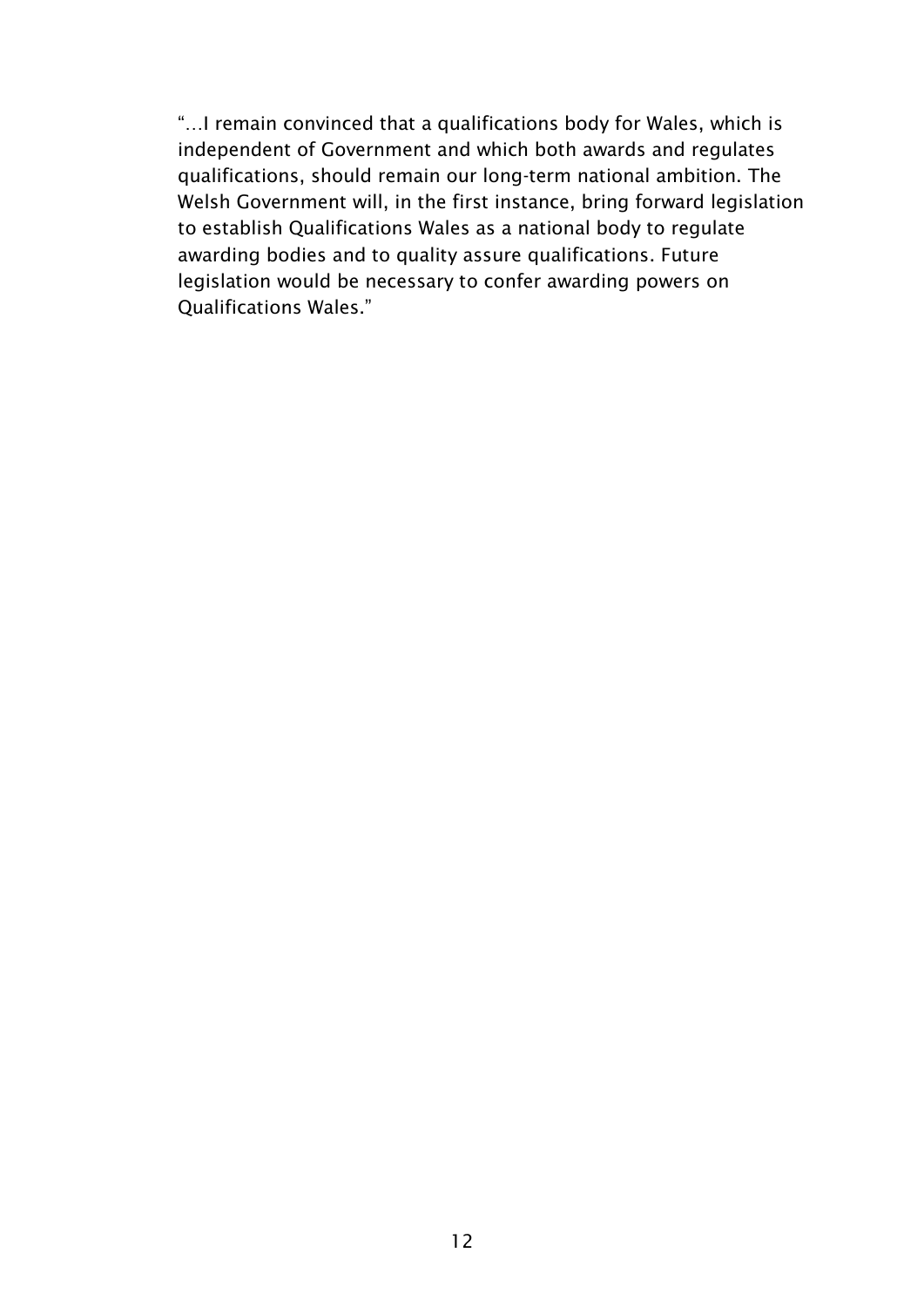"…I remain convinced that a qualifications body for Wales, which is independent of Government and which both awards and regulates qualifications, should remain our long-term national ambition. The Welsh Government will, in the first instance, bring forward legislation to establish Qualifications Wales as a national body to regulate awarding bodies and to quality assure qualifications. Future legislation would be necessary to confer awarding powers on Qualifications Wales."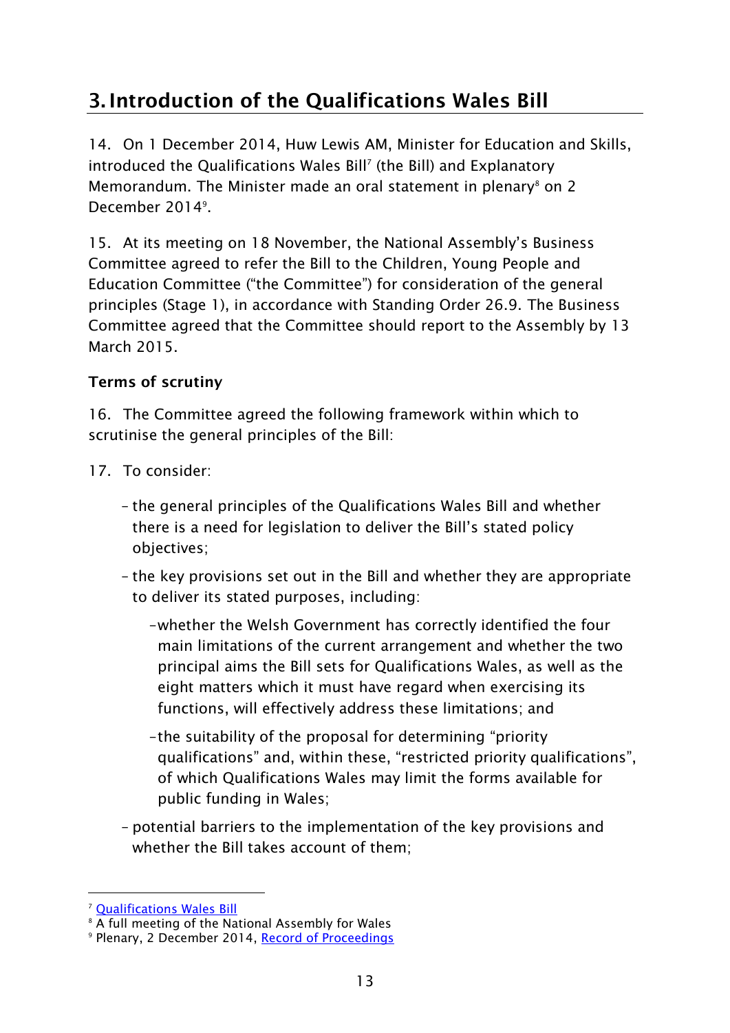# 3. Introduction of the Qualifications Wales Bill

14. On 1 December 2014, Huw Lewis AM, Minister for Education and Skills, introduced the Qualifications Wales Bill[7] (the Bill) and Explanatory Memorandum. The Minister made an oral statement in plenary[8] on 2 December 2014[9].

15. At its meeting on 18 November, the National Assembly's Business Committee agreed to refer the Bill to the Children, Young People and Education Committee ("the Committee") for consideration of the general principles (Stage 1), in accordance with Standing Order 26.9. The Business Committee agreed that the Committee should report to the Assembly by 13 March 2015.

**Terms of scrutiny**

16. The Committee agreed the following framework within which to scrutinise the general principles of the Bill:

17. To consider:

- the general principles of the Qualifications Wales Bill and whether there is a need for legislation to deliver the Bill's stated policy objectives;
- the key provisions set out in the Bill and whether they are appropriate to deliver its stated purposes, including:
  - whether the Welsh Government has correctly identified the four main limitations of the current arrangement and whether the two principal aims the Bill sets for Qualifications Wales, as well as the eight matters which it must have regard when exercising its functions, will effectively address these limitations; and
  - the suitability of the proposal for determining "priority qualifications" and, within these, "restricted priority qualifications", of which Qualifications Wales may limit the forms available for public funding in Wales;
- potential barriers to the implementation of the key provisions and whether the Bill takes account of them;

---

[7] Qualifications Wales Bill

[8] A full meeting of the National Assembly for Wales

[9] Plenary, 2 December 2014, Record of Proceedings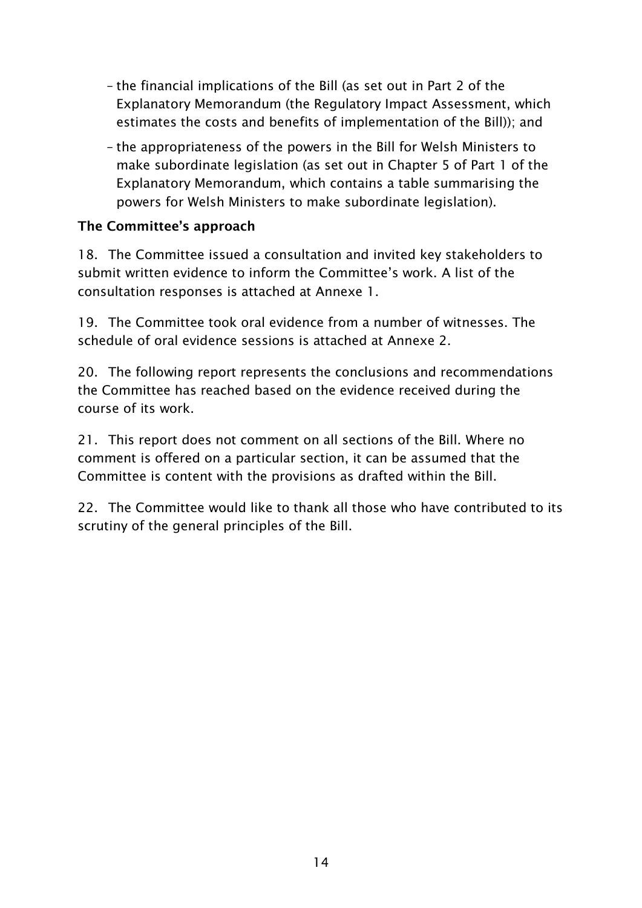- the financial implications of the Bill (as set out in Part 2 of the Explanatory Memorandum (the Regulatory Impact Assessment, which estimates the costs and benefits of implementation of the Bill)); and
- the appropriateness of the powers in the Bill for Welsh Ministers to make subordinate legislation (as set out in Chapter 5 of Part 1 of the Explanatory Memorandum, which contains a table summarising the powers for Welsh Ministers to make subordinate legislation).

**The Committee's approach**

18. The Committee issued a consultation and invited key stakeholders to submit written evidence to inform the Committee's work. A list of the consultation responses is attached at Annexe 1.

19. The Committee took oral evidence from a number of witnesses. The schedule of oral evidence sessions is attached at Annexe 2.

20. The following report represents the conclusions and recommendations the Committee has reached based on the evidence received during the course of its work.

21. This report does not comment on all sections of the Bill. Where no comment is offered on a particular section, it can be assumed that the Committee is content with the provisions as drafted within the Bill.

22. The Committee would like to thank all those who have contributed to its scrutiny of the general principles of the Bill.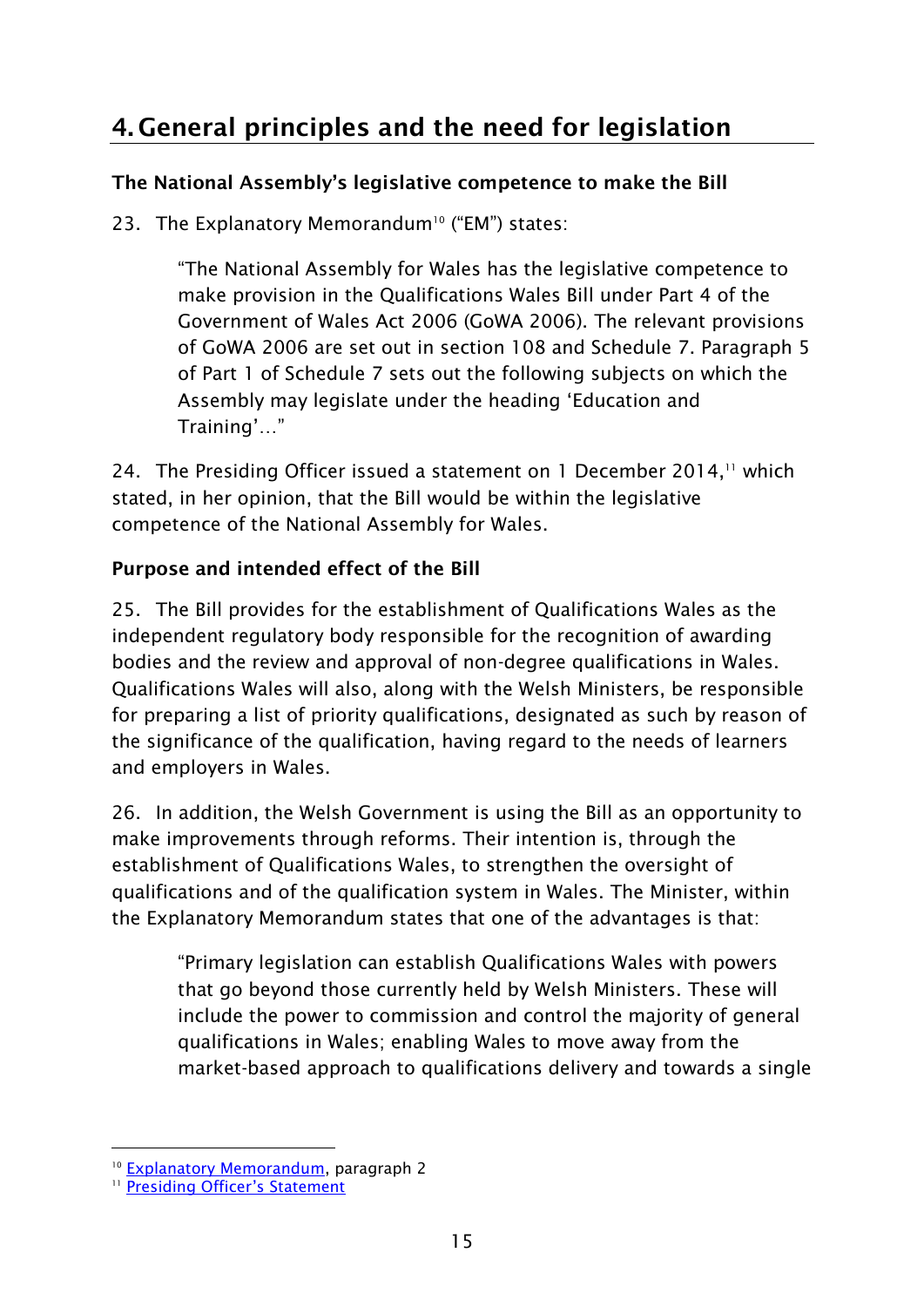# 4. General principles and the need for legislation

### The National Assembly's legislative competence to make the Bill

23. The Explanatory Memorandum[10] ("EM") states:

> "The National Assembly for Wales has the legislative competence to make provision in the Qualifications Wales Bill under Part 4 of the Government of Wales Act 2006 (GoWA 2006). The relevant provisions of GoWA 2006 are set out in section 108 and Schedule 7. Paragraph 5 of Part 1 of Schedule 7 sets out the following subjects on which the Assembly may legislate under the heading 'Education and Training'…"

24. The Presiding Officer issued a statement on 1 December 2014,[11] which stated, in her opinion, that the Bill would be within the legislative competence of the National Assembly for Wales.

### Purpose and intended effect of the Bill

25. The Bill provides for the establishment of Qualifications Wales as the independent regulatory body responsible for the recognition of awarding bodies and the review and approval of non-degree qualifications in Wales. Qualifications Wales will also, along with the Welsh Ministers, be responsible for preparing a list of priority qualifications, designated as such by reason of the significance of the qualification, having regard to the needs of learners and employers in Wales.

26. In addition, the Welsh Government is using the Bill as an opportunity to make improvements through reforms. Their intention is, through the establishment of Qualifications Wales, to strengthen the oversight of qualifications and of the qualification system in Wales. The Minister, within the Explanatory Memorandum states that one of the advantages is that:

> "Primary legislation can establish Qualifications Wales with powers that go beyond those currently held by Welsh Ministers. These will include the power to commission and control the majority of general qualifications in Wales; enabling Wales to move away from the market-based approach to qualifications delivery and towards a single

---

[10] Explanatory Memorandum, paragraph 2

[11] Presiding Officer's Statement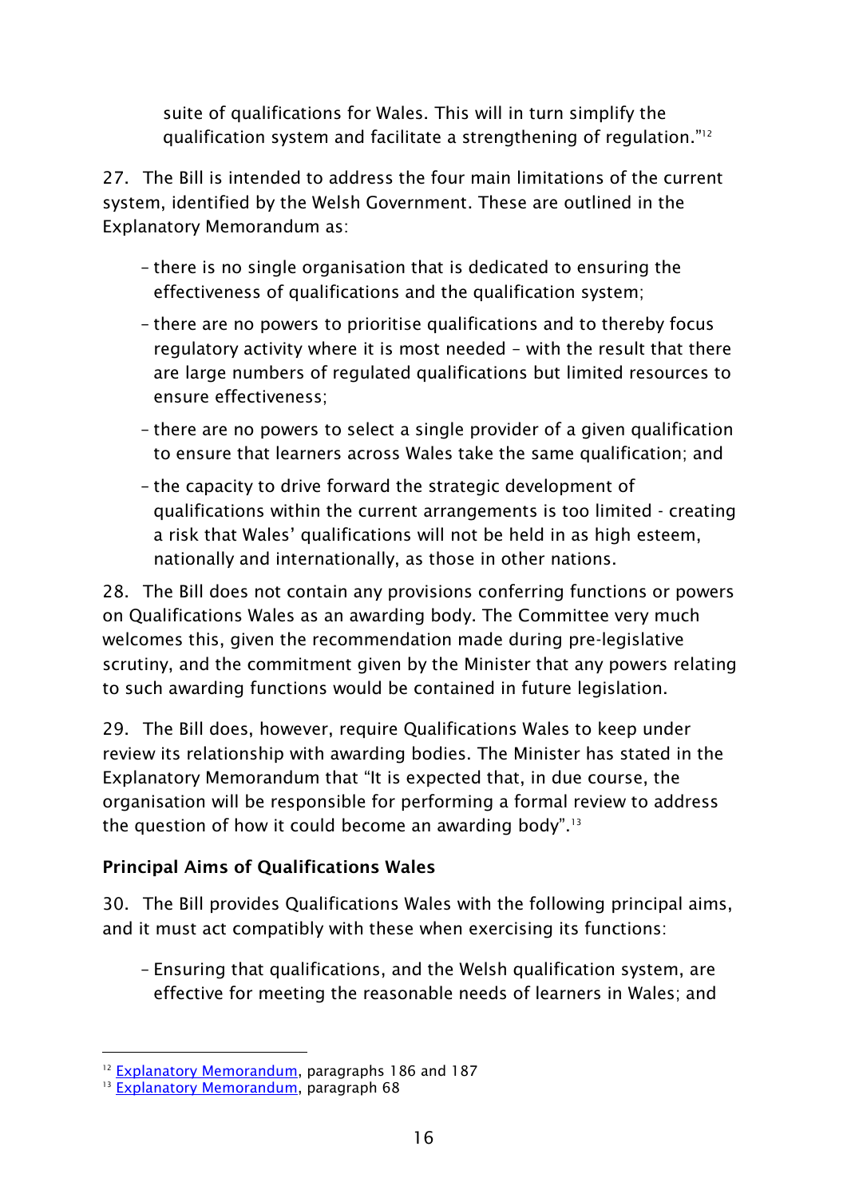suite of qualifications for Wales. This will in turn simplify the qualification system and facilitate a strengthening of regulation."[12]

27. The Bill is intended to address the four main limitations of the current system, identified by the Welsh Government. These are outlined in the Explanatory Memorandum as:

- there is no single organisation that is dedicated to ensuring the effectiveness of qualifications and the qualification system;
- there are no powers to prioritise qualifications and to thereby focus regulatory activity where it is most needed – with the result that there are large numbers of regulated qualifications but limited resources to ensure effectiveness;
- there are no powers to select a single provider of a given qualification to ensure that learners across Wales take the same qualification; and
- the capacity to drive forward the strategic development of qualifications within the current arrangements is too limited - creating a risk that Wales' qualifications will not be held in as high esteem, nationally and internationally, as those in other nations.

28. The Bill does not contain any provisions conferring functions or powers on Qualifications Wales as an awarding body. The Committee very much welcomes this, given the recommendation made during pre-legislative scrutiny, and the commitment given by the Minister that any powers relating to such awarding functions would be contained in future legislation.

29. The Bill does, however, require Qualifications Wales to keep under review its relationship with awarding bodies. The Minister has stated in the Explanatory Memorandum that "It is expected that, in due course, the organisation will be responsible for performing a formal review to address the question of how it could become an awarding body".[13]

**Principal Aims of Qualifications Wales**

30. The Bill provides Qualifications Wales with the following principal aims, and it must act compatibly with these when exercising its functions:

- Ensuring that qualifications, and the Welsh qualification system, are effective for meeting the reasonable needs of learners in Wales; and

[12] Explanatory Memorandum, paragraphs 186 and 187

[13] Explanatory Memorandum, paragraph 68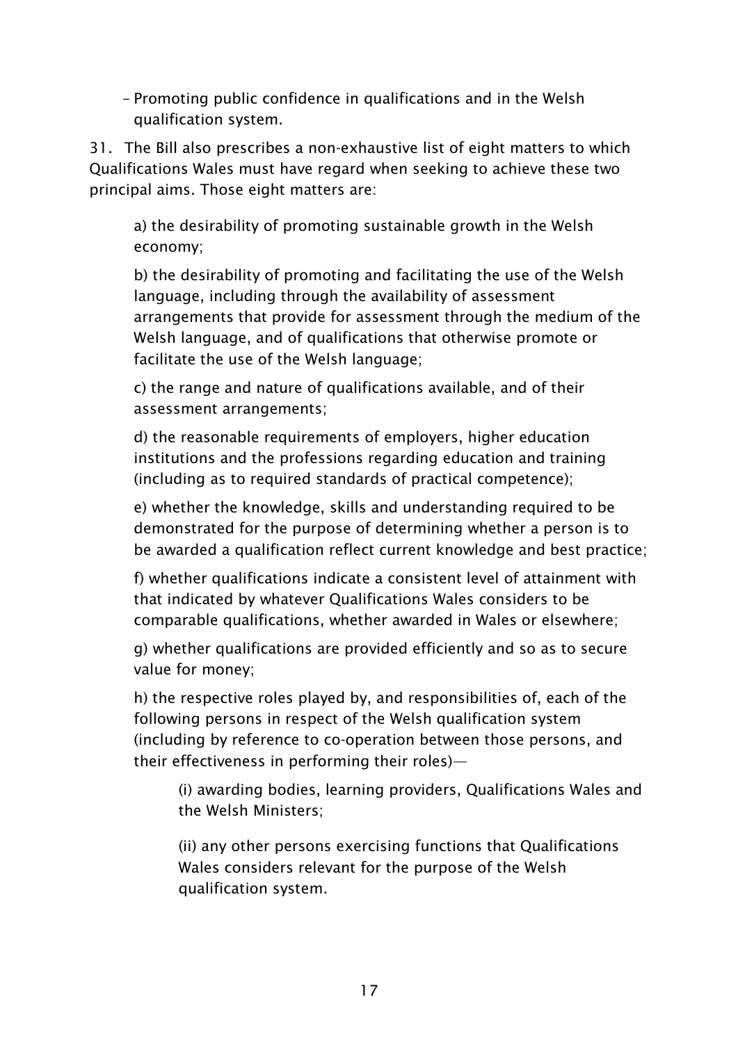– Promoting public confidence in qualifications and in the Welsh qualification system.

31. The Bill also prescribes a non-exhaustive list of eight matters to which Qualifications Wales must have regard when seeking to achieve these two principal aims. Those eight matters are:

a) the desirability of promoting sustainable growth in the Welsh economy;

b) the desirability of promoting and facilitating the use of the Welsh language, including through the availability of assessment arrangements that provide for assessment through the medium of the Welsh language, and of qualifications that otherwise promote or facilitate the use of the Welsh language;

c) the range and nature of qualifications available, and of their assessment arrangements;

d) the reasonable requirements of employers, higher education institutions and the professions regarding education and training (including as to required standards of practical competence);

e) whether the knowledge, skills and understanding required to be demonstrated for the purpose of determining whether a person is to be awarded a qualification reflect current knowledge and best practice;

f) whether qualifications indicate a consistent level of attainment with that indicated by whatever Qualifications Wales considers to be comparable qualifications, whether awarded in Wales or elsewhere;

g) whether qualifications are provided efficiently and so as to secure value for money;

h) the respective roles played by, and responsibilities of, each of the following persons in respect of the Welsh qualification system (including by reference to co-operation between those persons, and their effectiveness in performing their roles)—

(i) awarding bodies, learning providers, Qualifications Wales and the Welsh Ministers;

(ii) any other persons exercising functions that Qualifications Wales considers relevant for the purpose of the Welsh qualification system.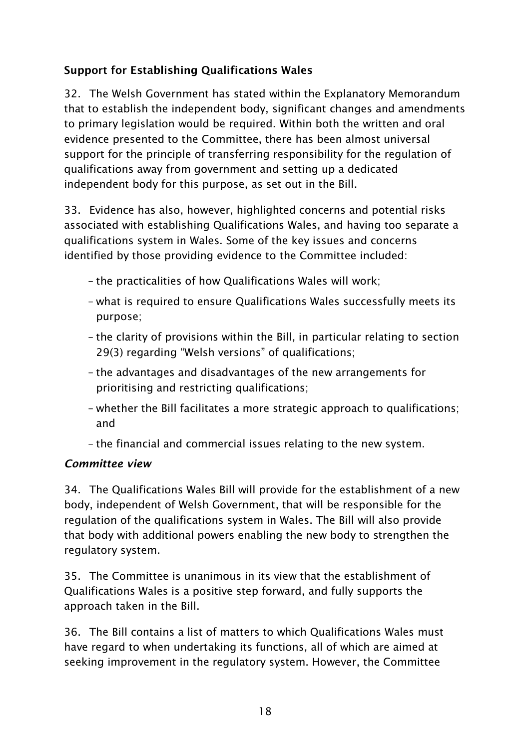**Support for Establishing Qualifications Wales**

32. The Welsh Government has stated within the Explanatory Memorandum that to establish the independent body, significant changes and amendments to primary legislation would be required. Within both the written and oral evidence presented to the Committee, there has been almost universal support for the principle of transferring responsibility for the regulation of qualifications away from government and setting up a dedicated independent body for this purpose, as set out in the Bill.

33. Evidence has also, however, highlighted concerns and potential risks associated with establishing Qualifications Wales, and having too separate a qualifications system in Wales. Some of the key issues and concerns identified by those providing evidence to the Committee included:

- the practicalities of how Qualifications Wales will work;
- what is required to ensure Qualifications Wales successfully meets its purpose;
- the clarity of provisions within the Bill, in particular relating to section 29(3) regarding "Welsh versions" of qualifications;
- the advantages and disadvantages of the new arrangements for prioritising and restricting qualifications;
- whether the Bill facilitates a more strategic approach to qualifications; and
- the financial and commercial issues relating to the new system.

***Committee view***

34. The Qualifications Wales Bill will provide for the establishment of a new body, independent of Welsh Government, that will be responsible for the regulation of the qualifications system in Wales. The Bill will also provide that body with additional powers enabling the new body to strengthen the regulatory system.

35. The Committee is unanimous in its view that the establishment of Qualifications Wales is a positive step forward, and fully supports the approach taken in the Bill.

36. The Bill contains a list of matters to which Qualifications Wales must have regard to when undertaking its functions, all of which are aimed at seeking improvement in the regulatory system. However, the Committee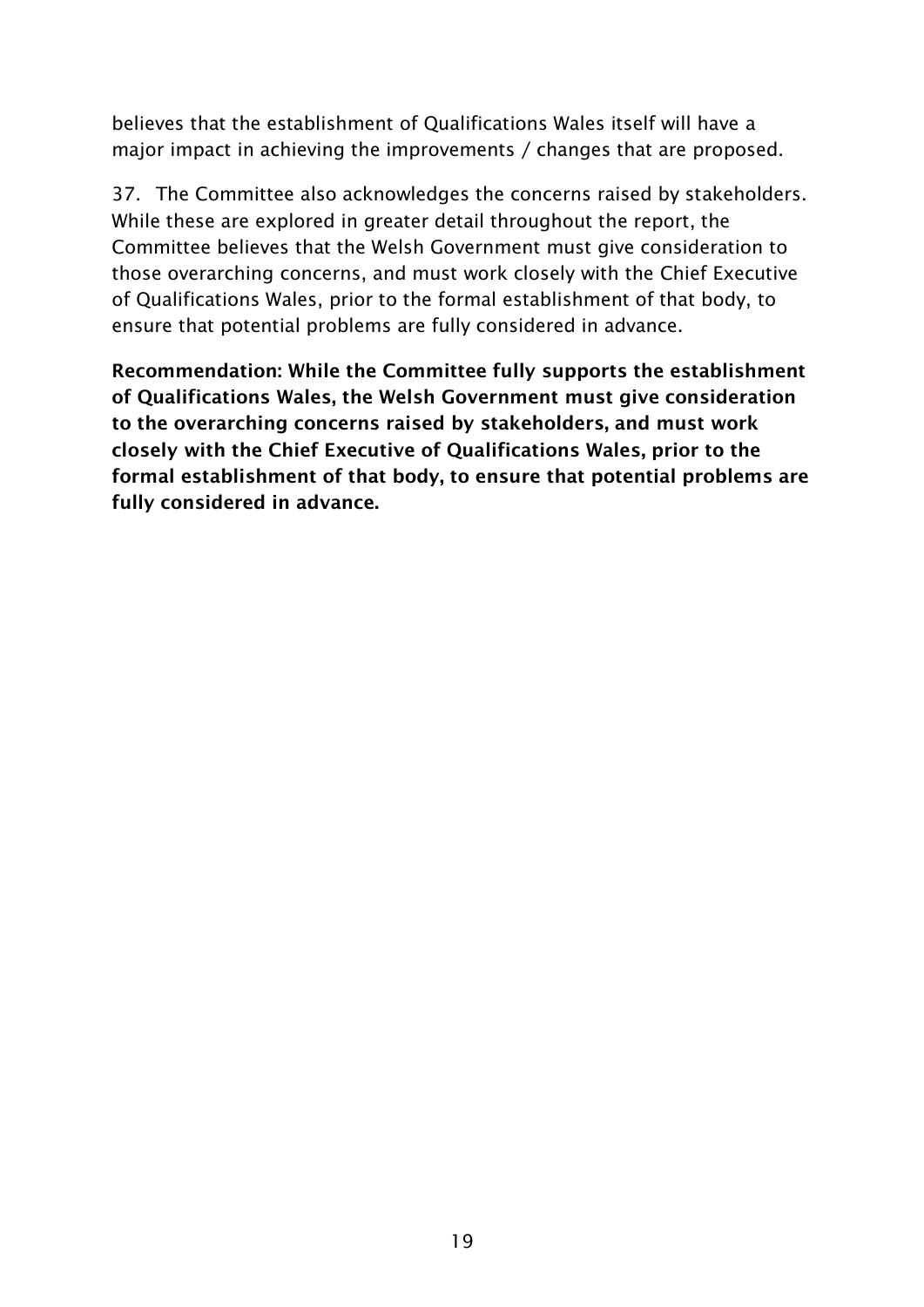believes that the establishment of Qualifications Wales itself will have a major impact in achieving the improvements / changes that are proposed.

37. The Committee also acknowledges the concerns raised by stakeholders. While these are explored in greater detail throughout the report, the Committee believes that the Welsh Government must give consideration to those overarching concerns, and must work closely with the Chief Executive of Qualifications Wales, prior to the formal establishment of that body, to ensure that potential problems are fully considered in advance.

**Recommendation: While the Committee fully supports the establishment of Qualifications Wales, the Welsh Government must give consideration to the overarching concerns raised by stakeholders, and must work closely with the Chief Executive of Qualifications Wales, prior to the formal establishment of that body, to ensure that potential problems are fully considered in advance.**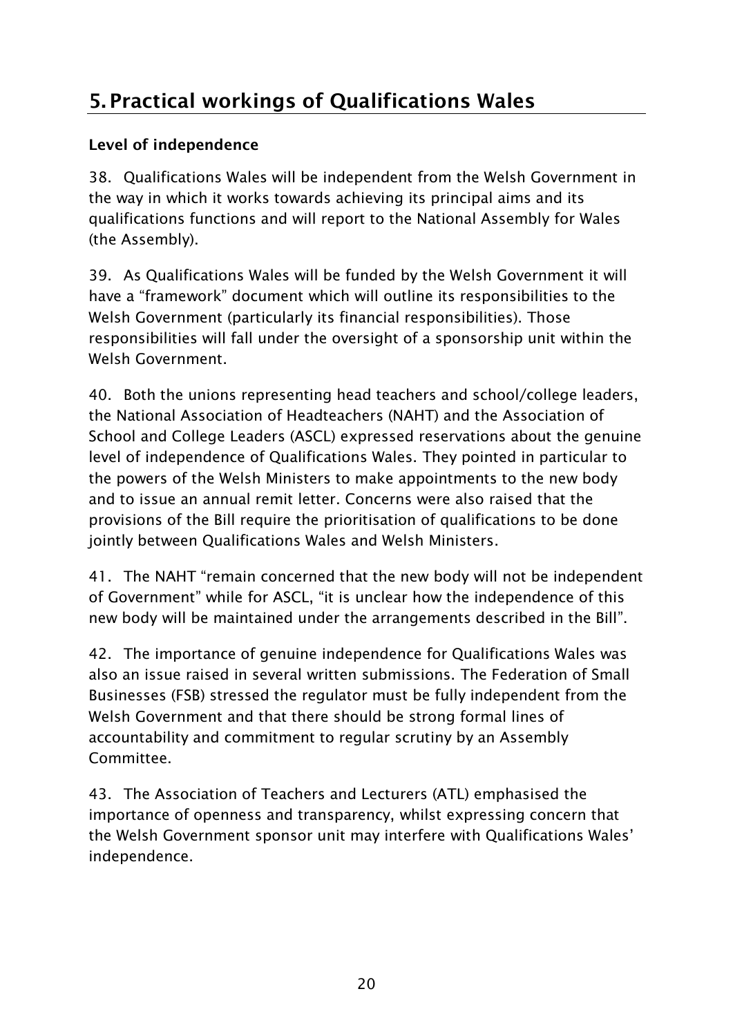## 5. Practical workings of Qualifications Wales

### Level of independence

38. Qualifications Wales will be independent from the Welsh Government in the way in which it works towards achieving its principal aims and its qualifications functions and will report to the National Assembly for Wales (the Assembly).

39. As Qualifications Wales will be funded by the Welsh Government it will have a "framework" document which will outline its responsibilities to the Welsh Government (particularly its financial responsibilities). Those responsibilities will fall under the oversight of a sponsorship unit within the Welsh Government.

40. Both the unions representing head teachers and school/college leaders, the National Association of Headteachers (NAHT) and the Association of School and College Leaders (ASCL) expressed reservations about the genuine level of independence of Qualifications Wales. They pointed in particular to the powers of the Welsh Ministers to make appointments to the new body and to issue an annual remit letter. Concerns were also raised that the provisions of the Bill require the prioritisation of qualifications to be done jointly between Qualifications Wales and Welsh Ministers.

41. The NAHT "remain concerned that the new body will not be independent of Government" while for ASCL, "it is unclear how the independence of this new body will be maintained under the arrangements described in the Bill".

42. The importance of genuine independence for Qualifications Wales was also an issue raised in several written submissions. The Federation of Small Businesses (FSB) stressed the regulator must be fully independent from the Welsh Government and that there should be strong formal lines of accountability and commitment to regular scrutiny by an Assembly Committee.

43. The Association of Teachers and Lecturers (ATL) emphasised the importance of openness and transparency, whilst expressing concern that the Welsh Government sponsor unit may interfere with Qualifications Wales' independence.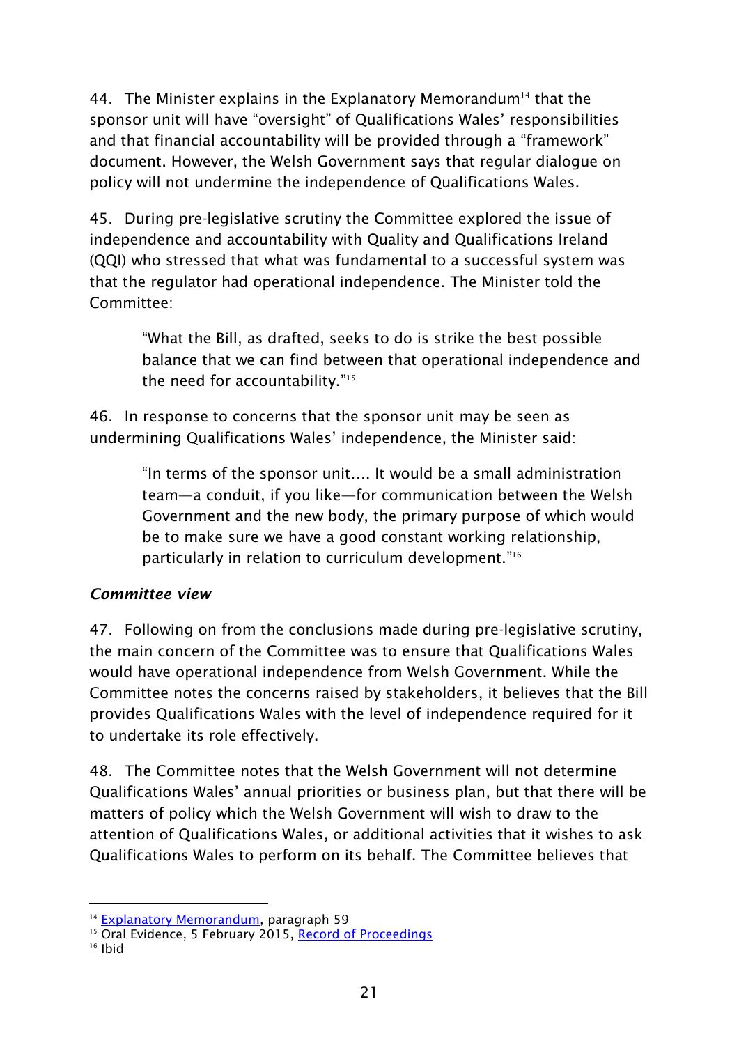44. The Minister explains in the Explanatory Memorandum[14] that the sponsor unit will have "oversight" of Qualifications Wales' responsibilities and that financial accountability will be provided through a "framework" document. However, the Welsh Government says that regular dialogue on policy will not undermine the independence of Qualifications Wales.

45. During pre-legislative scrutiny the Committee explored the issue of independence and accountability with Quality and Qualifications Ireland (QQI) who stressed that what was fundamental to a successful system was that the regulator had operational independence. The Minister told the Committee:

> "What the Bill, as drafted, seeks to do is strike the best possible balance that we can find between that operational independence and the need for accountability."[15]

46. In response to concerns that the sponsor unit may be seen as undermining Qualifications Wales' independence, the Minister said:

> "In terms of the sponsor unit…. It would be a small administration team—a conduit, if you like—for communication between the Welsh Government and the new body, the primary purpose of which would be to make sure we have a good constant working relationship, particularly in relation to curriculum development."[16]

### *Committee view*

47. Following on from the conclusions made during pre-legislative scrutiny, the main concern of the Committee was to ensure that Qualifications Wales would have operational independence from Welsh Government. While the Committee notes the concerns raised by stakeholders, it believes that the Bill provides Qualifications Wales with the level of independence required for it to undertake its role effectively.

48. The Committee notes that the Welsh Government will not determine Qualifications Wales' annual priorities or business plan, but that there will be matters of policy which the Welsh Government will wish to draw to the attention of Qualifications Wales, or additional activities that it wishes to ask Qualifications Wales to perform on its behalf. The Committee believes that

---

[14] Explanatory Memorandum, paragraph 59

[15] Oral Evidence, 5 February 2015, Record of Proceedings

[16] Ibid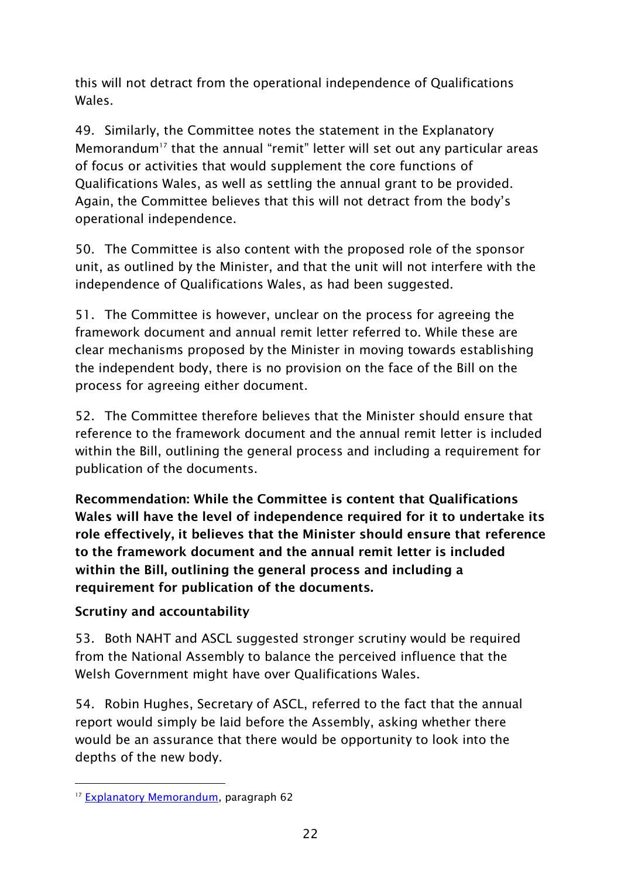this will not detract from the operational independence of Qualifications Wales.

49. Similarly, the Committee notes the statement in the Explanatory Memorandum[17] that the annual "remit" letter will set out any particular areas of focus or activities that would supplement the core functions of Qualifications Wales, as well as settling the annual grant to be provided. Again, the Committee believes that this will not detract from the body's operational independence.

50. The Committee is also content with the proposed role of the sponsor unit, as outlined by the Minister, and that the unit will not interfere with the independence of Qualifications Wales, as had been suggested.

51. The Committee is however, unclear on the process for agreeing the framework document and annual remit letter referred to. While these are clear mechanisms proposed by the Minister in moving towards establishing the independent body, there is no provision on the face of the Bill on the process for agreeing either document.

52. The Committee therefore believes that the Minister should ensure that reference to the framework document and the annual remit letter is included within the Bill, outlining the general process and including a requirement for publication of the documents.

**Recommendation: While the Committee is content that Qualifications Wales will have the level of independence required for it to undertake its role effectively, it believes that the Minister should ensure that reference to the framework document and the annual remit letter is included within the Bill, outlining the general process and including a requirement for publication of the documents.**

**Scrutiny and accountability**

53. Both NAHT and ASCL suggested stronger scrutiny would be required from the National Assembly to balance the perceived influence that the Welsh Government might have over Qualifications Wales.

54. Robin Hughes, Secretary of ASCL, referred to the fact that the annual report would simply be laid before the Assembly, asking whether there would be an assurance that there would be opportunity to look into the depths of the new body.

[17] Explanatory Memorandum, paragraph 62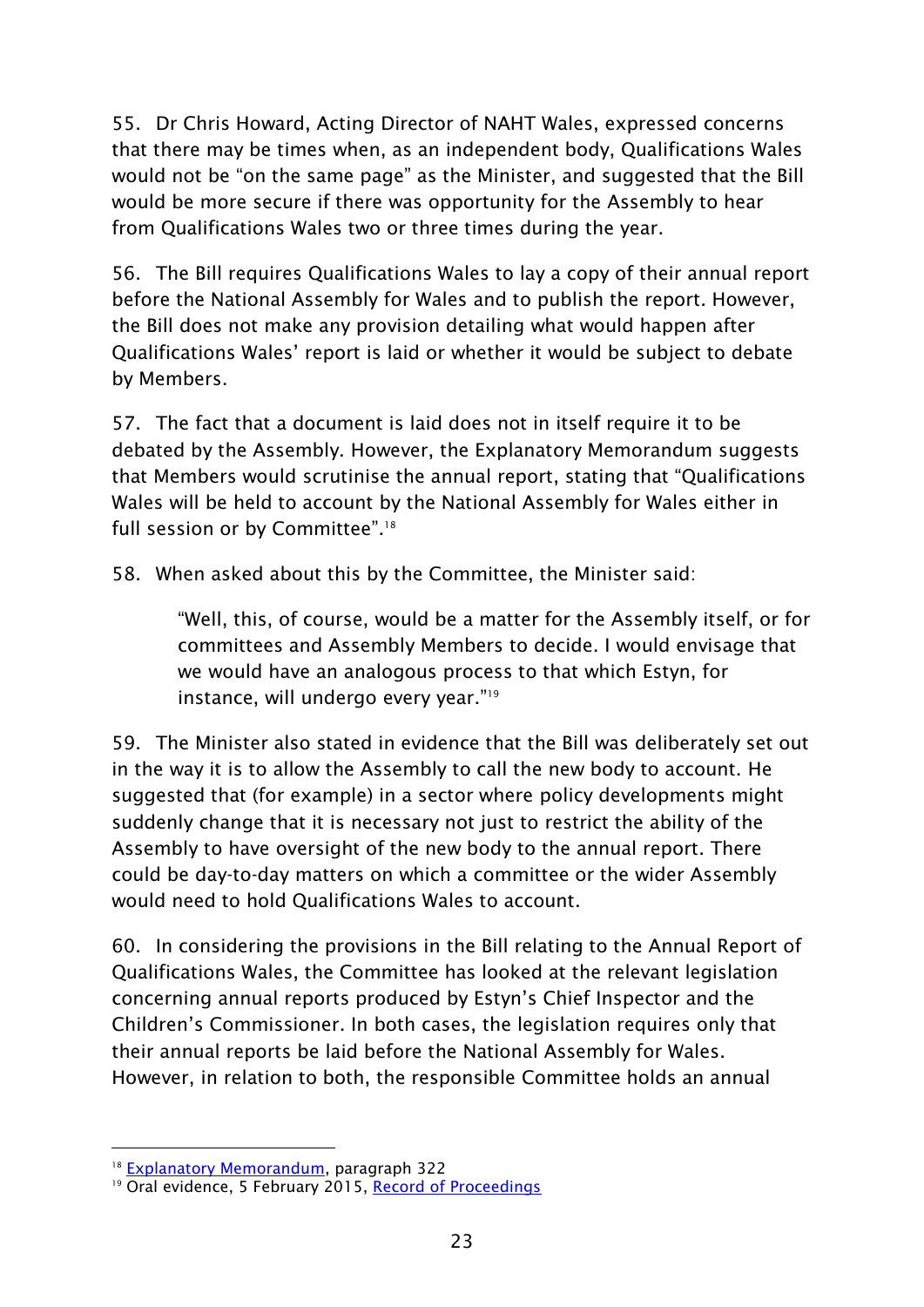55. Dr Chris Howard, Acting Director of NAHT Wales, expressed concerns that there may be times when, as an independent body, Qualifications Wales would not be "on the same page" as the Minister, and suggested that the Bill would be more secure if there was opportunity for the Assembly to hear from Qualifications Wales two or three times during the year.

56. The Bill requires Qualifications Wales to lay a copy of their annual report before the National Assembly for Wales and to publish the report. However, the Bill does not make any provision detailing what would happen after Qualifications Wales' report is laid or whether it would be subject to debate by Members.

57. The fact that a document is laid does not in itself require it to be debated by the Assembly. However, the Explanatory Memorandum suggests that Members would scrutinise the annual report, stating that "Qualifications Wales will be held to account by the National Assembly for Wales either in full session or by Committee".[18]

58. When asked about this by the Committee, the Minister said:

> "Well, this, of course, would be a matter for the Assembly itself, or for committees and Assembly Members to decide. I would envisage that we would have an analogous process to that which Estyn, for instance, will undergo every year."[19]

59. The Minister also stated in evidence that the Bill was deliberately set out in the way it is to allow the Assembly to call the new body to account. He suggested that (for example) in a sector where policy developments might suddenly change that it is necessary not just to restrict the ability of the Assembly to have oversight of the new body to the annual report. There could be day-to-day matters on which a committee or the wider Assembly would need to hold Qualifications Wales to account.

60. In considering the provisions in the Bill relating to the Annual Report of Qualifications Wales, the Committee has looked at the relevant legislation concerning annual reports produced by Estyn's Chief Inspector and the Children's Commissioner. In both cases, the legislation requires only that their annual reports be laid before the National Assembly for Wales. However, in relation to both, the responsible Committee holds an annual

---

[18] Explanatory Memorandum, paragraph 322

[19] Oral evidence, 5 February 2015, Record of Proceedings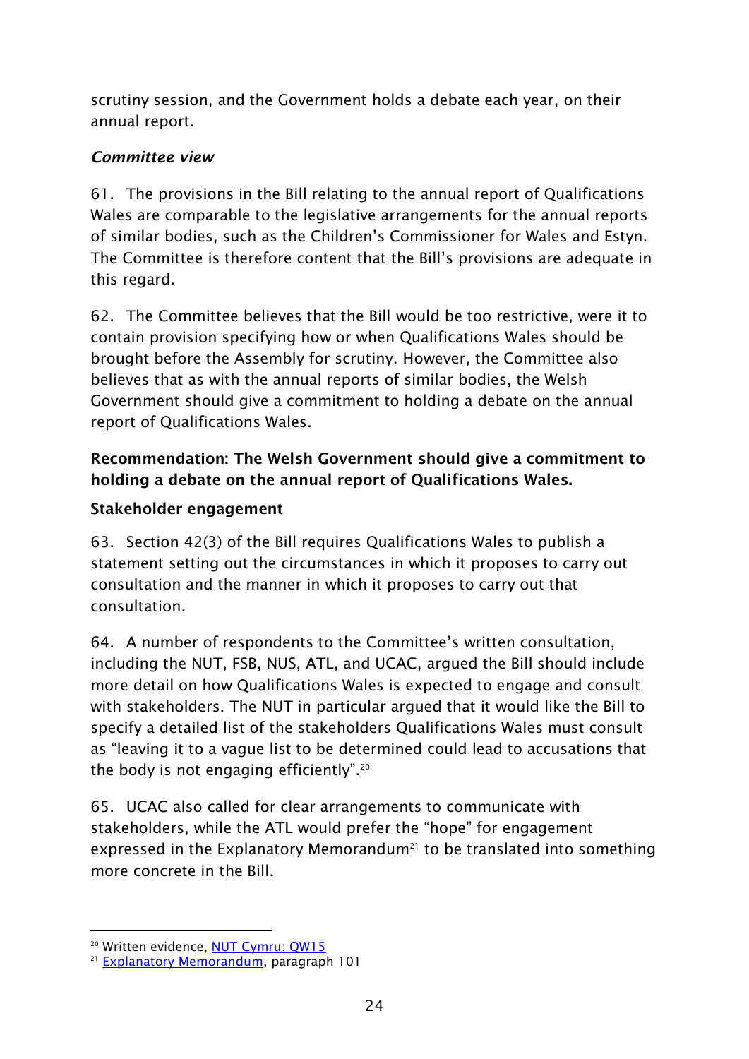scrutiny session, and the Government holds a debate each year, on their annual report.

### *Committee view*

61. The provisions in the Bill relating to the annual report of Qualifications Wales are comparable to the legislative arrangements for the annual reports of similar bodies, such as the Children's Commissioner for Wales and Estyn. The Committee is therefore content that the Bill's provisions are adequate in this regard.

62. The Committee believes that the Bill would be too restrictive, were it to contain provision specifying how or when Qualifications Wales should be brought before the Assembly for scrutiny. However, the Committee also believes that as with the annual reports of similar bodies, the Welsh Government should give a commitment to holding a debate on the annual report of Qualifications Wales.

**Recommendation: The Welsh Government should give a commitment to holding a debate on the annual report of Qualifications Wales.**

### Stakeholder engagement

63. Section 42(3) of the Bill requires Qualifications Wales to publish a statement setting out the circumstances in which it proposes to carry out consultation and the manner in which it proposes to carry out that consultation.

64. A number of respondents to the Committee's written consultation, including the NUT, FSB, NUS, ATL, and UCAC, argued the Bill should include more detail on how Qualifications Wales is expected to engage and consult with stakeholders. The NUT in particular argued that it would like the Bill to specify a detailed list of the stakeholders Qualifications Wales must consult as "leaving it to a vague list to be determined could lead to accusations that the body is not engaging efficiently".[20]

65. UCAC also called for clear arrangements to communicate with stakeholders, while the ATL would prefer the "hope" for engagement expressed in the Explanatory Memorandum[21] to be translated into something more concrete in the Bill.

---

[20] Written evidence, NUT Cymru: QW15

[21] Explanatory Memorandum, paragraph 101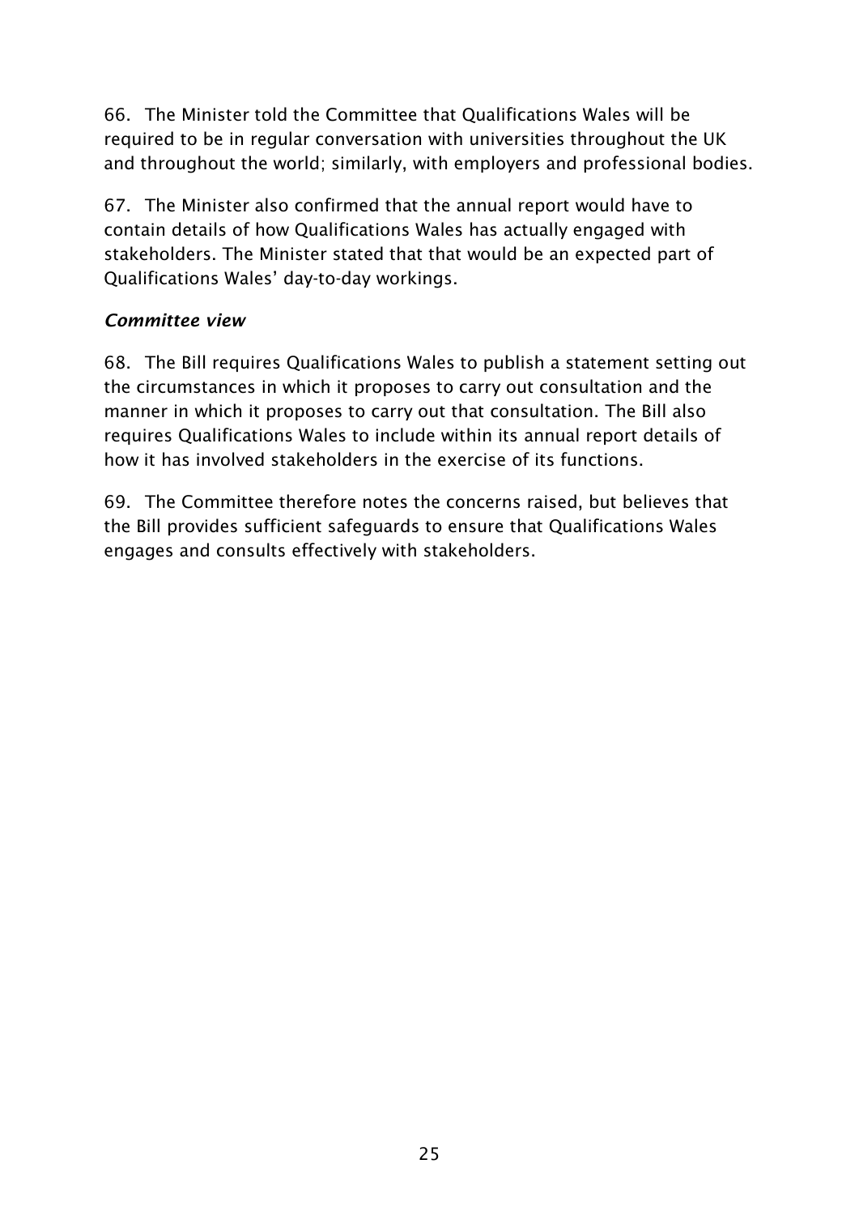66. The Minister told the Committee that Qualifications Wales will be required to be in regular conversation with universities throughout the UK and throughout the world; similarly, with employers and professional bodies.

67. The Minister also confirmed that the annual report would have to contain details of how Qualifications Wales has actually engaged with stakeholders. The Minister stated that that would be an expected part of Qualifications Wales' day-to-day workings.

### *Committee view*

68. The Bill requires Qualifications Wales to publish a statement setting out the circumstances in which it proposes to carry out consultation and the manner in which it proposes to carry out that consultation. The Bill also requires Qualifications Wales to include within its annual report details of how it has involved stakeholders in the exercise of its functions.

69. The Committee therefore notes the concerns raised, but believes that the Bill provides sufficient safeguards to ensure that Qualifications Wales engages and consults effectively with stakeholders.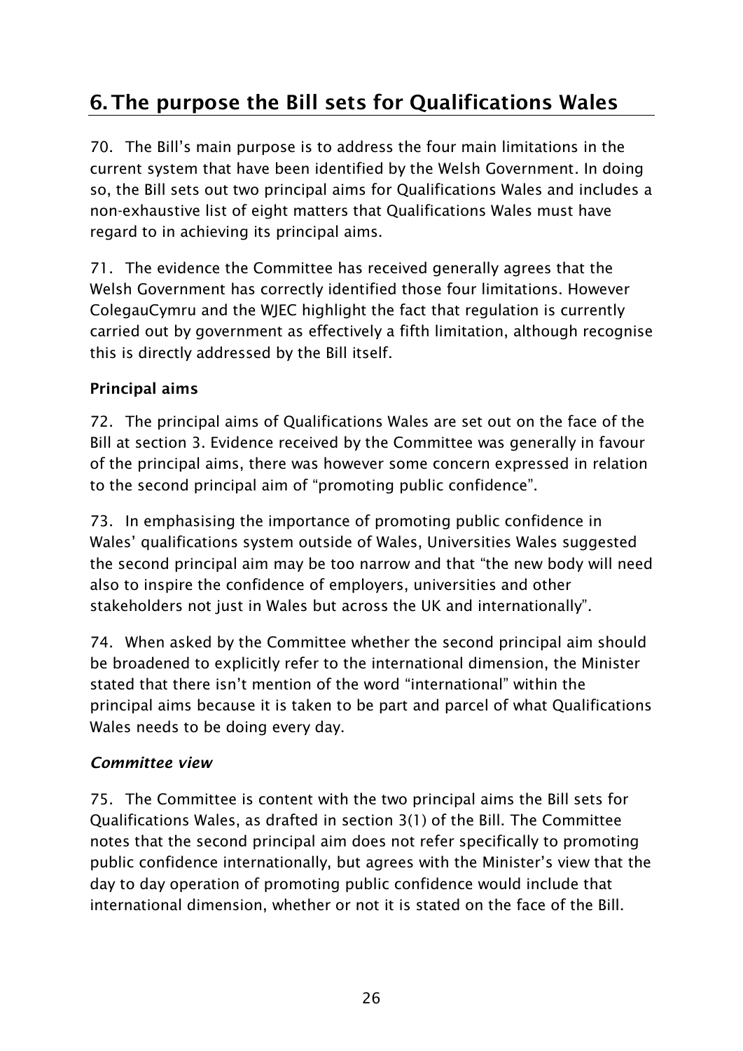# 6. The purpose the Bill sets for Qualifications Wales

70. The Bill's main purpose is to address the four main limitations in the current system that have been identified by the Welsh Government. In doing so, the Bill sets out two principal aims for Qualifications Wales and includes a non-exhaustive list of eight matters that Qualifications Wales must have regard to in achieving its principal aims.

71. The evidence the Committee has received generally agrees that the Welsh Government has correctly identified those four limitations. However ColegauCymru and the WJEC highlight the fact that regulation is currently carried out by government as effectively a fifth limitation, although recognise this is directly addressed by the Bill itself.

### Principal aims

72. The principal aims of Qualifications Wales are set out on the face of the Bill at section 3. Evidence received by the Committee was generally in favour of the principal aims, there was however some concern expressed in relation to the second principal aim of "promoting public confidence".

73. In emphasising the importance of promoting public confidence in Wales' qualifications system outside of Wales, Universities Wales suggested the second principal aim may be too narrow and that "the new body will need also to inspire the confidence of employers, universities and other stakeholders not just in Wales but across the UK and internationally".

74. When asked by the Committee whether the second principal aim should be broadened to explicitly refer to the international dimension, the Minister stated that there isn't mention of the word "international" within the principal aims because it is taken to be part and parcel of what Qualifications Wales needs to be doing every day.

#### *Committee view*

75. The Committee is content with the two principal aims the Bill sets for Qualifications Wales, as drafted in section 3(1) of the Bill. The Committee notes that the second principal aim does not refer specifically to promoting public confidence internationally, but agrees with the Minister's view that the day to day operation of promoting public confidence would include that international dimension, whether or not it is stated on the face of the Bill.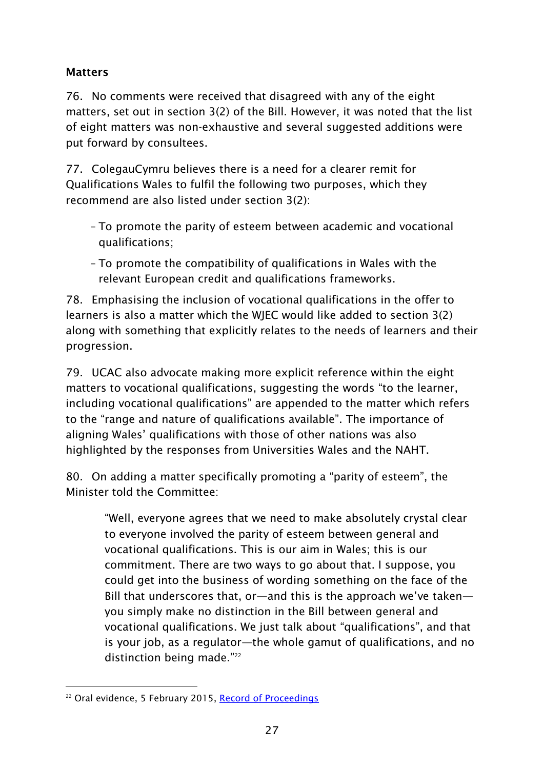### Matters

76. No comments were received that disagreed with any of the eight matters, set out in section 3(2) of the Bill. However, it was noted that the list of eight matters was non-exhaustive and several suggested additions were put forward by consultees.

77. ColegauCymru believes there is a need for a clearer remit for Qualifications Wales to fulfil the following two purposes, which they recommend are also listed under section 3(2):

- To promote the parity of esteem between academic and vocational qualifications;
- To promote the compatibility of qualifications in Wales with the relevant European credit and qualifications frameworks.

78. Emphasising the inclusion of vocational qualifications in the offer to learners is also a matter which the WJEC would like added to section 3(2) along with something that explicitly relates to the needs of learners and their progression.

79. UCAC also advocate making more explicit reference within the eight matters to vocational qualifications, suggesting the words "to the learner, including vocational qualifications" are appended to the matter which refers to the "range and nature of qualifications available". The importance of aligning Wales' qualifications with those of other nations was also highlighted by the responses from Universities Wales and the NAHT.

80. On adding a matter specifically promoting a "parity of esteem", the Minister told the Committee:

> "Well, everyone agrees that we need to make absolutely crystal clear to everyone involved the parity of esteem between general and vocational qualifications. This is our aim in Wales; this is our commitment. There are two ways to go about that. I suppose, you could get into the business of wording something on the face of the Bill that underscores that, or—and this is the approach we've taken—you simply make no distinction in the Bill between general and vocational qualifications. We just talk about "qualifications", and that is your job, as a regulator—the whole gamut of qualifications, and no distinction being made."[22]

[22] Oral evidence, 5 February 2015, Record of Proceedings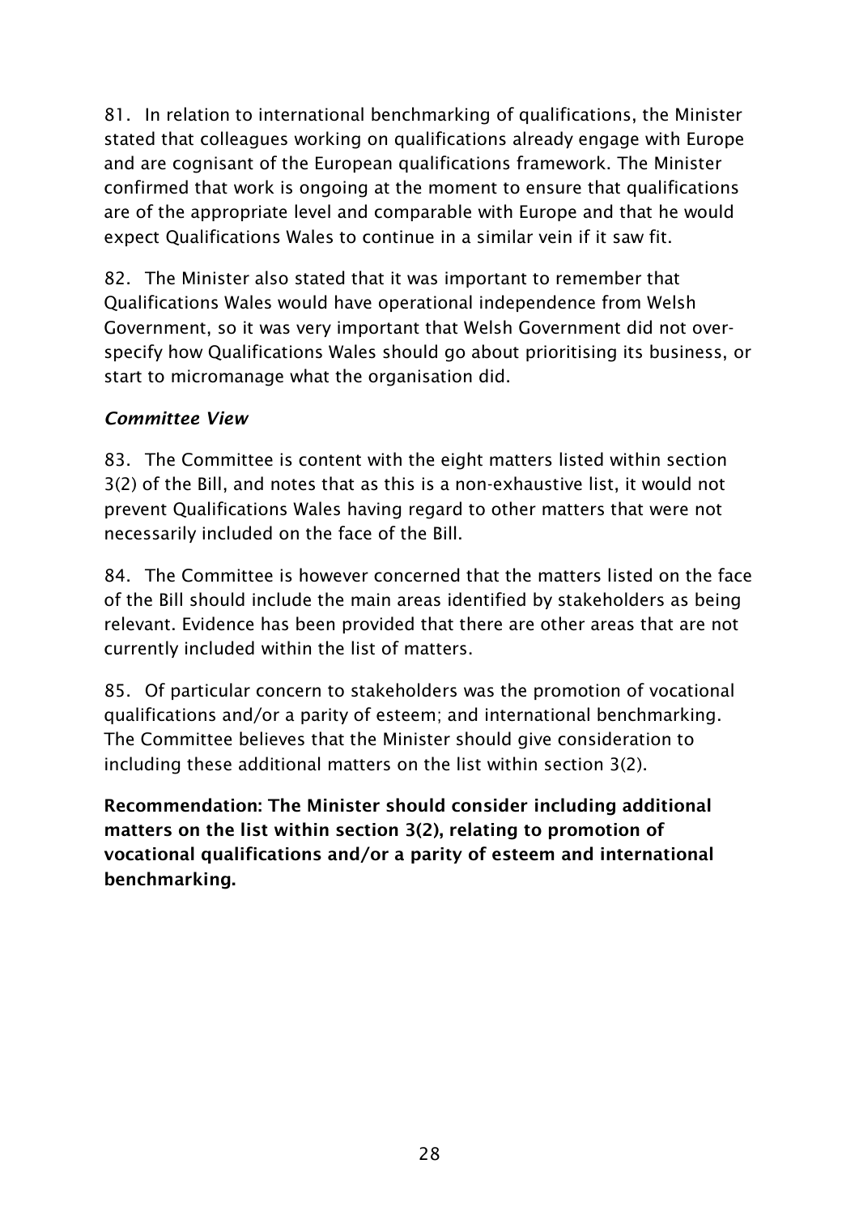81. In relation to international benchmarking of qualifications, the Minister stated that colleagues working on qualifications already engage with Europe and are cognisant of the European qualifications framework. The Minister confirmed that work is ongoing at the moment to ensure that qualifications are of the appropriate level and comparable with Europe and that he would expect Qualifications Wales to continue in a similar vein if it saw fit.

82. The Minister also stated that it was important to remember that Qualifications Wales would have operational independence from Welsh Government, so it was very important that Welsh Government did not over-specify how Qualifications Wales should go about prioritising its business, or start to micromanage what the organisation did.

### *Committee View*

83. The Committee is content with the eight matters listed within section 3(2) of the Bill, and notes that as this is a non-exhaustive list, it would not prevent Qualifications Wales having regard to other matters that were not necessarily included on the face of the Bill.

84. The Committee is however concerned that the matters listed on the face of the Bill should include the main areas identified by stakeholders as being relevant. Evidence has been provided that there are other areas that are not currently included within the list of matters.

85. Of particular concern to stakeholders was the promotion of vocational qualifications and/or a parity of esteem; and international benchmarking. The Committee believes that the Minister should give consideration to including these additional matters on the list within section 3(2).

**Recommendation: The Minister should consider including additional matters on the list within section 3(2), relating to promotion of vocational qualifications and/or a parity of esteem and international benchmarking.**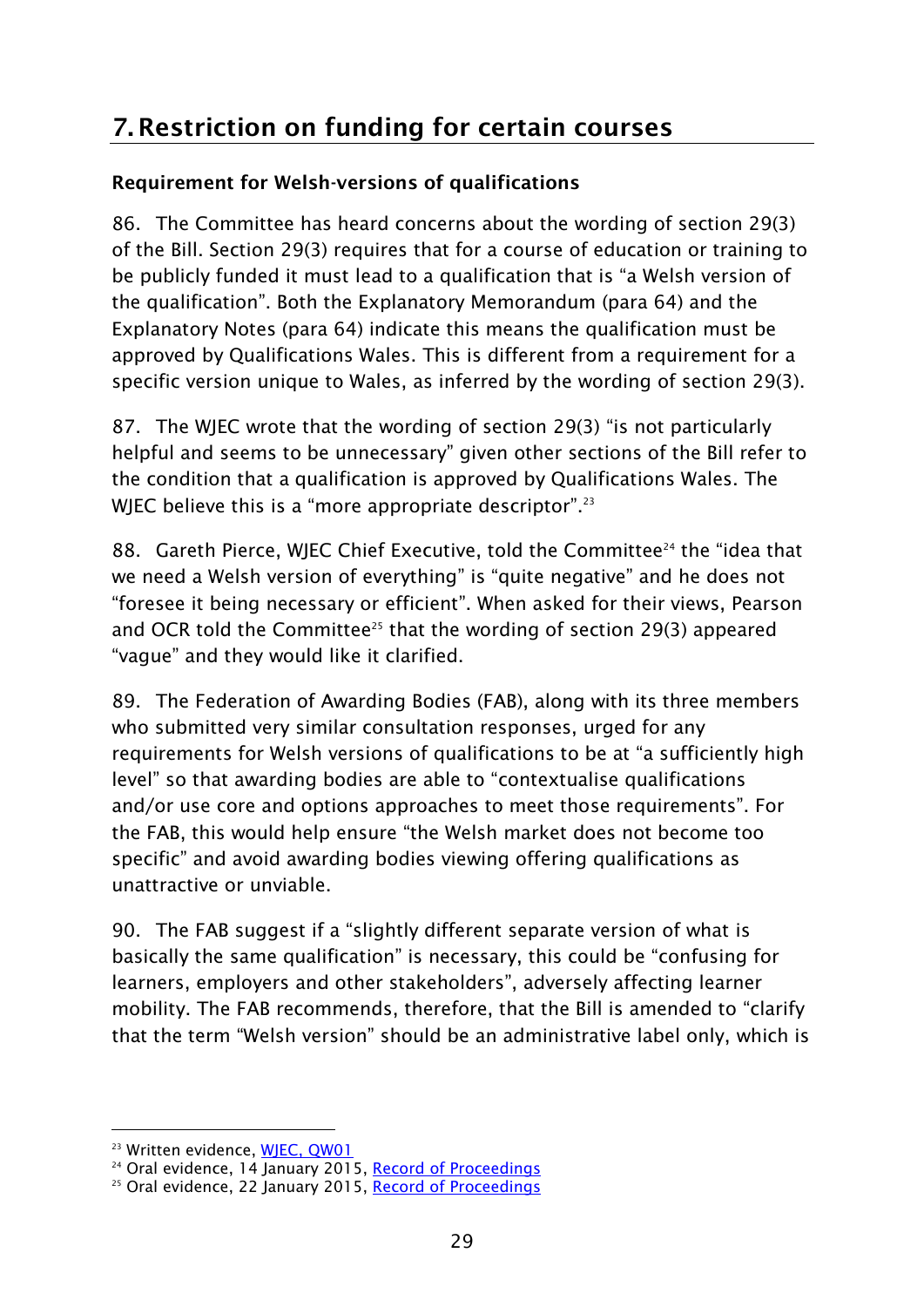## 7. Restriction on funding for certain courses

### Requirement for Welsh-versions of qualifications

86. The Committee has heard concerns about the wording of section 29(3) of the Bill. Section 29(3) requires that for a course of education or training to be publicly funded it must lead to a qualification that is "a Welsh version of the qualification". Both the Explanatory Memorandum (para 64) and the Explanatory Notes (para 64) indicate this means the qualification must be approved by Qualifications Wales. This is different from a requirement for a specific version unique to Wales, as inferred by the wording of section 29(3).

87. The WJEC wrote that the wording of section 29(3) "is not particularly helpful and seems to be unnecessary" given other sections of the Bill refer to the condition that a qualification is approved by Qualifications Wales. The WJEC believe this is a "more appropriate descriptor".[23]

88. Gareth Pierce, WJEC Chief Executive, told the Committee[24] the "idea that we need a Welsh version of everything" is "quite negative" and he does not "foresee it being necessary or efficient". When asked for their views, Pearson and OCR told the Committee[25] that the wording of section 29(3) appeared "vague" and they would like it clarified.

89. The Federation of Awarding Bodies (FAB), along with its three members who submitted very similar consultation responses, urged for any requirements for Welsh versions of qualifications to be at "a sufficiently high level" so that awarding bodies are able to "contextualise qualifications and/or use core and options approaches to meet those requirements". For the FAB, this would help ensure "the Welsh market does not become too specific" and avoid awarding bodies viewing offering qualifications as unattractive or unviable.

90. The FAB suggest if a "slightly different separate version of what is basically the same qualification" is necessary, this could be "confusing for learners, employers and other stakeholders", adversely affecting learner mobility. The FAB recommends, therefore, that the Bill is amended to "clarify that the term "Welsh version" should be an administrative label only, which is

---

[23] Written evidence, WJEC, QW01

[24] Oral evidence, 14 January 2015, Record of Proceedings

[25] Oral evidence, 22 January 2015, Record of Proceedings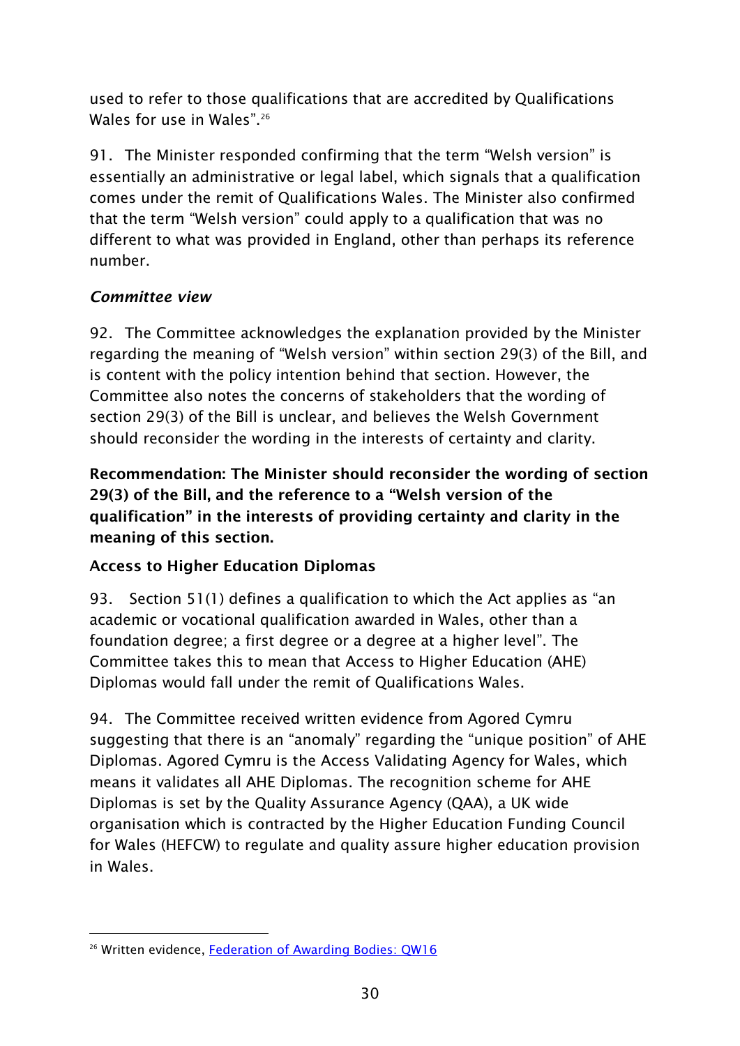used to refer to those qualifications that are accredited by Qualifications Wales for use in Wales".[26]

91. The Minister responded confirming that the term "Welsh version" is essentially an administrative or legal label, which signals that a qualification comes under the remit of Qualifications Wales. The Minister also confirmed that the term "Welsh version" could apply to a qualification that was no different to what was provided in England, other than perhaps its reference number.

***Committee view***

92. The Committee acknowledges the explanation provided by the Minister regarding the meaning of "Welsh version" within section 29(3) of the Bill, and is content with the policy intention behind that section. However, the Committee also notes the concerns of stakeholders that the wording of section 29(3) of the Bill is unclear, and believes the Welsh Government should reconsider the wording in the interests of certainty and clarity.

**Recommendation: The Minister should reconsider the wording of section 29(3) of the Bill, and the reference to a "Welsh version of the qualification" in the interests of providing certainty and clarity in the meaning of this section.**

**Access to Higher Education Diplomas**

93. Section 51(1) defines a qualification to which the Act applies as "an academic or vocational qualification awarded in Wales, other than a foundation degree; a first degree or a degree at a higher level". The Committee takes this to mean that Access to Higher Education (AHE) Diplomas would fall under the remit of Qualifications Wales.

94. The Committee received written evidence from Agored Cymru suggesting that there is an "anomaly" regarding the "unique position" of AHE Diplomas. Agored Cymru is the Access Validating Agency for Wales, which means it validates all AHE Diplomas. The recognition scheme for AHE Diplomas is set by the Quality Assurance Agency (QAA), a UK wide organisation which is contracted by the Higher Education Funding Council for Wales (HEFCW) to regulate and quality assure higher education provision in Wales.

---

[26] Written evidence, Federation of Awarding Bodies: QW16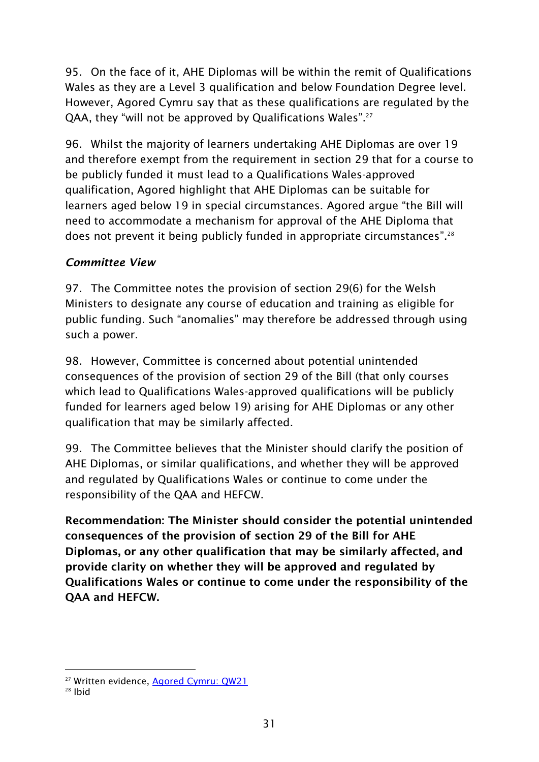95. On the face of it, AHE Diplomas will be within the remit of Qualifications Wales as they are a Level 3 qualification and below Foundation Degree level. However, Agored Cymru say that as these qualifications are regulated by the QAA, they "will not be approved by Qualifications Wales".[27]

96. Whilst the majority of learners undertaking AHE Diplomas are over 19 and therefore exempt from the requirement in section 29 that for a course to be publicly funded it must lead to a Qualifications Wales-approved qualification, Agored highlight that AHE Diplomas can be suitable for learners aged below 19 in special circumstances. Agored argue "the Bill will need to accommodate a mechanism for approval of the AHE Diploma that does not prevent it being publicly funded in appropriate circumstances".[28]

### *Committee View*

97. The Committee notes the provision of section 29(6) for the Welsh Ministers to designate any course of education and training as eligible for public funding. Such "anomalies" may therefore be addressed through using such a power.

98. However, Committee is concerned about potential unintended consequences of the provision of section 29 of the Bill (that only courses which lead to Qualifications Wales-approved qualifications will be publicly funded for learners aged below 19) arising for AHE Diplomas or any other qualification that may be similarly affected.

99. The Committee believes that the Minister should clarify the position of AHE Diplomas, or similar qualifications, and whether they will be approved and regulated by Qualifications Wales or continue to come under the responsibility of the QAA and HEFCW.

**Recommendation: The Minister should consider the potential unintended consequences of the provision of section 29 of the Bill for AHE Diplomas, or any other qualification that may be similarly affected, and provide clarity on whether they will be approved and regulated by Qualifications Wales or continue to come under the responsibility of the QAA and HEFCW.**

---

[27] Written evidence, Agored Cymru: QW21

[28] Ibid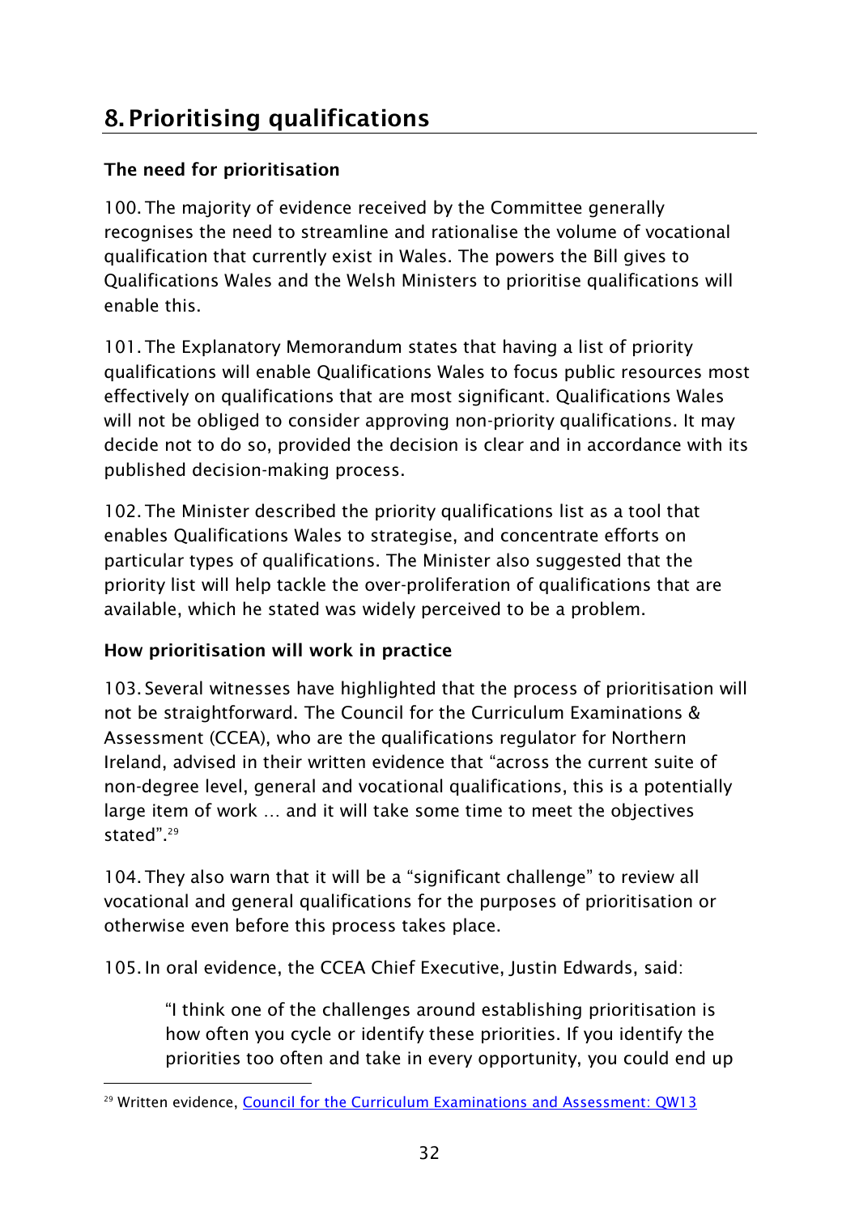## 8. Prioritising qualifications

### The need for prioritisation

100. The majority of evidence received by the Committee generally recognises the need to streamline and rationalise the volume of vocational qualification that currently exist in Wales. The powers the Bill gives to Qualifications Wales and the Welsh Ministers to prioritise qualifications will enable this.

101. The Explanatory Memorandum states that having a list of priority qualifications will enable Qualifications Wales to focus public resources most effectively on qualifications that are most significant. Qualifications Wales will not be obliged to consider approving non-priority qualifications. It may decide not to do so, provided the decision is clear and in accordance with its published decision-making process.

102. The Minister described the priority qualifications list as a tool that enables Qualifications Wales to strategise, and concentrate efforts on particular types of qualifications. The Minister also suggested that the priority list will help tackle the over-proliferation of qualifications that are available, which he stated was widely perceived to be a problem.

### How prioritisation will work in practice

103. Several witnesses have highlighted that the process of prioritisation will not be straightforward. The Council for the Curriculum Examinations & Assessment (CCEA), who are the qualifications regulator for Northern Ireland, advised in their written evidence that "across the current suite of non-degree level, general and vocational qualifications, this is a potentially large item of work … and it will take some time to meet the objectives stated".[29]

104. They also warn that it will be a "significant challenge" to review all vocational and general qualifications for the purposes of prioritisation or otherwise even before this process takes place.

105. In oral evidence, the CCEA Chief Executive, Justin Edwards, said:

> "I think one of the challenges around establishing prioritisation is how often you cycle or identify these priorities. If you identify the priorities too often and take in every opportunity, you could end up

---

[29] Written evidence, Council for the Curriculum Examinations and Assessment: QW13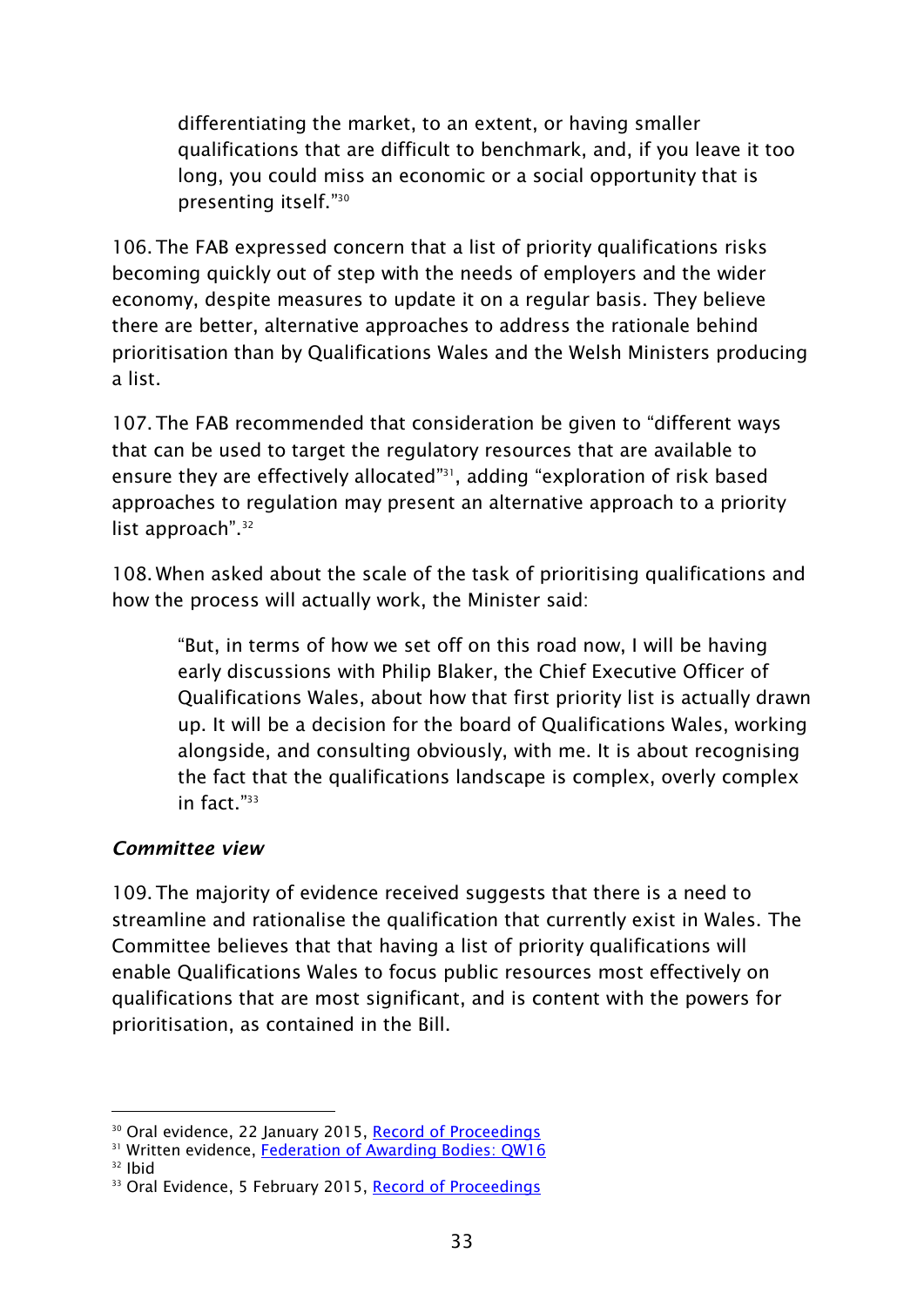> differentiating the market, to an extent, or having smaller qualifications that are difficult to benchmark, and, if you leave it too long, you could miss an economic or a social opportunity that is presenting itself."[30]

106. The FAB expressed concern that a list of priority qualifications risks becoming quickly out of step with the needs of employers and the wider economy, despite measures to update it on a regular basis. They believe there are better, alternative approaches to address the rationale behind prioritisation than by Qualifications Wales and the Welsh Ministers producing a list.

107. The FAB recommended that consideration be given to "different ways that can be used to target the regulatory resources that are available to ensure they are effectively allocated"[31], adding "exploration of risk based approaches to regulation may present an alternative approach to a priority list approach".[32]

108. When asked about the scale of the task of prioritising qualifications and how the process will actually work, the Minister said:

> "But, in terms of how we set off on this road now, I will be having early discussions with Philip Blaker, the Chief Executive Officer of Qualifications Wales, about how that first priority list is actually drawn up. It will be a decision for the board of Qualifications Wales, working alongside, and consulting obviously, with me. It is about recognising the fact that the qualifications landscape is complex, overly complex in fact."[33]

### *Committee view*

109. The majority of evidence received suggests that there is a need to streamline and rationalise the qualification that currently exist in Wales. The Committee believes that that having a list of priority qualifications will enable Qualifications Wales to focus public resources most effectively on qualifications that are most significant, and is content with the powers for prioritisation, as contained in the Bill.

---

[30] Oral evidence, 22 January 2015, Record of Proceedings
[31] Written evidence, Federation of Awarding Bodies: QW16
[32] Ibid
[33] Oral Evidence, 5 February 2015, Record of Proceedings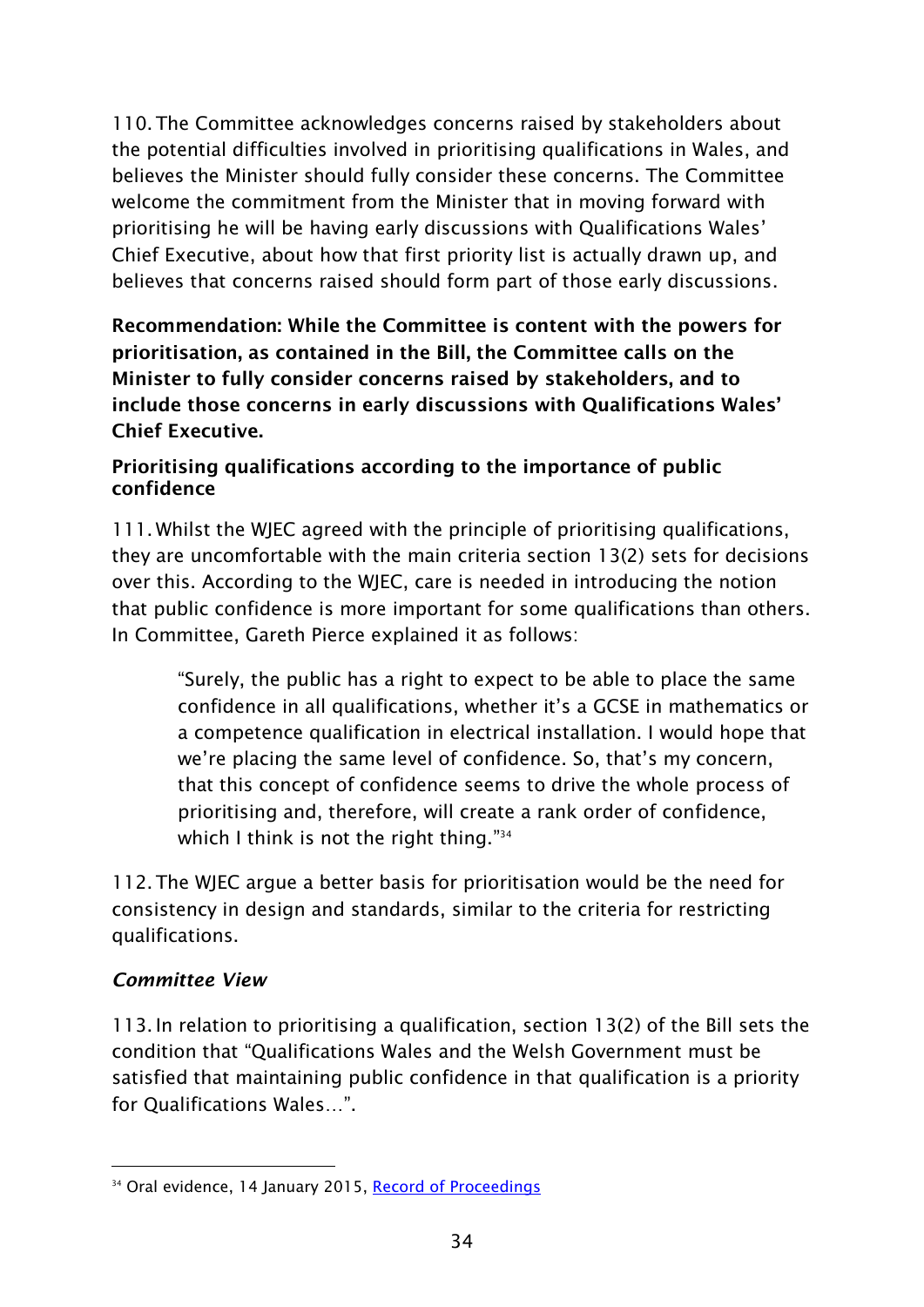110. The Committee acknowledges concerns raised by stakeholders about the potential difficulties involved in prioritising qualifications in Wales, and believes the Minister should fully consider these concerns. The Committee welcome the commitment from the Minister that in moving forward with prioritising he will be having early discussions with Qualifications Wales' Chief Executive, about how that first priority list is actually drawn up, and believes that concerns raised should form part of those early discussions.

**Recommendation: While the Committee is content with the powers for prioritisation, as contained in the Bill, the Committee calls on the Minister to fully consider concerns raised by stakeholders, and to include those concerns in early discussions with Qualifications Wales' Chief Executive.**

### Prioritising qualifications according to the importance of public confidence

111. Whilst the WJEC agreed with the principle of prioritising qualifications, they are uncomfortable with the main criteria section 13(2) sets for decisions over this. According to the WJEC, care is needed in introducing the notion that public confidence is more important for some qualifications than others. In Committee, Gareth Pierce explained it as follows:

> "Surely, the public has a right to expect to be able to place the same confidence in all qualifications, whether it's a GCSE in mathematics or a competence qualification in electrical installation. I would hope that we're placing the same level of confidence. So, that's my concern, that this concept of confidence seems to drive the whole process of prioritising and, therefore, will create a rank order of confidence, which I think is not the right thing."[34]

112. The WJEC argue a better basis for prioritisation would be the need for consistency in design and standards, similar to the criteria for restricting qualifications.

#### *Committee View*

113. In relation to prioritising a qualification, section 13(2) of the Bill sets the condition that "Qualifications Wales and the Welsh Government must be satisfied that maintaining public confidence in that qualification is a priority for Qualifications Wales…".

---

[34] Oral evidence, 14 January 2015, Record of Proceedings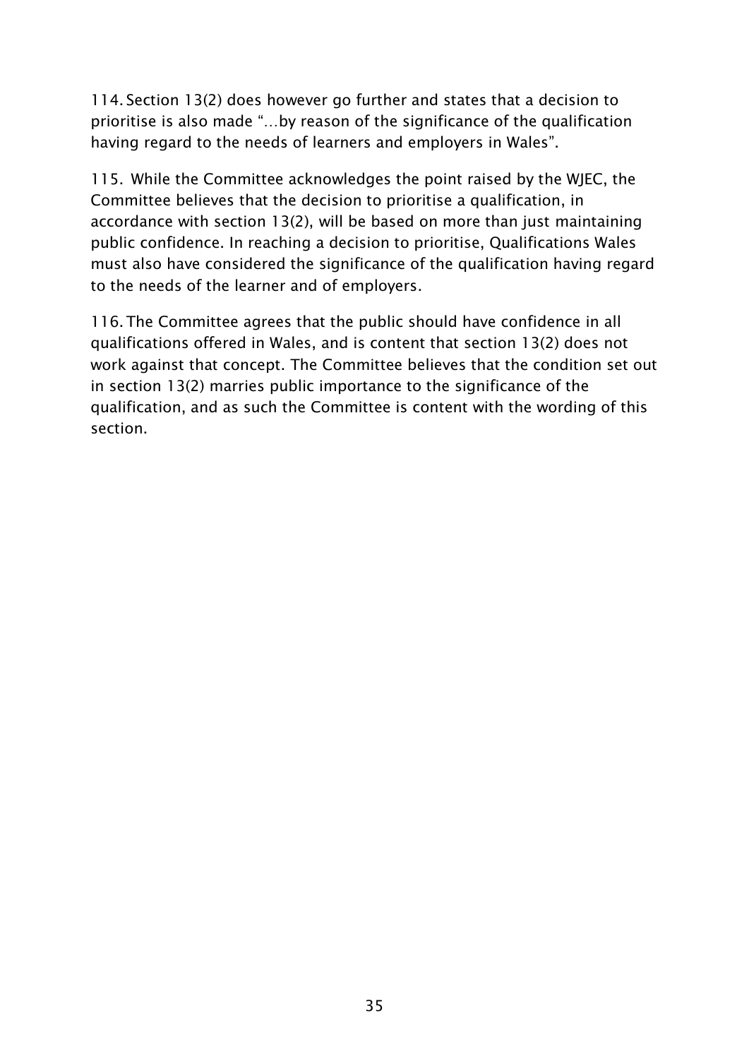114. Section 13(2) does however go further and states that a decision to prioritise is also made "…by reason of the significance of the qualification having regard to the needs of learners and employers in Wales".

115. While the Committee acknowledges the point raised by the WJEC, the Committee believes that the decision to prioritise a qualification, in accordance with section 13(2), will be based on more than just maintaining public confidence. In reaching a decision to prioritise, Qualifications Wales must also have considered the significance of the qualification having regard to the needs of the learner and of employers.

116. The Committee agrees that the public should have confidence in all qualifications offered in Wales, and is content that section 13(2) does not work against that concept. The Committee believes that the condition set out in section 13(2) marries public importance to the significance of the qualification, and as such the Committee is content with the wording of this section.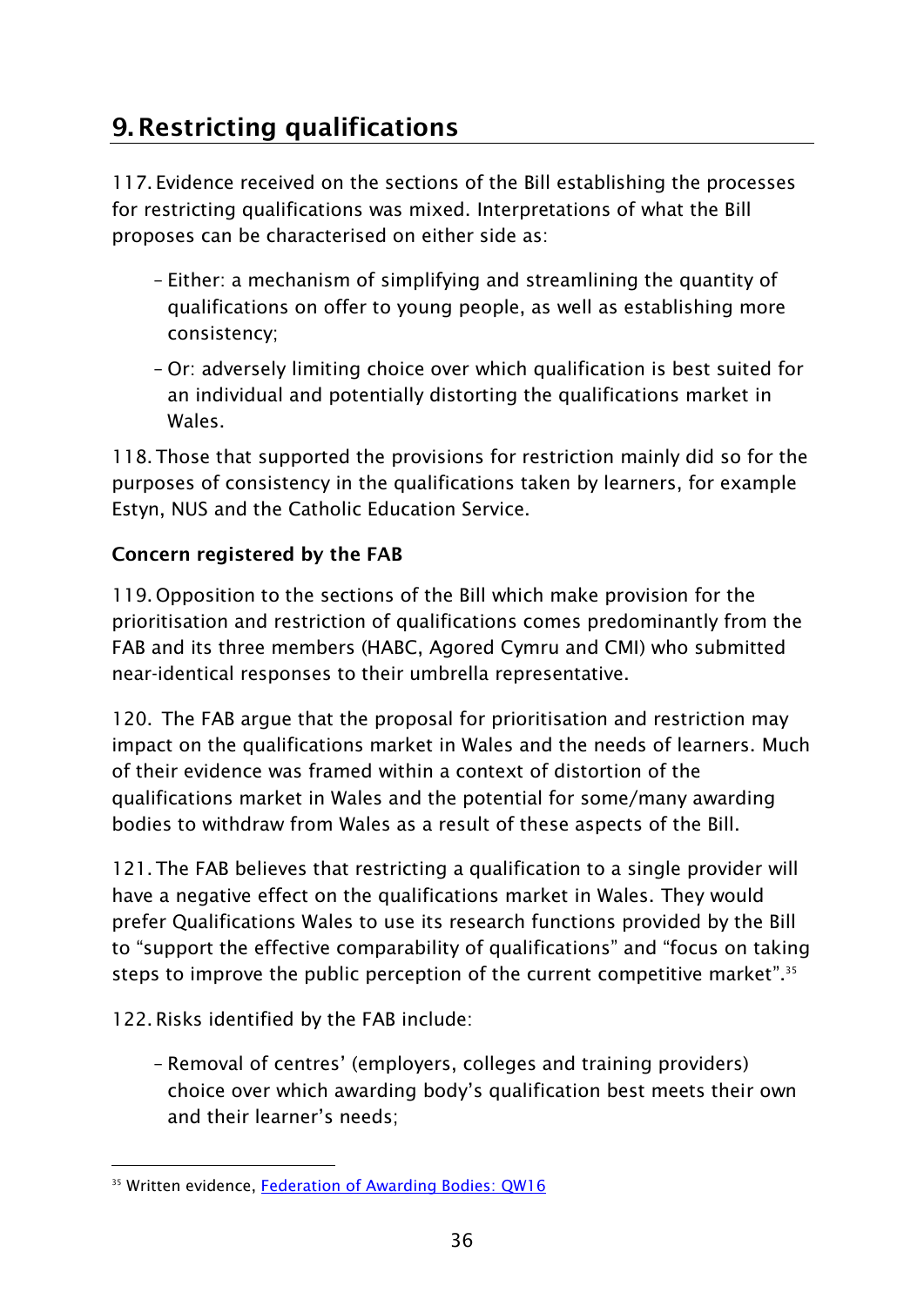## 9. Restricting qualifications

117. Evidence received on the sections of the Bill establishing the processes for restricting qualifications was mixed. Interpretations of what the Bill proposes can be characterised on either side as:

- Either: a mechanism of simplifying and streamlining the quantity of qualifications on offer to young people, as well as establishing more consistency;
- Or: adversely limiting choice over which qualification is best suited for an individual and potentially distorting the qualifications market in Wales.

118. Those that supported the provisions for restriction mainly did so for the purposes of consistency in the qualifications taken by learners, for example Estyn, NUS and the Catholic Education Service.

**Concern registered by the FAB**

119. Opposition to the sections of the Bill which make provision for the prioritisation and restriction of qualifications comes predominantly from the FAB and its three members (HABC, Agored Cymru and CMI) who submitted near-identical responses to their umbrella representative.

120. The FAB argue that the proposal for prioritisation and restriction may impact on the qualifications market in Wales and the needs of learners. Much of their evidence was framed within a context of distortion of the qualifications market in Wales and the potential for some/many awarding bodies to withdraw from Wales as a result of these aspects of the Bill.

121. The FAB believes that restricting a qualification to a single provider will have a negative effect on the qualifications market in Wales. They would prefer Qualifications Wales to use its research functions provided by the Bill to "support the effective comparability of qualifications" and "focus on taking steps to improve the public perception of the current competitive market".[35]

122. Risks identified by the FAB include:

- Removal of centres' (employers, colleges and training providers) choice over which awarding body's qualification best meets their own and their learner's needs;

[35] Written evidence, Federation of Awarding Bodies: QW16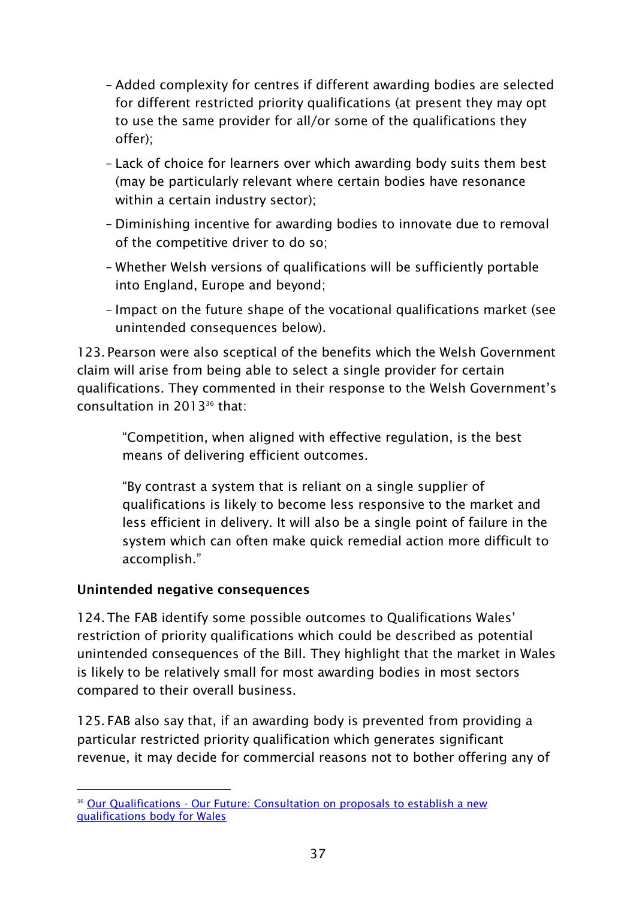- Added complexity for centres if different awarding bodies are selected for different restricted priority qualifications (at present they may opt to use the same provider for all/or some of the qualifications they offer);
- Lack of choice for learners over which awarding body suits them best (may be particularly relevant where certain bodies have resonance within a certain industry sector);
- Diminishing incentive for awarding bodies to innovate due to removal of the competitive driver to do so;
- Whether Welsh versions of qualifications will be sufficiently portable into England, Europe and beyond;
- Impact on the future shape of the vocational qualifications market (see unintended consequences below).

123. Pearson were also sceptical of the benefits which the Welsh Government claim will arise from being able to select a single provider for certain qualifications. They commented in their response to the Welsh Government's consultation in 2013[36] that:

> "Competition, when aligned with effective regulation, is the best means of delivering efficient outcomes.
>
> "By contrast a system that is reliant on a single supplier of qualifications is likely to become less responsive to the market and less efficient in delivery. It will also be a single point of failure in the system which can often make quick remedial action more difficult to accomplish."

**Unintended negative consequences**

124. The FAB identify some possible outcomes to Qualifications Wales' restriction of priority qualifications which could be described as potential unintended consequences of the Bill. They highlight that the market in Wales is likely to be relatively small for most awarding bodies in most sectors compared to their overall business.

125. FAB also say that, if an awarding body is prevented from providing a particular restricted priority qualification which generates significant revenue, it may decide for commercial reasons not to bother offering any of

[36] Our Qualifications - Our Future: Consultation on proposals to establish a new qualifications body for Wales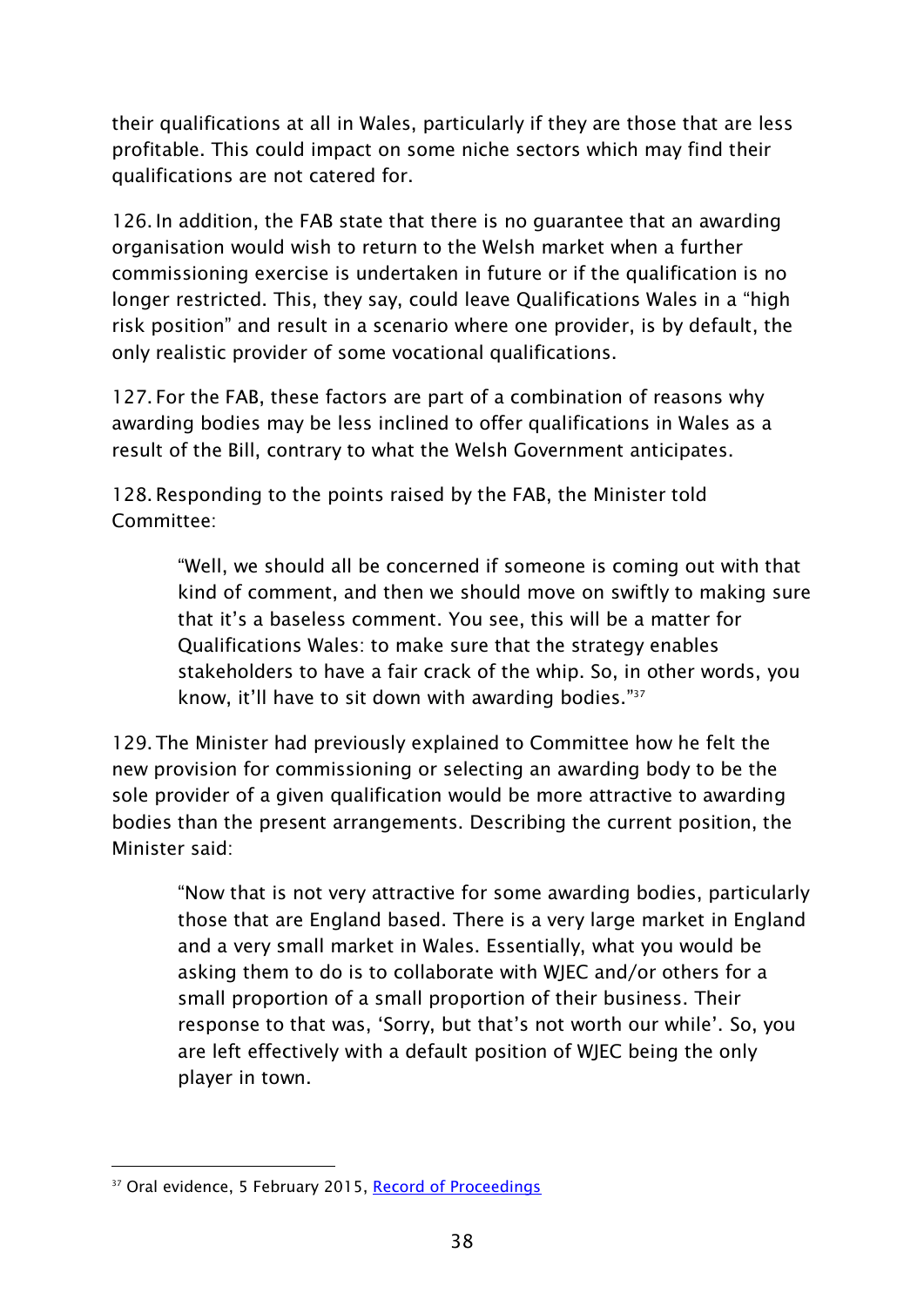their qualifications at all in Wales, particularly if they are those that are less profitable. This could impact on some niche sectors which may find their qualifications are not catered for.

126. In addition, the FAB state that there is no guarantee that an awarding organisation would wish to return to the Welsh market when a further commissioning exercise is undertaken in future or if the qualification is no longer restricted. This, they say, could leave Qualifications Wales in a "high risk position" and result in a scenario where one provider, is by default, the only realistic provider of some vocational qualifications.

127. For the FAB, these factors are part of a combination of reasons why awarding bodies may be less inclined to offer qualifications in Wales as a result of the Bill, contrary to what the Welsh Government anticipates.

128. Responding to the points raised by the FAB, the Minister told Committee:

> "Well, we should all be concerned if someone is coming out with that kind of comment, and then we should move on swiftly to making sure that it's a baseless comment. You see, this will be a matter for Qualifications Wales: to make sure that the strategy enables stakeholders to have a fair crack of the whip. So, in other words, you know, it'll have to sit down with awarding bodies."[37]

129. The Minister had previously explained to Committee how he felt the new provision for commissioning or selecting an awarding body to be the sole provider of a given qualification would be more attractive to awarding bodies than the present arrangements. Describing the current position, the Minister said:

> "Now that is not very attractive for some awarding bodies, particularly those that are England based. There is a very large market in England and a very small market in Wales. Essentially, what you would be asking them to do is to collaborate with WJEC and/or others for a small proportion of a small proportion of their business. Their response to that was, 'Sorry, but that's not worth our while'. So, you are left effectively with a default position of WJEC being the only player in town.

---

[37] Oral evidence, 5 February 2015, Record of Proceedings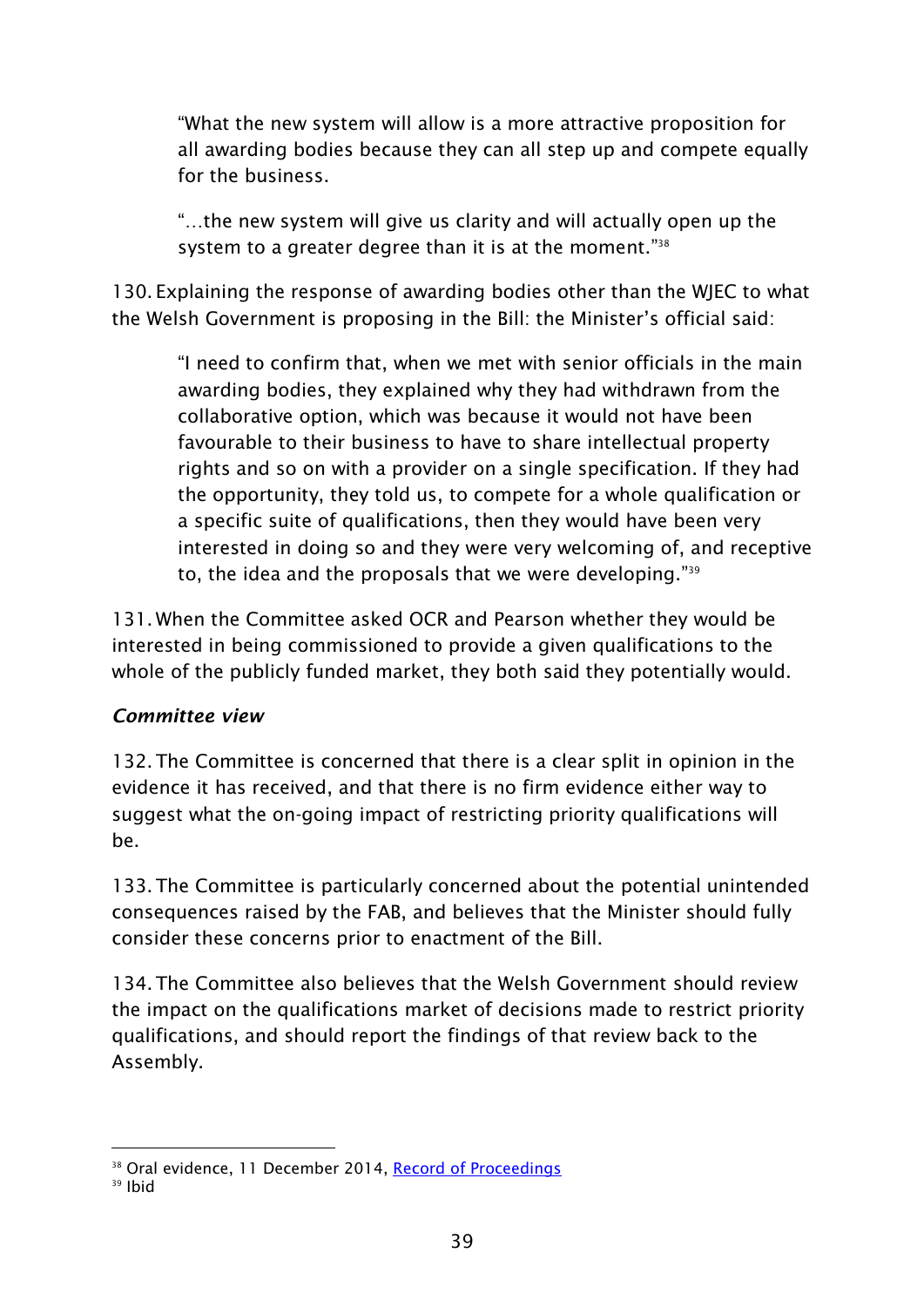> "What the new system will allow is a more attractive proposition for all awarding bodies because they can all step up and compete equally for the business.
>
> "…the new system will give us clarity and will actually open up the system to a greater degree than it is at the moment."[38]

130. Explaining the response of awarding bodies other than the WJEC to what the Welsh Government is proposing in the Bill: the Minister's official said:

> "I need to confirm that, when we met with senior officials in the main awarding bodies, they explained why they had withdrawn from the collaborative option, which was because it would not have been favourable to their business to have to share intellectual property rights and so on with a provider on a single specification. If they had the opportunity, they told us, to compete for a whole qualification or a specific suite of qualifications, then they would have been very interested in doing so and they were very welcoming of, and receptive to, the idea and the proposals that we were developing."[39]

131. When the Committee asked OCR and Pearson whether they would be interested in being commissioned to provide a given qualifications to the whole of the publicly funded market, they both said they potentially would.

### *Committee view*

132. The Committee is concerned that there is a clear split in opinion in the evidence it has received, and that there is no firm evidence either way to suggest what the on-going impact of restricting priority qualifications will be.

133. The Committee is particularly concerned about the potential unintended consequences raised by the FAB, and believes that the Minister should fully consider these concerns prior to enactment of the Bill.

134. The Committee also believes that the Welsh Government should review the impact on the qualifications market of decisions made to restrict priority qualifications, and should report the findings of that review back to the Assembly.

---

[38] Oral evidence, 11 December 2014, Record of Proceedings

[39] Ibid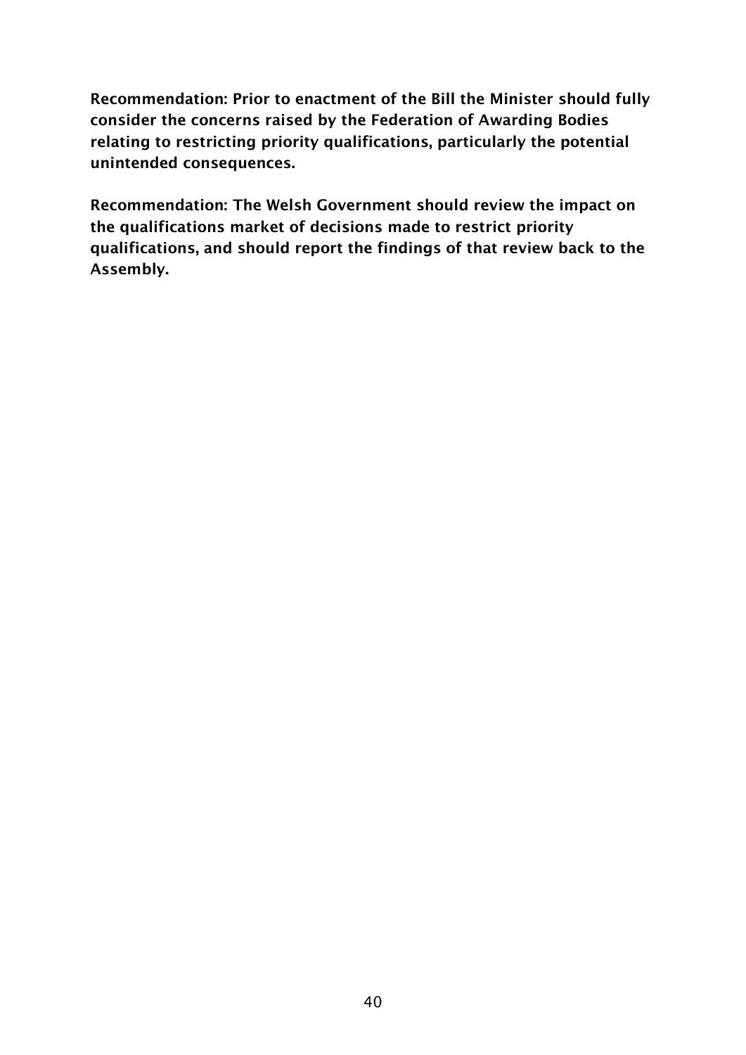**Recommendation: Prior to enactment of the Bill the Minister should fully consider the concerns raised by the Federation of Awarding Bodies relating to restricting priority qualifications, particularly the potential unintended consequences.**

**Recommendation: The Welsh Government should review the impact on the qualifications market of decisions made to restrict priority qualifications, and should report the findings of that review back to the Assembly.**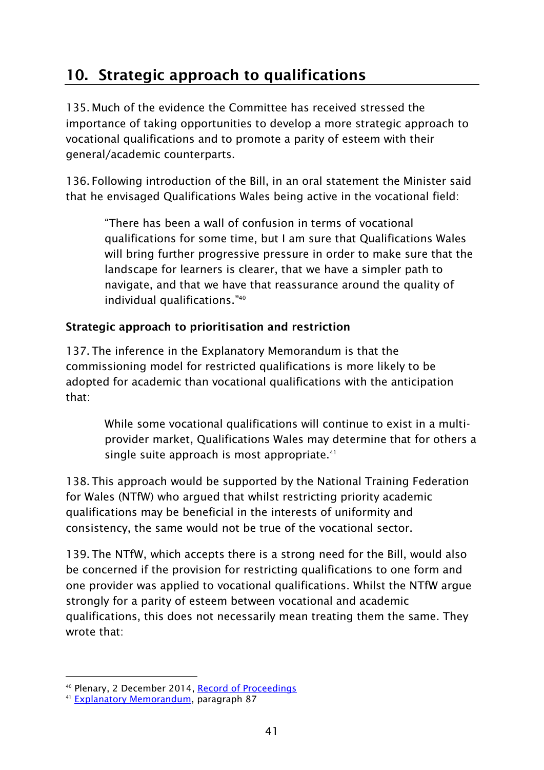## 10. Strategic approach to qualifications

135. Much of the evidence the Committee has received stressed the importance of taking opportunities to develop a more strategic approach to vocational qualifications and to promote a parity of esteem with their general/academic counterparts.

136. Following introduction of the Bill, in an oral statement the Minister said that he envisaged Qualifications Wales being active in the vocational field:

> "There has been a wall of confusion in terms of vocational qualifications for some time, but I am sure that Qualifications Wales will bring further progressive pressure in order to make sure that the landscape for learners is clearer, that we have a simpler path to navigate, and that we have that reassurance around the quality of individual qualifications."[40]

### Strategic approach to prioritisation and restriction

137. The inference in the Explanatory Memorandum is that the commissioning model for restricted qualifications is more likely to be adopted for academic than vocational qualifications with the anticipation that:

> While some vocational qualifications will continue to exist in a multi-provider market, Qualifications Wales may determine that for others a single suite approach is most appropriate.[41]

138. This approach would be supported by the National Training Federation for Wales (NTfW) who argued that whilst restricting priority academic qualifications may be beneficial in the interests of uniformity and consistency, the same would not be true of the vocational sector.

139. The NTfW, which accepts there is a strong need for the Bill, would also be concerned if the provision for restricting qualifications to one form and one provider was applied to vocational qualifications. Whilst the NTfW argue strongly for a parity of esteem between vocational and academic qualifications, this does not necessarily mean treating them the same. They wrote that:

---

[40] Plenary, 2 December 2014, Record of Proceedings

[41] Explanatory Memorandum, paragraph 87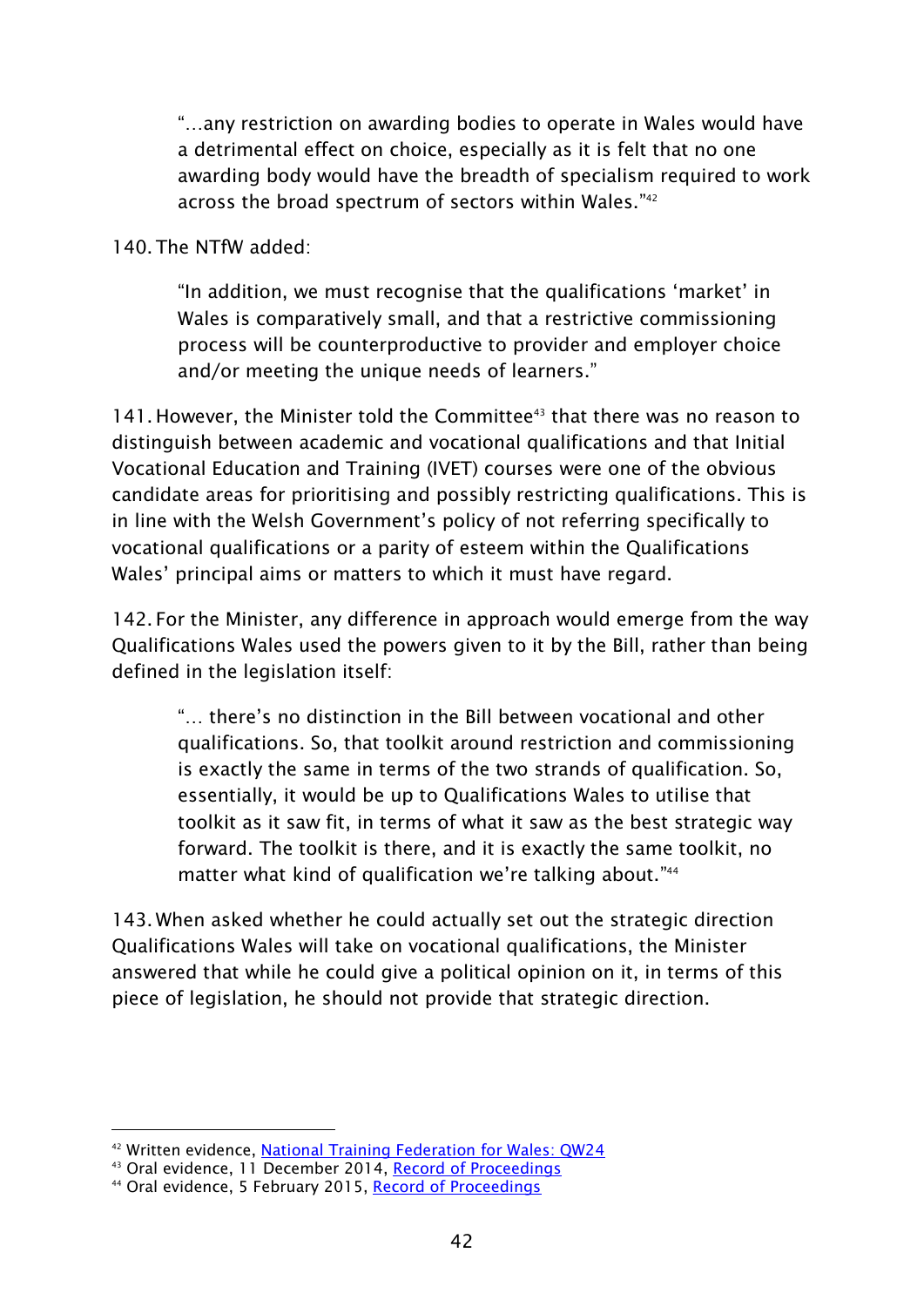> "…any restriction on awarding bodies to operate in Wales would have a detrimental effect on choice, especially as it is felt that no one awarding body would have the breadth of specialism required to work across the broad spectrum of sectors within Wales."[42]

140. The NTfW added:

> "In addition, we must recognise that the qualifications 'market' in Wales is comparatively small, and that a restrictive commissioning process will be counterproductive to provider and employer choice and/or meeting the unique needs of learners."

141. However, the Minister told the Committee[43] that there was no reason to distinguish between academic and vocational qualifications and that Initial Vocational Education and Training (IVET) courses were one of the obvious candidate areas for prioritising and possibly restricting qualifications. This is in line with the Welsh Government's policy of not referring specifically to vocational qualifications or a parity of esteem within the Qualifications Wales' principal aims or matters to which it must have regard.

142. For the Minister, any difference in approach would emerge from the way Qualifications Wales used the powers given to it by the Bill, rather than being defined in the legislation itself:

> "… there's no distinction in the Bill between vocational and other qualifications. So, that toolkit around restriction and commissioning is exactly the same in terms of the two strands of qualification. So, essentially, it would be up to Qualifications Wales to utilise that toolkit as it saw fit, in terms of what it saw as the best strategic way forward. The toolkit is there, and it is exactly the same toolkit, no matter what kind of qualification we're talking about."[44]

143. When asked whether he could actually set out the strategic direction Qualifications Wales will take on vocational qualifications, the Minister answered that while he could give a political opinion on it, in terms of this piece of legislation, he should not provide that strategic direction.

---

[42] Written evidence, National Training Federation for Wales: QW24

[43] Oral evidence, 11 December 2014, Record of Proceedings

[44] Oral evidence, 5 February 2015, Record of Proceedings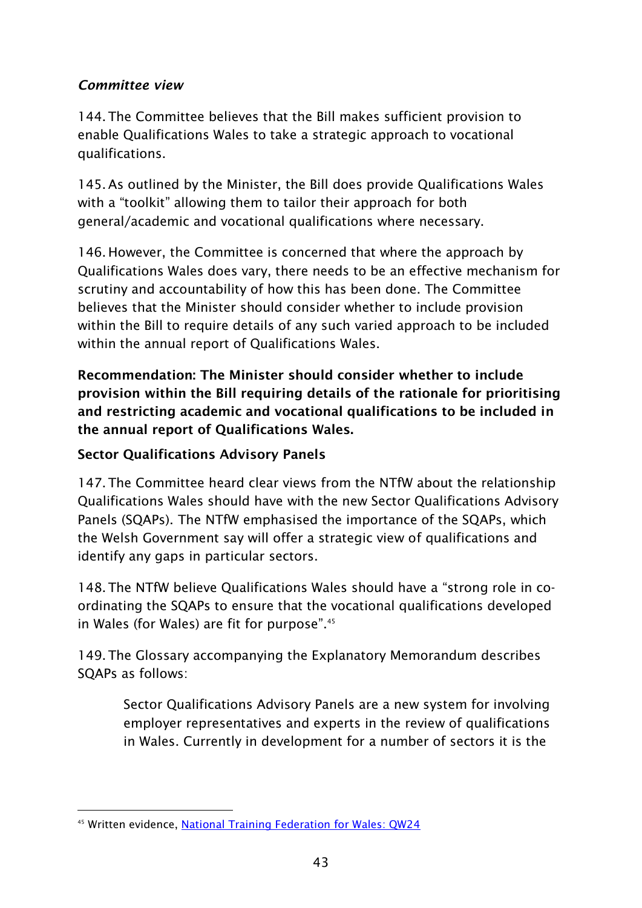### *Committee view*

144. The Committee believes that the Bill makes sufficient provision to enable Qualifications Wales to take a strategic approach to vocational qualifications.

145. As outlined by the Minister, the Bill does provide Qualifications Wales with a "toolkit" allowing them to tailor their approach for both general/academic and vocational qualifications where necessary.

146. However, the Committee is concerned that where the approach by Qualifications Wales does vary, there needs to be an effective mechanism for scrutiny and accountability of how this has been done. The Committee believes that the Minister should consider whether to include provision within the Bill to require details of any such varied approach to be included within the annual report of Qualifications Wales.

**Recommendation: The Minister should consider whether to include provision within the Bill requiring details of the rationale for prioritising and restricting academic and vocational qualifications to be included in the annual report of Qualifications Wales.**

### Sector Qualifications Advisory Panels

147. The Committee heard clear views from the NTfW about the relationship Qualifications Wales should have with the new Sector Qualifications Advisory Panels (SQAPs). The NTfW emphasised the importance of the SQAPs, which the Welsh Government say will offer a strategic view of qualifications and identify any gaps in particular sectors.

148. The NTfW believe Qualifications Wales should have a "strong role in co-ordinating the SQAPs to ensure that the vocational qualifications developed in Wales (for Wales) are fit for purpose".[45]

149. The Glossary accompanying the Explanatory Memorandum describes SQAPs as follows:

> Sector Qualifications Advisory Panels are a new system for involving employer representatives and experts in the review of qualifications in Wales. Currently in development for a number of sectors it is the

[45] Written evidence, National Training Federation for Wales: QW24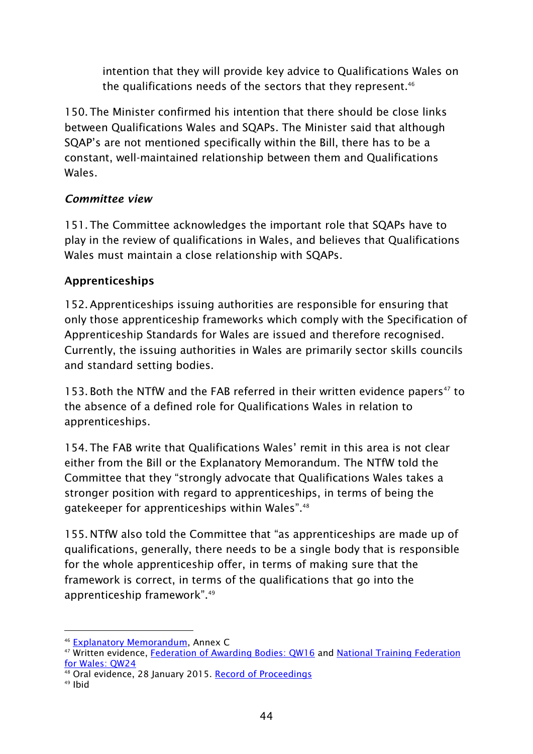intention that they will provide key advice to Qualifications Wales on the qualifications needs of the sectors that they represent.[46]

150. The Minister confirmed his intention that there should be close links between Qualifications Wales and SQAPs. The Minister said that although SQAP's are not mentioned specifically within the Bill, there has to be a constant, well-maintained relationship between them and Qualifications Wales.

### *Committee view*

151. The Committee acknowledges the important role that SQAPs have to play in the review of qualifications in Wales, and believes that Qualifications Wales must maintain a close relationship with SQAPs.

### Apprenticeships

152. Apprenticeships issuing authorities are responsible for ensuring that only those apprenticeship frameworks which comply with the Specification of Apprenticeship Standards for Wales are issued and therefore recognised. Currently, the issuing authorities in Wales are primarily sector skills councils and standard setting bodies.

153. Both the NTfW and the FAB referred in their written evidence papers[47] to the absence of a defined role for Qualifications Wales in relation to apprenticeships.

154. The FAB write that Qualifications Wales' remit in this area is not clear either from the Bill or the Explanatory Memorandum. The NTfW told the Committee that they "strongly advocate that Qualifications Wales takes a stronger position with regard to apprenticeships, in terms of being the gatekeeper for apprenticeships within Wales".[48]

155. NTfW also told the Committee that "as apprenticeships are made up of qualifications, generally, there needs to be a single body that is responsible for the whole apprenticeship offer, in terms of making sure that the framework is correct, in terms of the qualifications that go into the apprenticeship framework".[49]

---

[46] Explanatory Memorandum, Annex C

[47] Written evidence, Federation of Awarding Bodies: QW16 and National Training Federation for Wales: QW24

[48] Oral evidence, 28 January 2015. Record of Proceedings

[49] Ibid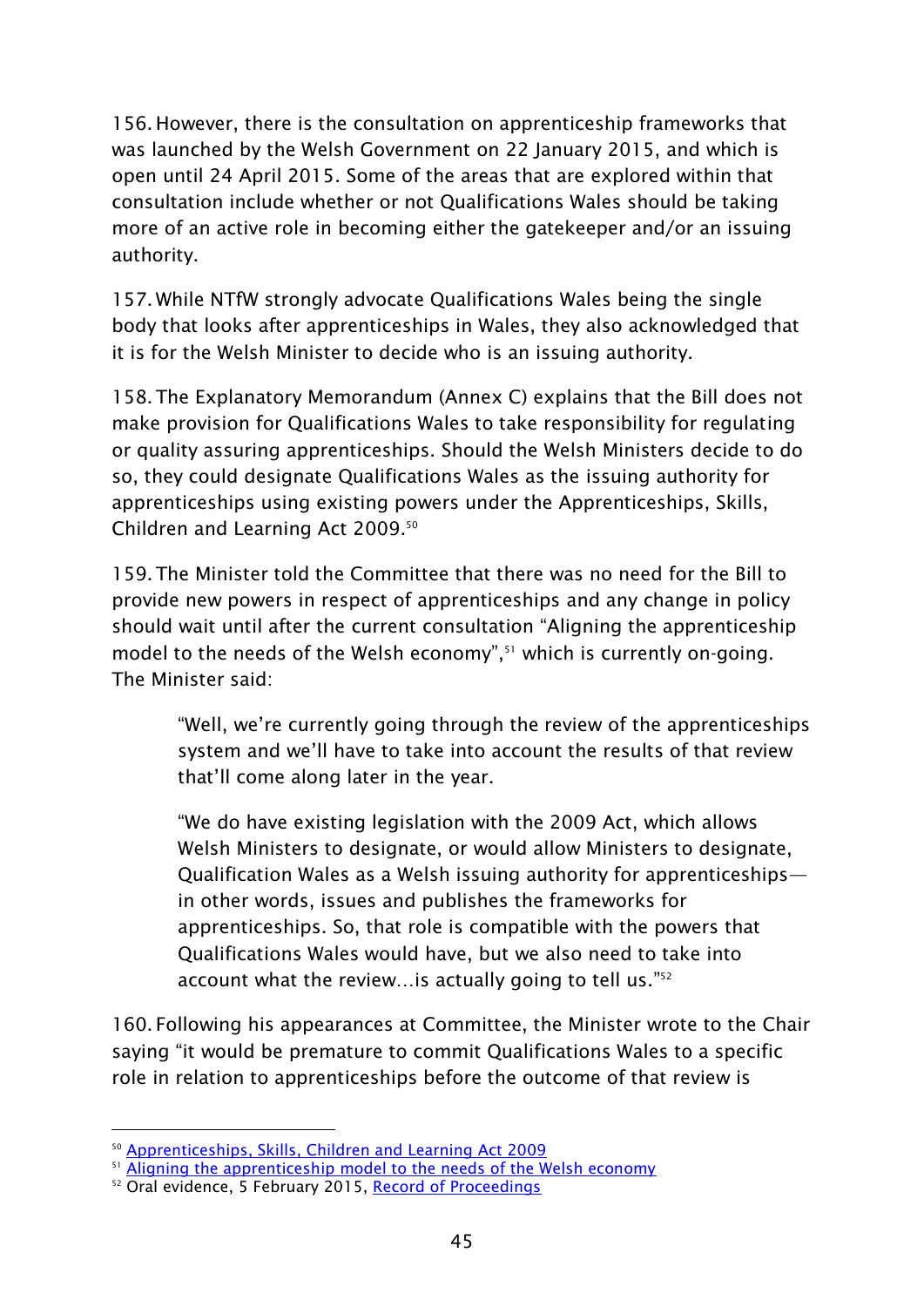156. However, there is the consultation on apprenticeship frameworks that was launched by the Welsh Government on 22 January 2015, and which is open until 24 April 2015. Some of the areas that are explored within that consultation include whether or not Qualifications Wales should be taking more of an active role in becoming either the gatekeeper and/or an issuing authority.

157. While NTfW strongly advocate Qualifications Wales being the single body that looks after apprenticeships in Wales, they also acknowledged that it is for the Welsh Minister to decide who is an issuing authority.

158. The Explanatory Memorandum (Annex C) explains that the Bill does not make provision for Qualifications Wales to take responsibility for regulating or quality assuring apprenticeships. Should the Welsh Ministers decide to do so, they could designate Qualifications Wales as the issuing authority for apprenticeships using existing powers under the Apprenticeships, Skills, Children and Learning Act 2009.[50]

159. The Minister told the Committee that there was no need for the Bill to provide new powers in respect of apprenticeships and any change in policy should wait until after the current consultation "Aligning the apprenticeship model to the needs of the Welsh economy",[51] which is currently on-going. The Minister said:

> "Well, we're currently going through the review of the apprenticeships system and we'll have to take into account the results of that review that'll come along later in the year.
>
> "We do have existing legislation with the 2009 Act, which allows Welsh Ministers to designate, or would allow Ministers to designate, Qualification Wales as a Welsh issuing authority for apprenticeships—in other words, issues and publishes the frameworks for apprenticeships. So, that role is compatible with the powers that Qualifications Wales would have, but we also need to take into account what the review…is actually going to tell us."[52]

160. Following his appearances at Committee, the Minister wrote to the Chair saying "it would be premature to commit Qualifications Wales to a specific role in relation to apprenticeships before the outcome of that review is

---

[50] Apprenticeships, Skills, Children and Learning Act 2009

[51] Aligning the apprenticeship model to the needs of the Welsh economy

[52] Oral evidence, 5 February 2015, Record of Proceedings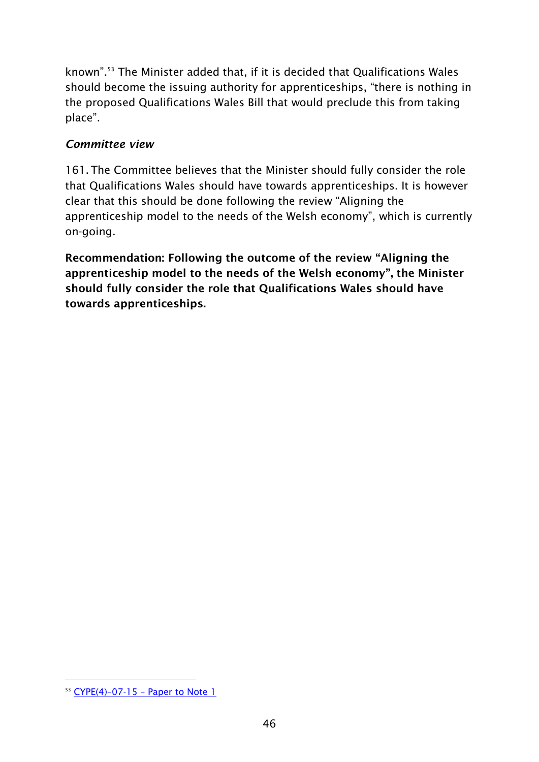known”.[53] The Minister added that, if it is decided that Qualifications Wales should become the issuing authority for apprenticeships, “there is nothing in the proposed Qualifications Wales Bill that would preclude this from taking place”.

### *Committee view*

161. The Committee believes that the Minister should fully consider the role that Qualifications Wales should have towards apprenticeships. It is however clear that this should be done following the review “Aligning the apprenticeship model to the needs of the Welsh economy”, which is currently on-going.

**Recommendation: Following the outcome of the review “Aligning the apprenticeship model to the needs of the Welsh economy”, the Minister should fully consider the role that Qualifications Wales should have towards apprenticeships.**

---

[53] CYPE(4)-07-15 – Paper to Note 1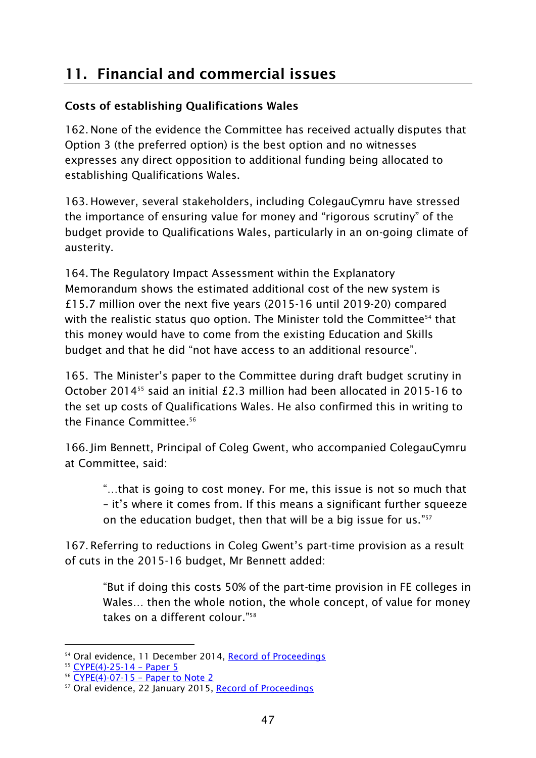## 11. Financial and commercial issues

### Costs of establishing Qualifications Wales

162. None of the evidence the Committee has received actually disputes that Option 3 (the preferred option) is the best option and no witnesses expresses any direct opposition to additional funding being allocated to establishing Qualifications Wales.

163. However, several stakeholders, including ColegauCymru have stressed the importance of ensuring value for money and "rigorous scrutiny" of the budget provide to Qualifications Wales, particularly in an on-going climate of austerity.

164. The Regulatory Impact Assessment within the Explanatory Memorandum shows the estimated additional cost of the new system is £15.7 million over the next five years (2015-16 until 2019-20) compared with the realistic status quo option. The Minister told the Committee[54] that this money would have to come from the existing Education and Skills budget and that he did "not have access to an additional resource".

165. The Minister's paper to the Committee during draft budget scrutiny in October 2014[55] said an initial £2.3 million had been allocated in 2015-16 to the set up costs of Qualifications Wales. He also confirmed this in writing to the Finance Committee.[56]

166. Jim Bennett, Principal of Coleg Gwent, who accompanied ColegauCymru at Committee, said:

> "…that is going to cost money. For me, this issue is not so much that – it's where it comes from. If this means a significant further squeeze on the education budget, then that will be a big issue for us."[57]

167. Referring to reductions in Coleg Gwent's part-time provision as a result of cuts in the 2015-16 budget, Mr Bennett added:

> "But if doing this costs 50% of the part-time provision in FE colleges in Wales… then the whole notion, the whole concept, of value for money takes on a different colour."[58]

---

[54] Oral evidence, 11 December 2014, Record of Proceedings
[55] CYPE(4)-25-14 – Paper 5
[56] CYPE(4)-07-15 – Paper to Note 2
[57] Oral evidence, 22 January 2015, Record of Proceedings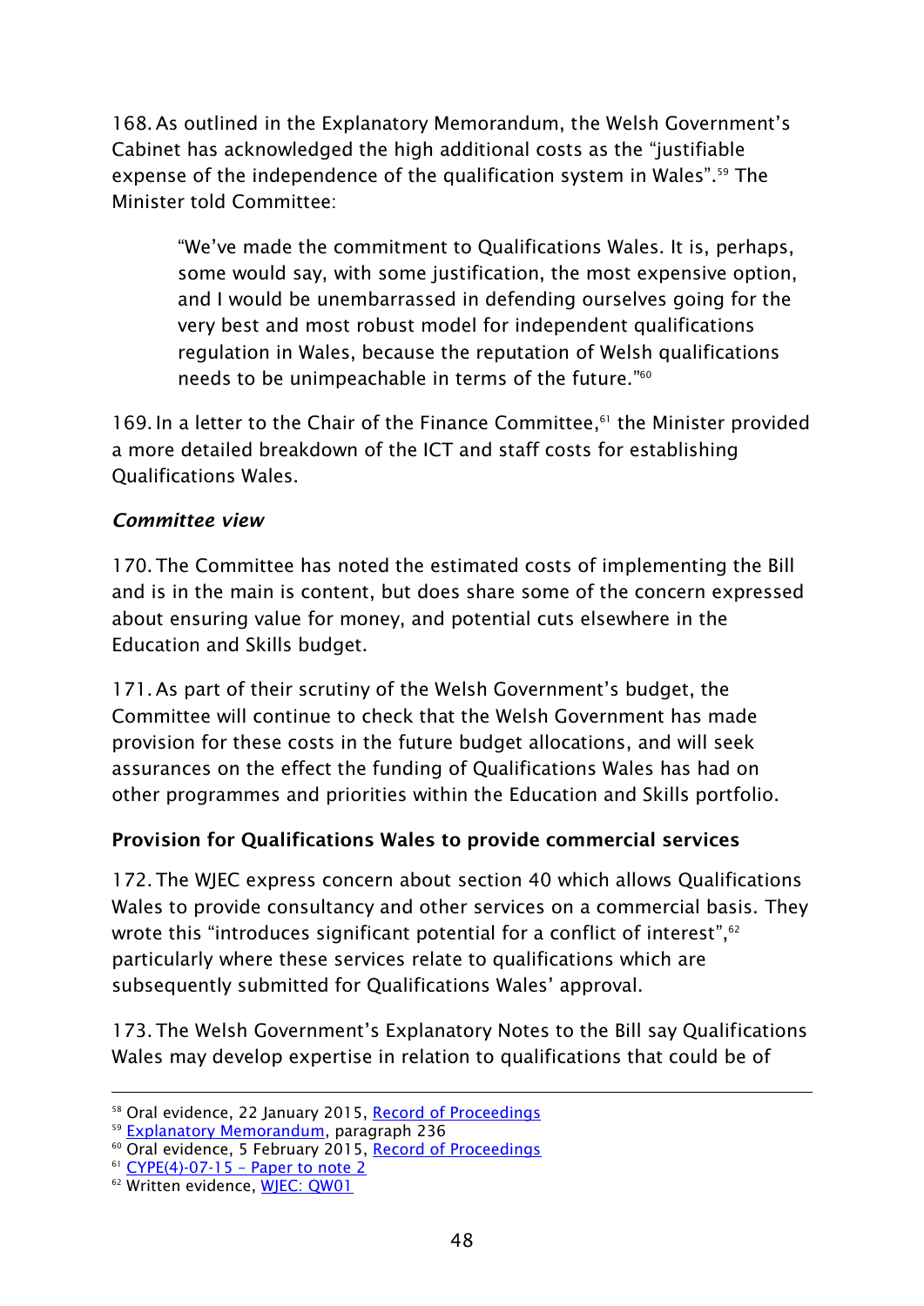168. As outlined in the Explanatory Memorandum, the Welsh Government's Cabinet has acknowledged the high additional costs as the "justifiable expense of the independence of the qualification system in Wales".[59] The Minister told Committee:

> "We've made the commitment to Qualifications Wales. It is, perhaps, some would say, with some justification, the most expensive option, and I would be unembarrassed in defending ourselves going for the very best and most robust model for independent qualifications regulation in Wales, because the reputation of Welsh qualifications needs to be unimpeachable in terms of the future."[60]

169. In a letter to the Chair of the Finance Committee,[61] the Minister provided a more detailed breakdown of the ICT and staff costs for establishing Qualifications Wales.

***Committee view***

170. The Committee has noted the estimated costs of implementing the Bill and is in the main is content, but does share some of the concern expressed about ensuring value for money, and potential cuts elsewhere in the Education and Skills budget.

171. As part of their scrutiny of the Welsh Government's budget, the Committee will continue to check that the Welsh Government has made provision for these costs in the future budget allocations, and will seek assurances on the effect the funding of Qualifications Wales has had on other programmes and priorities within the Education and Skills portfolio.

**Provision for Qualifications Wales to provide commercial services**

172. The WJEC express concern about section 40 which allows Qualifications Wales to provide consultancy and other services on a commercial basis. They wrote this "introduces significant potential for a conflict of interest",[62] particularly where these services relate to qualifications which are subsequently submitted for Qualifications Wales' approval.

173. The Welsh Government's Explanatory Notes to the Bill say Qualifications Wales may develop expertise in relation to qualifications that could be of

---

[58] Oral evidence, 22 January 2015, Record of Proceedings
[59] Explanatory Memorandum, paragraph 236
[60] Oral evidence, 5 February 2015, Record of Proceedings
[61] CYPE(4)-07-15 – Paper to note 2
[62] Written evidence, WJEC: QW01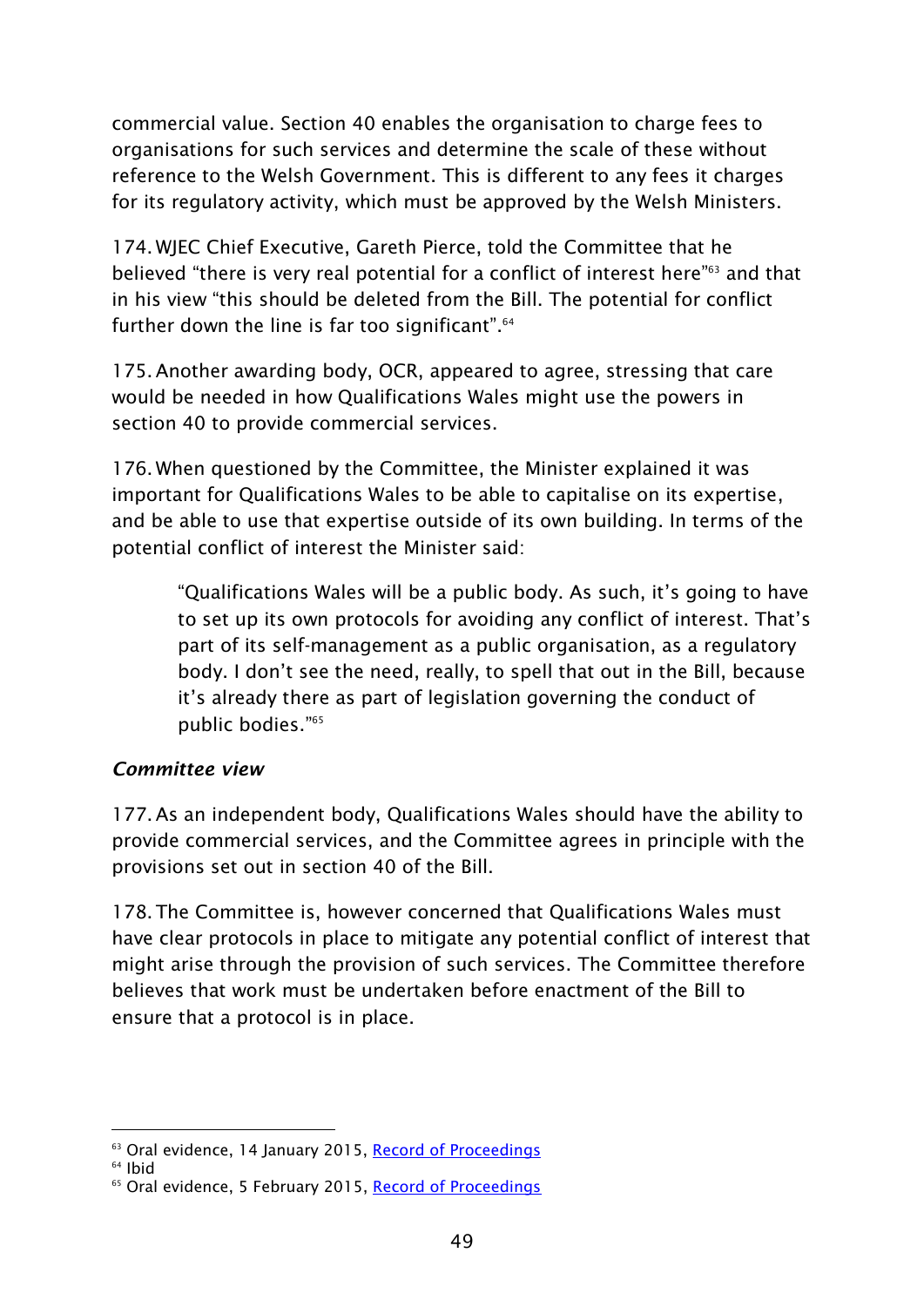commercial value. Section 40 enables the organisation to charge fees to organisations for such services and determine the scale of these without reference to the Welsh Government. This is different to any fees it charges for its regulatory activity, which must be approved by the Welsh Ministers.

174. WJEC Chief Executive, Gareth Pierce, told the Committee that he believed "there is very real potential for a conflict of interest here"[63] and that in his view "this should be deleted from the Bill. The potential for conflict further down the line is far too significant".[64]

175. Another awarding body, OCR, appeared to agree, stressing that care would be needed in how Qualifications Wales might use the powers in section 40 to provide commercial services.

176. When questioned by the Committee, the Minister explained it was important for Qualifications Wales to be able to capitalise on its expertise, and be able to use that expertise outside of its own building. In terms of the potential conflict of interest the Minister said:

> "Qualifications Wales will be a public body. As such, it's going to have to set up its own protocols for avoiding any conflict of interest. That's part of its self-management as a public organisation, as a regulatory body. I don't see the need, really, to spell that out in the Bill, because it's already there as part of legislation governing the conduct of public bodies."[65]

### *Committee view*

177. As an independent body, Qualifications Wales should have the ability to provide commercial services, and the Committee agrees in principle with the provisions set out in section 40 of the Bill.

178. The Committee is, however concerned that Qualifications Wales must have clear protocols in place to mitigate any potential conflict of interest that might arise through the provision of such services. The Committee therefore believes that work must be undertaken before enactment of the Bill to ensure that a protocol is in place.

---

[63] Oral evidence, 14 January 2015, Record of Proceedings

[64] Ibid

[65] Oral evidence, 5 February 2015, Record of Proceedings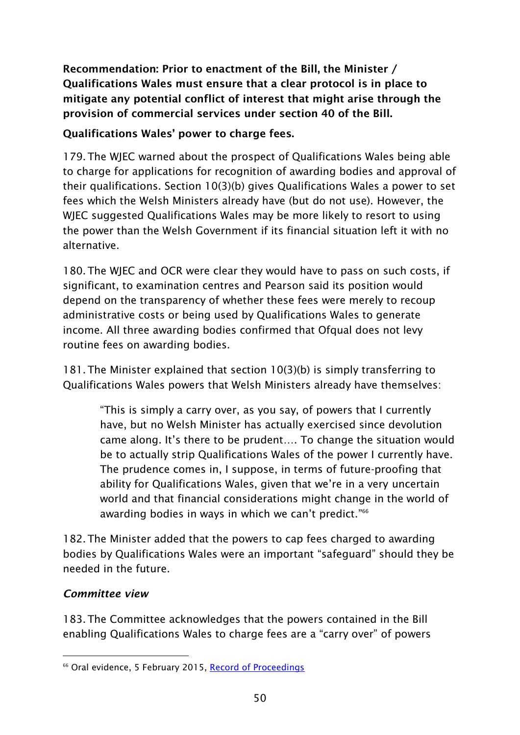**Recommendation: Prior to enactment of the Bill, the Minister / Qualifications Wales must ensure that a clear protocol is in place to mitigate any potential conflict of interest that might arise through the provision of commercial services under section 40 of the Bill.**

**Qualifications Wales' power to charge fees.**

179. The WJEC warned about the prospect of Qualifications Wales being able to charge for applications for recognition of awarding bodies and approval of their qualifications. Section 10(3)(b) gives Qualifications Wales a power to set fees which the Welsh Ministers already have (but do not use). However, the WJEC suggested Qualifications Wales may be more likely to resort to using the power than the Welsh Government if its financial situation left it with no alternative.

180. The WJEC and OCR were clear they would have to pass on such costs, if significant, to examination centres and Pearson said its position would depend on the transparency of whether these fees were merely to recoup administrative costs or being used by Qualifications Wales to generate income. All three awarding bodies confirmed that Ofqual does not levy routine fees on awarding bodies.

181. The Minister explained that section 10(3)(b) is simply transferring to Qualifications Wales powers that Welsh Ministers already have themselves:

> "This is simply a carry over, as you say, of powers that I currently have, but no Welsh Minister has actually exercised since devolution came along. It's there to be prudent…. To change the situation would be to actually strip Qualifications Wales of the power I currently have. The prudence comes in, I suppose, in terms of future-proofing that ability for Qualifications Wales, given that we're in a very uncertain world and that financial considerations might change in the world of awarding bodies in ways in which we can't predict."[66]

182. The Minister added that the powers to cap fees charged to awarding bodies by Qualifications Wales were an important "safeguard" should they be needed in the future.

### *Committee view*

183. The Committee acknowledges that the powers contained in the Bill enabling Qualifications Wales to charge fees are a "carry over" of powers

---

[66] Oral evidence, 5 February 2015, Record of Proceedings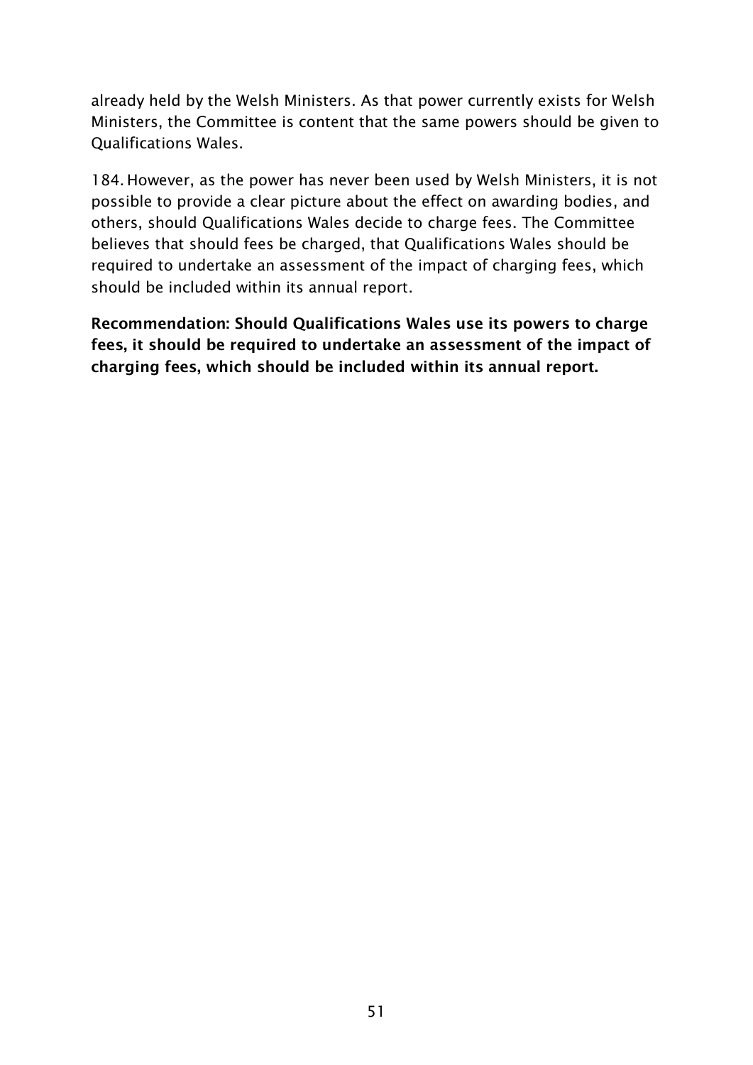already held by the Welsh Ministers. As that power currently exists for Welsh Ministers, the Committee is content that the same powers should be given to Qualifications Wales.

184. However, as the power has never been used by Welsh Ministers, it is not possible to provide a clear picture about the effect on awarding bodies, and others, should Qualifications Wales decide to charge fees. The Committee believes that should fees be charged, that Qualifications Wales should be required to undertake an assessment of the impact of charging fees, which should be included within its annual report.

**Recommendation: Should Qualifications Wales use its powers to charge fees, it should be required to undertake an assessment of the impact of charging fees, which should be included within its annual report.**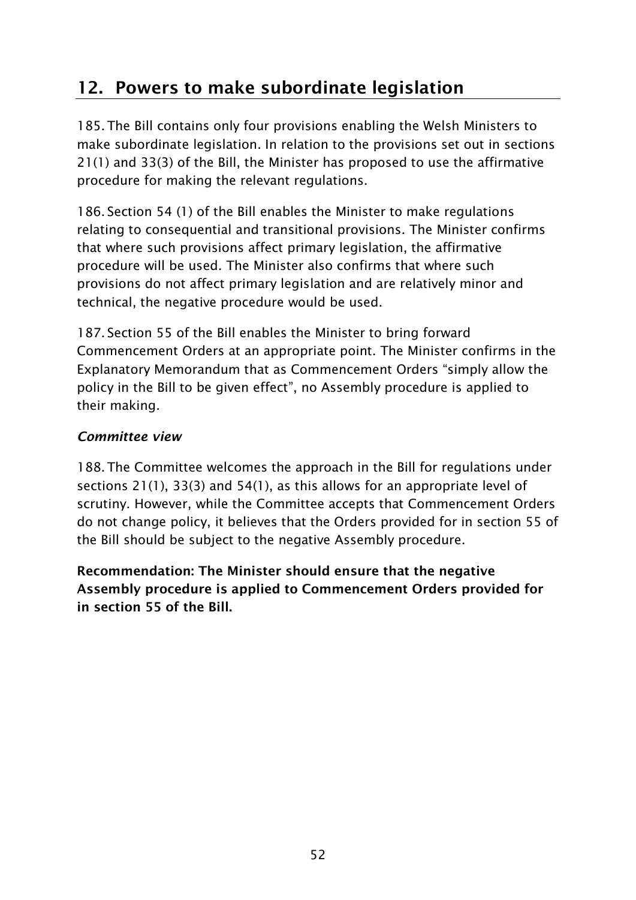## 12. Powers to make subordinate legislation

185. The Bill contains only four provisions enabling the Welsh Ministers to make subordinate legislation. In relation to the provisions set out in sections 21(1) and 33(3) of the Bill, the Minister has proposed to use the affirmative procedure for making the relevant regulations.

186. Section 54 (1) of the Bill enables the Minister to make regulations relating to consequential and transitional provisions. The Minister confirms that where such provisions affect primary legislation, the affirmative procedure will be used. The Minister also confirms that where such provisions do not affect primary legislation and are relatively minor and technical, the negative procedure would be used.

187. Section 55 of the Bill enables the Minister to bring forward Commencement Orders at an appropriate point. The Minister confirms in the Explanatory Memorandum that as Commencement Orders "simply allow the policy in the Bill to be given effect", no Assembly procedure is applied to their making.

### *Committee view*

188. The Committee welcomes the approach in the Bill for regulations under sections 21(1), 33(3) and 54(1), as this allows for an appropriate level of scrutiny. However, while the Committee accepts that Commencement Orders do not change policy, it believes that the Orders provided for in section 55 of the Bill should be subject to the negative Assembly procedure.

**Recommendation: The Minister should ensure that the negative Assembly procedure is applied to Commencement Orders provided for in section 55 of the Bill.**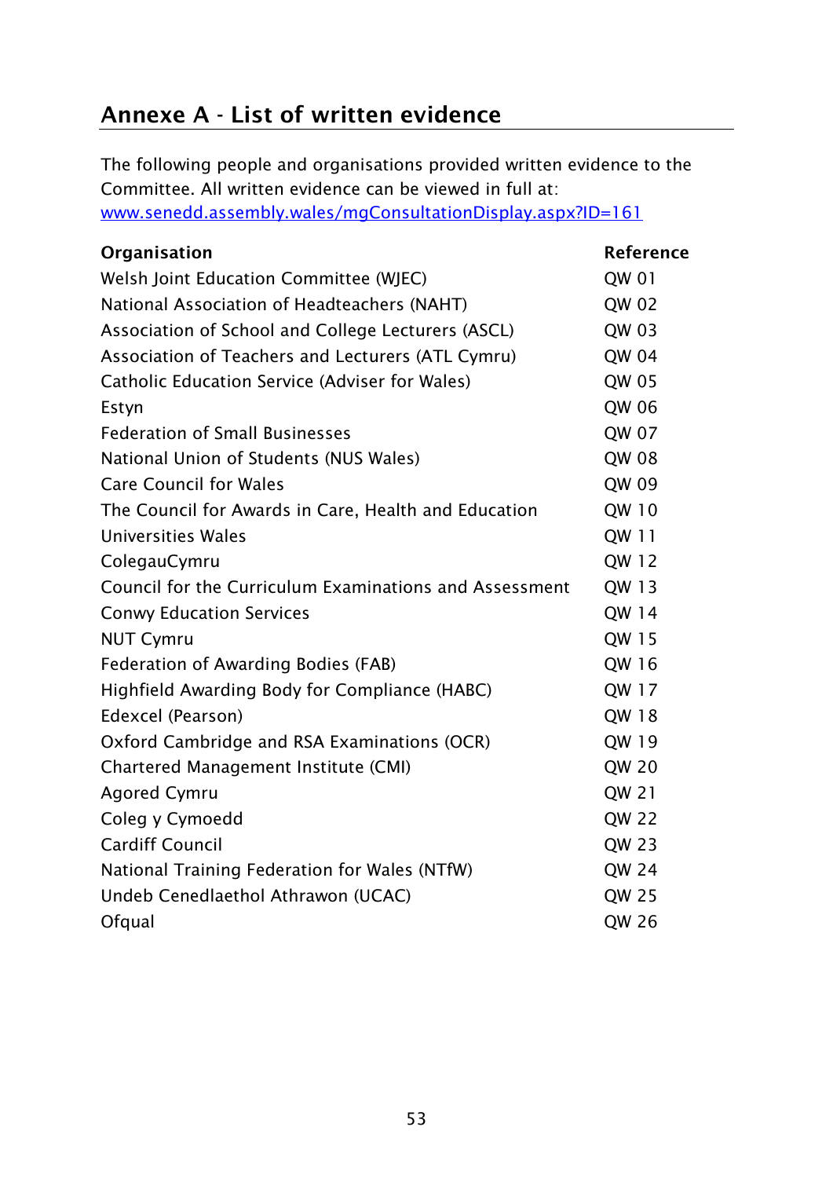## Annexe A - List of written evidence

The following people and organisations provided written evidence to the Committee. All written evidence can be viewed in full at: [www.senedd.assembly.wales/mgConsultationDisplay.aspx?ID=161](www.senedd.assembly.wales/mgConsultationDisplay.aspx?ID=161)

| Organisation | Reference |
|---|---|
| Welsh Joint Education Committee (WJEC) | QW 01 |
| National Association of Headteachers (NAHT) | QW 02 |
| Association of School and College Lecturers (ASCL) | QW 03 |
| Association of Teachers and Lecturers (ATL Cymru) | QW 04 |
| Catholic Education Service (Adviser for Wales) | QW 05 |
| Estyn | QW 06 |
| Federation of Small Businesses | QW 07 |
| National Union of Students (NUS Wales) | QW 08 |
| Care Council for Wales | QW 09 |
| The Council for Awards in Care, Health and Education | QW 10 |
| Universities Wales | QW 11 |
| ColegauCymru | QW 12 |
| Council for the Curriculum Examinations and Assessment | QW 13 |
| Conwy Education Services | QW 14 |
| NUT Cymru | QW 15 |
| Federation of Awarding Bodies (FAB) | QW 16 |
| Highfield Awarding Body for Compliance (HABC) | QW 17 |
| Edexcel (Pearson) | QW 18 |
| Oxford Cambridge and RSA Examinations (OCR) | QW 19 |
| Chartered Management Institute (CMI) | QW 20 |
| Agored Cymru | QW 21 |
| Coleg y Cymoedd | QW 22 |
| Cardiff Council | QW 23 |
| National Training Federation for Wales (NTfW) | QW 24 |
| Undeb Cenedlaethol Athrawon (UCAC) | QW 25 |
| Ofqual | QW 26 |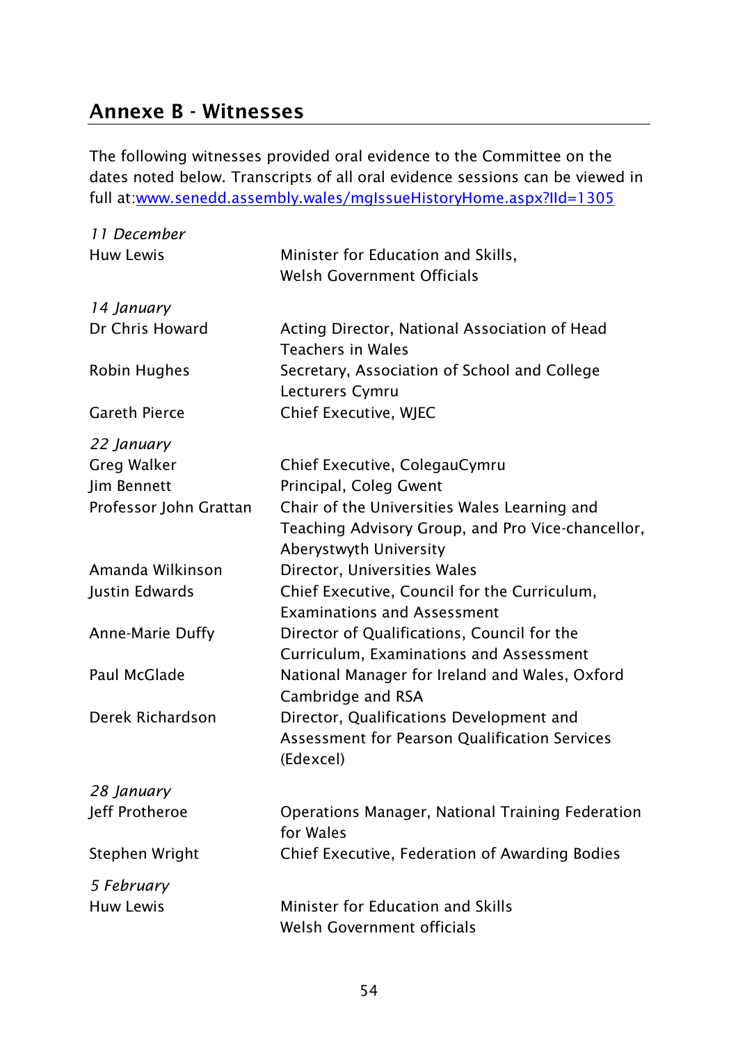## Annexe B - Witnesses

The following witnesses provided oral evidence to the Committee on the dates noted below. Transcripts of all oral evidence sessions can be viewed in full at:[www.senedd.assembly.wales/mgIssueHistoryHome.aspx?IId=1305](www.senedd.assembly.wales/mgIssueHistoryHome.aspx?IId=1305)

| | |
|---|---|
| *11 December* | |
| Huw Lewis | Minister for Education and Skills, Welsh Government Officials |
| *14 January* | |
| Dr Chris Howard | Acting Director, National Association of Head Teachers in Wales |
| Robin Hughes | Secretary, Association of School and College Lecturers Cymru |
| Gareth Pierce | Chief Executive, WJEC |
| *22 January* | |
| Greg Walker | Chief Executive, ColegauCymru |
| Jim Bennett | Principal, Coleg Gwent |
| Professor John Grattan | Chair of the Universities Wales Learning and Teaching Advisory Group, and Pro Vice-chancellor, Aberystwyth University |
| Amanda Wilkinson | Director, Universities Wales |
| Justin Edwards | Chief Executive, Council for the Curriculum, Examinations and Assessment |
| Anne-Marie Duffy | Director of Qualifications, Council for the Curriculum, Examinations and Assessment |
| Paul McGlade | National Manager for Ireland and Wales, Oxford Cambridge and RSA |
| Derek Richardson | Director, Qualifications Development and Assessment for Pearson Qualification Services (Edexcel) |
| *28 January* | |
| Jeff Protheroe | Operations Manager, National Training Federation for Wales |
| Stephen Wright | Chief Executive, Federation of Awarding Bodies |
| *5 February* | |
| Huw Lewis | Minister for Education and Skills Welsh Government officials |